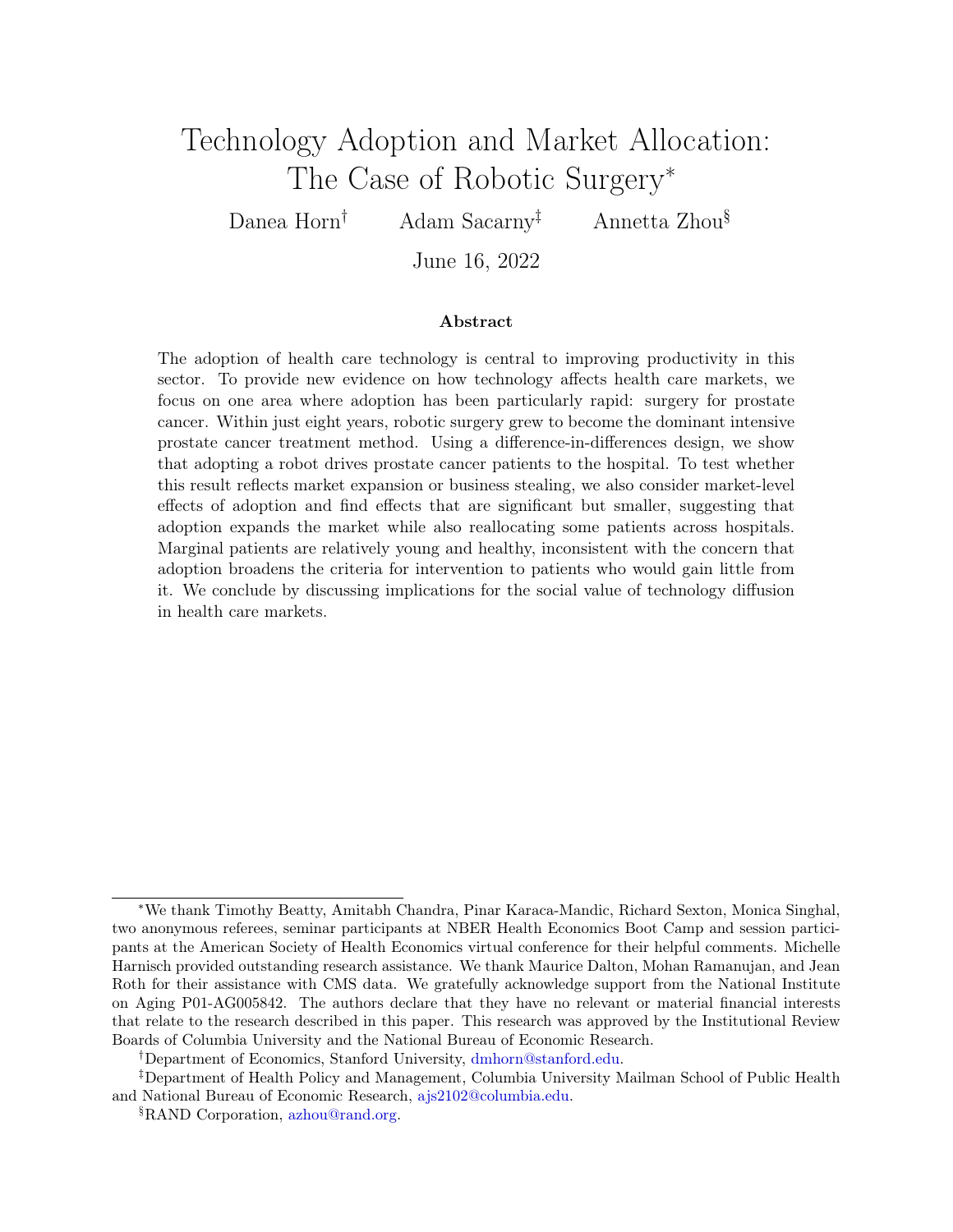# Technology Adoption and Market Allocation: The Case of Robotic Surgery*

Danea Horn[†] Adam Sacarny[‡] Annetta Zhou[§]

June 16, 2022

### Abstract

The adoption of health care technology is central to improving productivity in this sector. To provide new evidence on how technology affects health care markets, we focus on one area where adoption has been particularly rapid: surgery for prostate cancer. Within just eight years, robotic surgery grew to become the dominant intensive prostate cancer treatment method. Using a difference-in-differences design, we show that adopting a robot drives prostate cancer patients to the hospital. To test whether this result reflects market expansion or business stealing, we also consider market-level effects of adoption and find effects that are significant but smaller, suggesting that adoption expands the market while also reallocating some patients across hospitals. Marginal patients are relatively young and healthy, inconsistent with the concern that adoption broadens the criteria for intervention to patients who would gain little from it. We conclude by discussing implications for the social value of technology diffusion in health care markets.

---

*We thank Timothy Beatty, Amitabh Chandra, Pinar Karaca-Mandic, Richard Sexton, Monica Singhal, two anonymous referees, seminar participants at NBER Health Economics Boot Camp and session participants at the American Society of Health Economics virtual conference for their helpful comments. Michelle Harnisch provided outstanding research assistance. We thank Maurice Dalton, Mohan Ramanujan, and Jean Roth for their assistance with CMS data. We gratefully acknowledge support from the National Institute on Aging P01-AG005842. The authors declare that they have no relevant or material financial interests that relate to the research described in this paper. This research was approved by the Institutional Review Boards of Columbia University and the National Bureau of Economic Research.

†Department of Economics, Stanford University, dmhorn@stanford.edu.

‡Department of Health Policy and Management, Columbia University Mailman School of Public Health and National Bureau of Economic Research, ajs2102@columbia.edu.

§RAND Corporation, azhou@rand.org.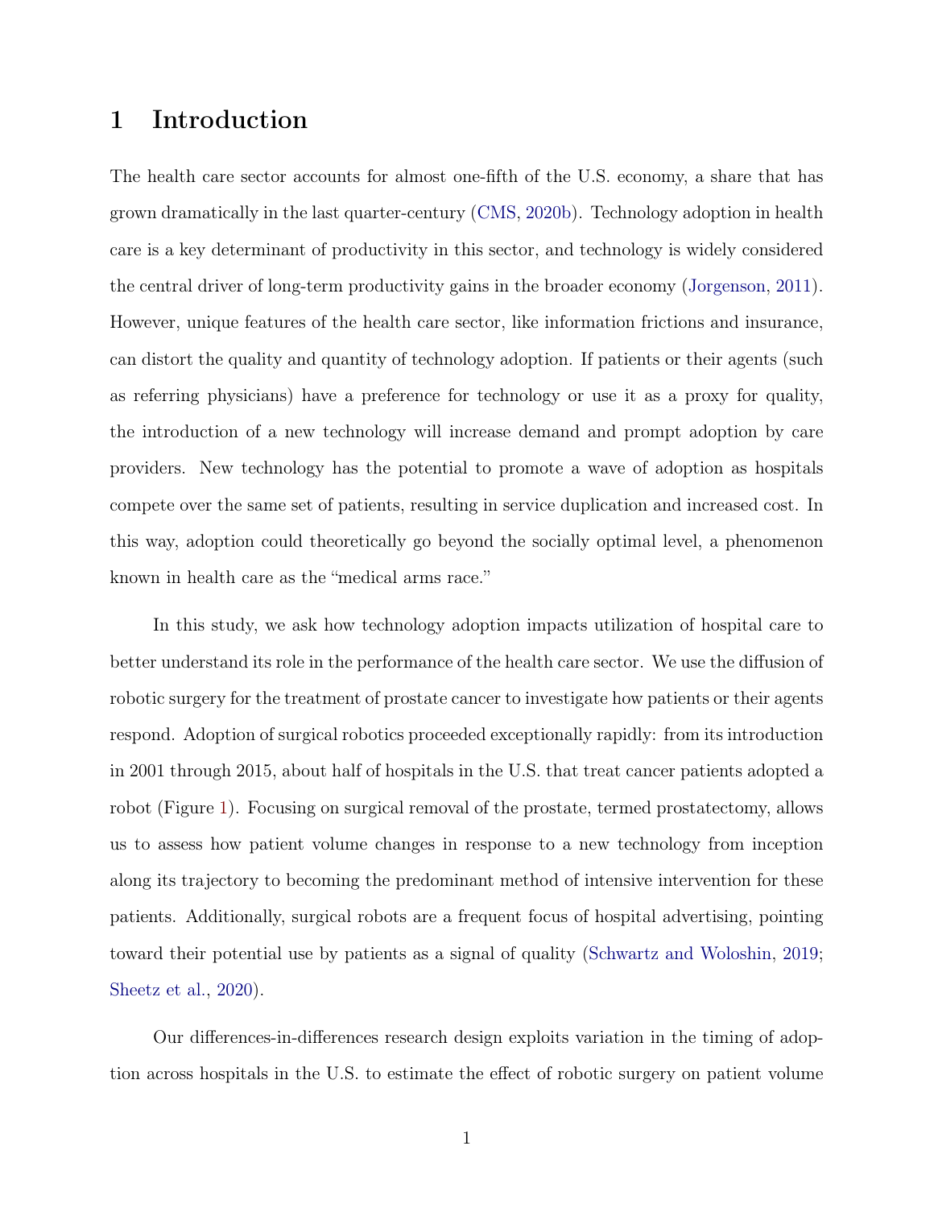# 1 Introduction

The health care sector accounts for almost one-fifth of the U.S. economy, a share that has grown dramatically in the last quarter-century (CMS, 2020b). Technology adoption in health care is a key determinant of productivity in this sector, and technology is widely considered the central driver of long-term productivity gains in the broader economy (Jorgenson, 2011). However, unique features of the health care sector, like information frictions and insurance, can distort the quality and quantity of technology adoption. If patients or their agents (such as referring physicians) have a preference for technology or use it as a proxy for quality, the introduction of a new technology will increase demand and prompt adoption by care providers. New technology has the potential to promote a wave of adoption as hospitals compete over the same set of patients, resulting in service duplication and increased cost. In this way, adoption could theoretically go beyond the socially optimal level, a phenomenon known in health care as the "medical arms race."

In this study, we ask how technology adoption impacts utilization of hospital care to better understand its role in the performance of the health care sector. We use the diffusion of robotic surgery for the treatment of prostate cancer to investigate how patients or their agents respond. Adoption of surgical robotics proceeded exceptionally rapidly: from its introduction in 2001 through 2015, about half of hospitals in the U.S. that treat cancer patients adopted a robot (Figure 1). Focusing on surgical removal of the prostate, termed prostatectomy, allows us to assess how patient volume changes in response to a new technology from inception along its trajectory to becoming the predominant method of intensive intervention for these patients. Additionally, surgical robots are a frequent focus of hospital advertising, pointing toward their potential use by patients as a signal of quality (Schwartz and Woloshin, 2019; Sheetz et al., 2020).

Our differences-in-differences research design exploits variation in the timing of adoption across hospitals in the U.S. to estimate the effect of robotic surgery on patient volume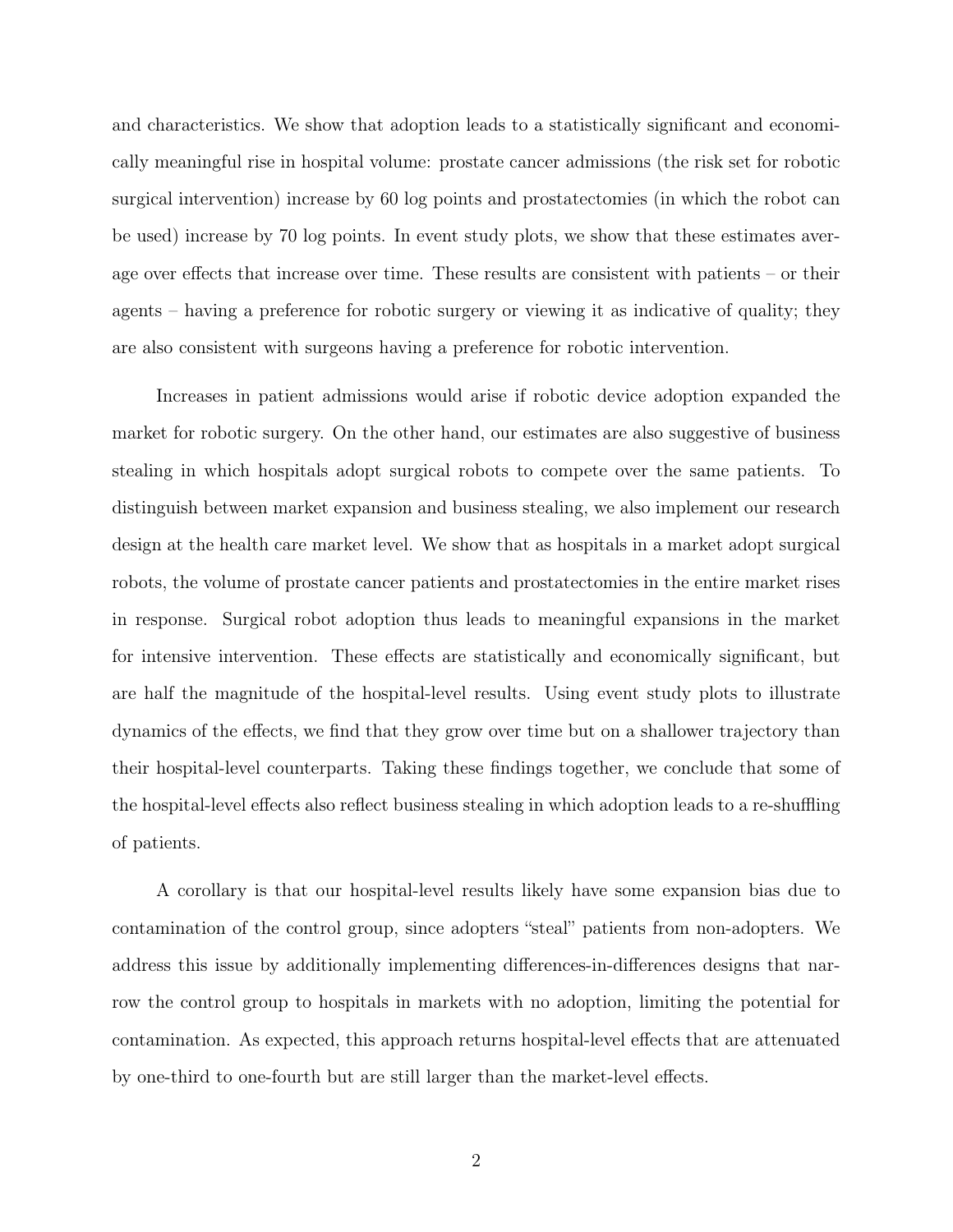and characteristics. We show that adoption leads to a statistically significant and economically meaningful rise in hospital volume: prostate cancer admissions (the risk set for robotic surgical intervention) increase by 60 log points and prostatectomies (in which the robot can be used) increase by 70 log points. In event study plots, we show that these estimates average over effects that increase over time. These results are consistent with patients – or their agents – having a preference for robotic surgery or viewing it as indicative of quality; they are also consistent with surgeons having a preference for robotic intervention.

Increases in patient admissions would arise if robotic device adoption expanded the market for robotic surgery. On the other hand, our estimates are also suggestive of business stealing in which hospitals adopt surgical robots to compete over the same patients. To distinguish between market expansion and business stealing, we also implement our research design at the health care market level. We show that as hospitals in a market adopt surgical robots, the volume of prostate cancer patients and prostatectomies in the entire market rises in response. Surgical robot adoption thus leads to meaningful expansions in the market for intensive intervention. These effects are statistically and economically significant, but are half the magnitude of the hospital-level results. Using event study plots to illustrate dynamics of the effects, we find that they grow over time but on a shallower trajectory than their hospital-level counterparts. Taking these findings together, we conclude that some of the hospital-level effects also reflect business stealing in which adoption leads to a re-shuffling of patients.

A corollary is that our hospital-level results likely have some expansion bias due to contamination of the control group, since adopters "steal" patients from non-adopters. We address this issue by additionally implementing differences-in-differences designs that narrow the control group to hospitals in markets with no adoption, limiting the potential for contamination. As expected, this approach returns hospital-level effects that are attenuated by one-third to one-fourth but are still larger than the market-level effects.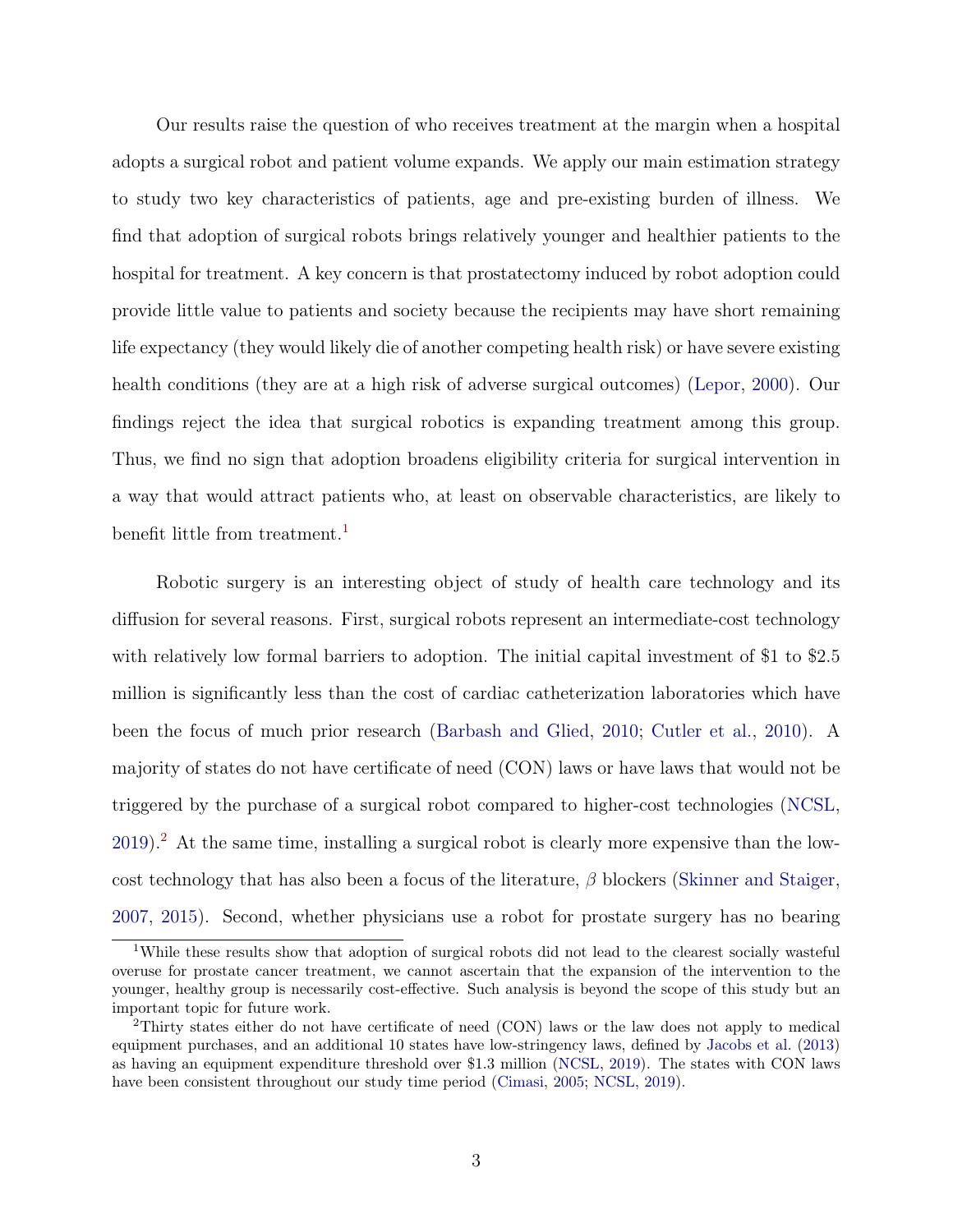Our results raise the question of who receives treatment at the margin when a hospital adopts a surgical robot and patient volume expands. We apply our main estimation strategy to study two key characteristics of patients, age and pre-existing burden of illness. We find that adoption of surgical robots brings relatively younger and healthier patients to the hospital for treatment. A key concern is that prostatectomy induced by robot adoption could provide little value to patients and society because the recipients may have short remaining life expectancy (they would likely die of another competing health risk) or have severe existing health conditions (they are at a high risk of adverse surgical outcomes) (Lepor, 2000). Our findings reject the idea that surgical robotics is expanding treatment among this group. Thus, we find no sign that adoption broadens eligibility criteria for surgical intervention in a way that would attract patients who, at least on observable characteristics, are likely to benefit little from treatment.[1]

Robotic surgery is an interesting object of study of health care technology and its diffusion for several reasons. First, surgical robots represent an intermediate-cost technology with relatively low formal barriers to adoption. The initial capital investment of \$1 to \$2.5 million is significantly less than the cost of cardiac catheterization laboratories which have been the focus of much prior research (Barbash and Glied, 2010; Cutler et al., 2010). A majority of states do not have certificate of need (CON) laws or have laws that would not be triggered by the purchase of a surgical robot compared to higher-cost technologies (NCSL, 2019).[2] At the same time, installing a surgical robot is clearly more expensive than the low-cost technology that has also been a focus of the literature, $\beta$ blockers (Skinner and Staiger, 2007, 2015). Second, whether physicians use a robot for prostate surgery has no bearing

[1] While these results show that adoption of surgical robots did not lead to the clearest socially wasteful overuse for prostate cancer treatment, we cannot ascertain that the expansion of the intervention to the younger, healthy group is necessarily cost-effective. Such analysis is beyond the scope of this study but an important topic for future work.

[2] Thirty states either do not have certificate of need (CON) laws or the law does not apply to medical equipment purchases, and an additional 10 states have low-stringency laws, defined by Jacobs et al. (2013) as having an equipment expenditure threshold over \$1.3 million (NCSL, 2019). The states with CON laws have been consistent throughout our study time period (Cimasi, 2005; NCSL, 2019).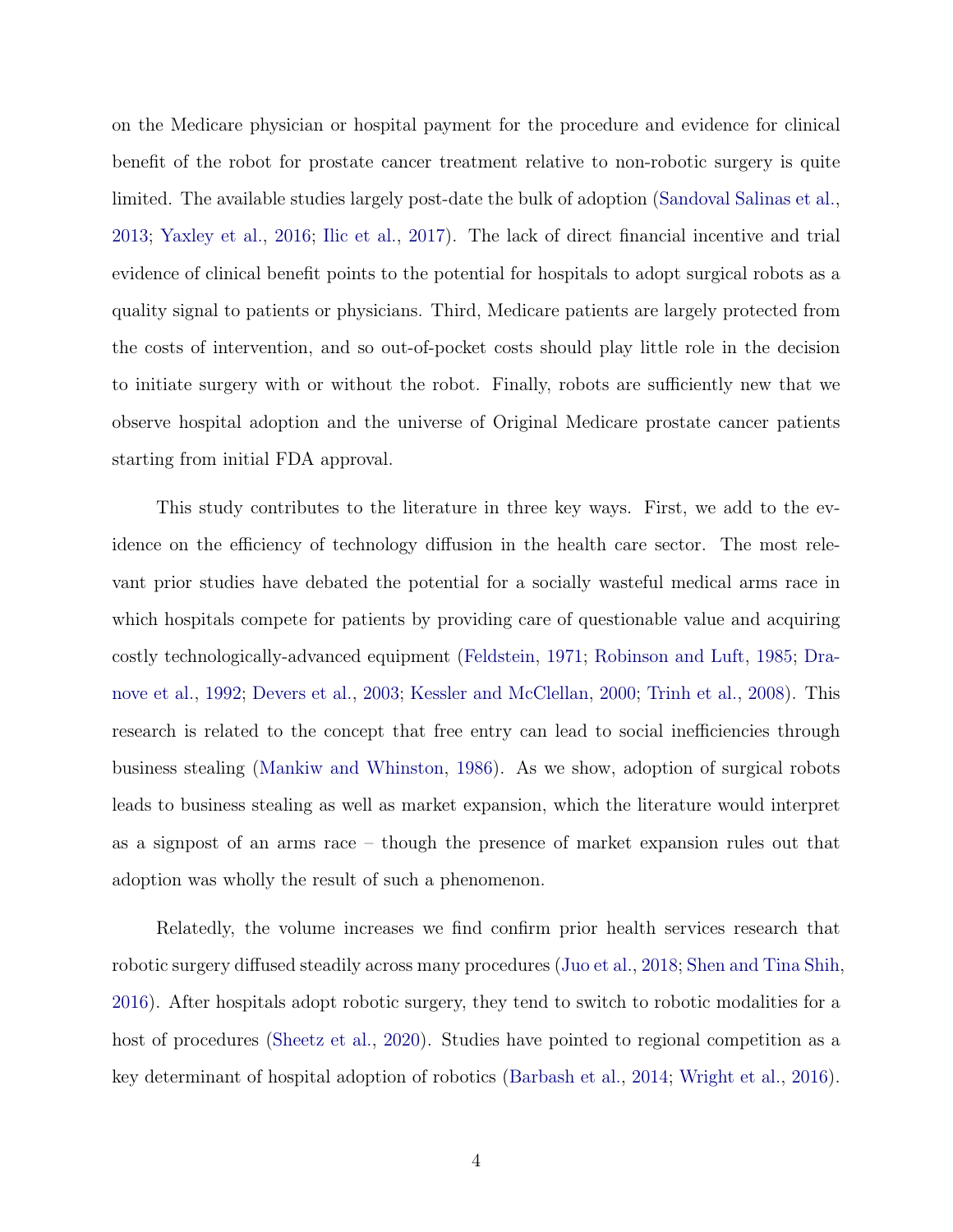on the Medicare physician or hospital payment for the procedure and evidence for clinical benefit of the robot for prostate cancer treatment relative to non-robotic surgery is quite limited. The available studies largely post-date the bulk of adoption (Sandoval Salinas et al., 2013; Yaxley et al., 2016; Ilic et al., 2017). The lack of direct financial incentive and trial evidence of clinical benefit points to the potential for hospitals to adopt surgical robots as a quality signal to patients or physicians. Third, Medicare patients are largely protected from the costs of intervention, and so out-of-pocket costs should play little role in the decision to initiate surgery with or without the robot. Finally, robots are sufficiently new that we observe hospital adoption and the universe of Original Medicare prostate cancer patients starting from initial FDA approval.

This study contributes to the literature in three key ways. First, we add to the evidence on the efficiency of technology diffusion in the health care sector. The most relevant prior studies have debated the potential for a socially wasteful medical arms race in which hospitals compete for patients by providing care of questionable value and acquiring costly technologically-advanced equipment (Feldstein, 1971; Robinson and Luft, 1985; Dranove et al., 1992; Devers et al., 2003; Kessler and McClellan, 2000; Trinh et al., 2008). This research is related to the concept that free entry can lead to social inefficiencies through business stealing (Mankiw and Whinston, 1986). As we show, adoption of surgical robots leads to business stealing as well as market expansion, which the literature would interpret as a signpost of an arms race – though the presence of market expansion rules out that adoption was wholly the result of such a phenomenon.

Relatedly, the volume increases we find confirm prior health services research that robotic surgery diffused steadily across many procedures (Juo et al., 2018; Shen and Tina Shih, 2016). After hospitals adopt robotic surgery, they tend to switch to robotic modalities for a host of procedures (Sheetz et al., 2020). Studies have pointed to regional competition as a key determinant of hospital adoption of robotics (Barbash et al., 2014; Wright et al., 2016).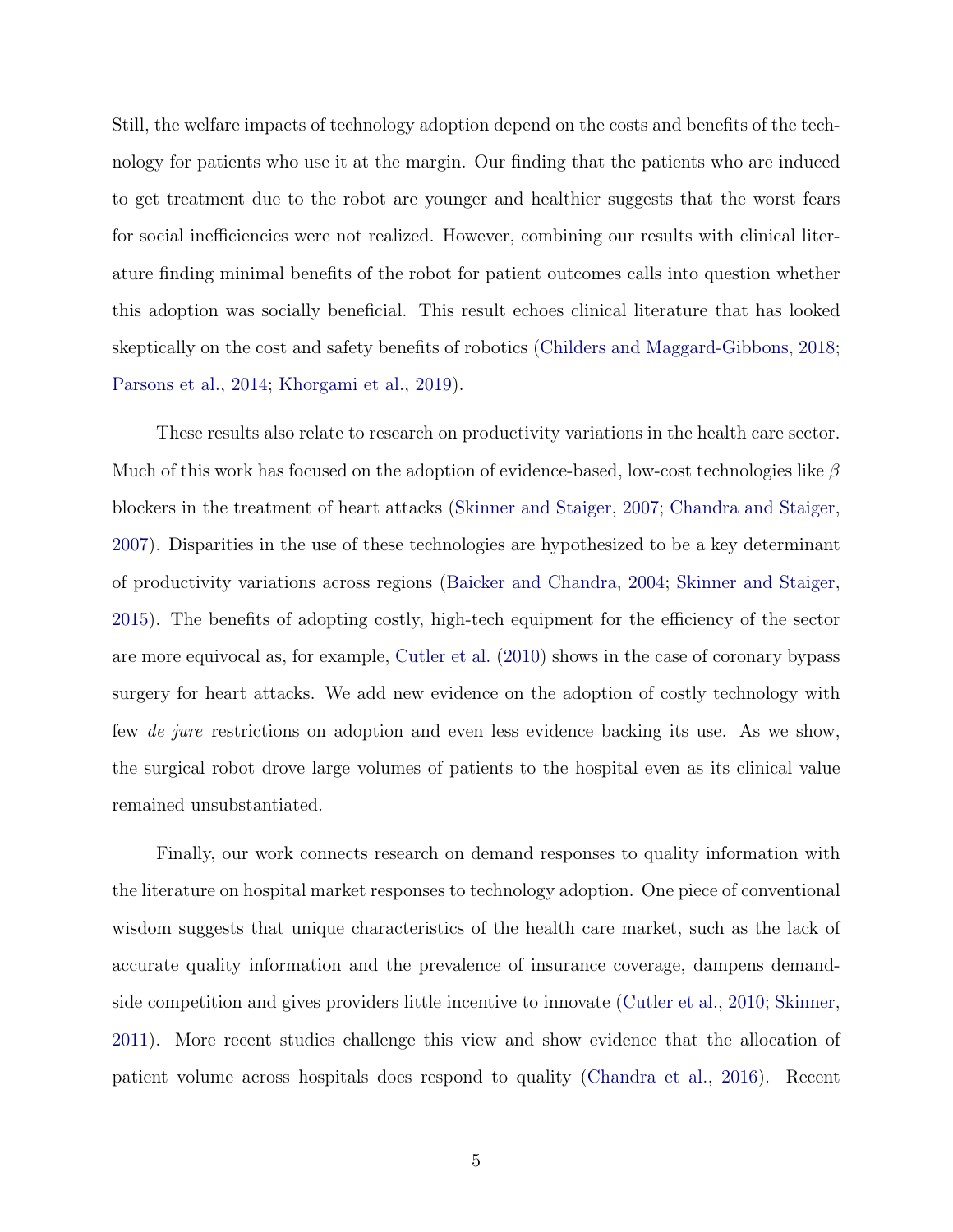Still, the welfare impacts of technology adoption depend on the costs and benefits of the technology for patients who use it at the margin. Our finding that the patients who are induced to get treatment due to the robot are younger and healthier suggests that the worst fears for social inefficiencies were not realized. However, combining our results with clinical literature finding minimal benefits of the robot for patient outcomes calls into question whether this adoption was socially beneficial. This result echoes clinical literature that has looked skeptically on the cost and safety benefits of robotics (Childers and Maggard-Gibbons, 2018; Parsons et al., 2014; Khorgami et al., 2019).

These results also relate to research on productivity variations in the health care sector. Much of this work has focused on the adoption of evidence-based, low-cost technologies like $\beta$ blockers in the treatment of heart attacks (Skinner and Staiger, 2007; Chandra and Staiger, 2007). Disparities in the use of these technologies are hypothesized to be a key determinant of productivity variations across regions (Baicker and Chandra, 2004; Skinner and Staiger, 2015). The benefits of adopting costly, high-tech equipment for the efficiency of the sector are more equivocal as, for example, Cutler et al. (2010) shows in the case of coronary bypass surgery for heart attacks. We add new evidence on the adoption of costly technology with few *de jure* restrictions on adoption and even less evidence backing its use. As we show, the surgical robot drove large volumes of patients to the hospital even as its clinical value remained unsubstantiated.

Finally, our work connects research on demand responses to quality information with the literature on hospital market responses to technology adoption. One piece of conventional wisdom suggests that unique characteristics of the health care market, such as the lack of accurate quality information and the prevalence of insurance coverage, dampens demand-side competition and gives providers little incentive to innovate (Cutler et al., 2010; Skinner, 2011). More recent studies challenge this view and show evidence that the allocation of patient volume across hospitals does respond to quality (Chandra et al., 2016). Recent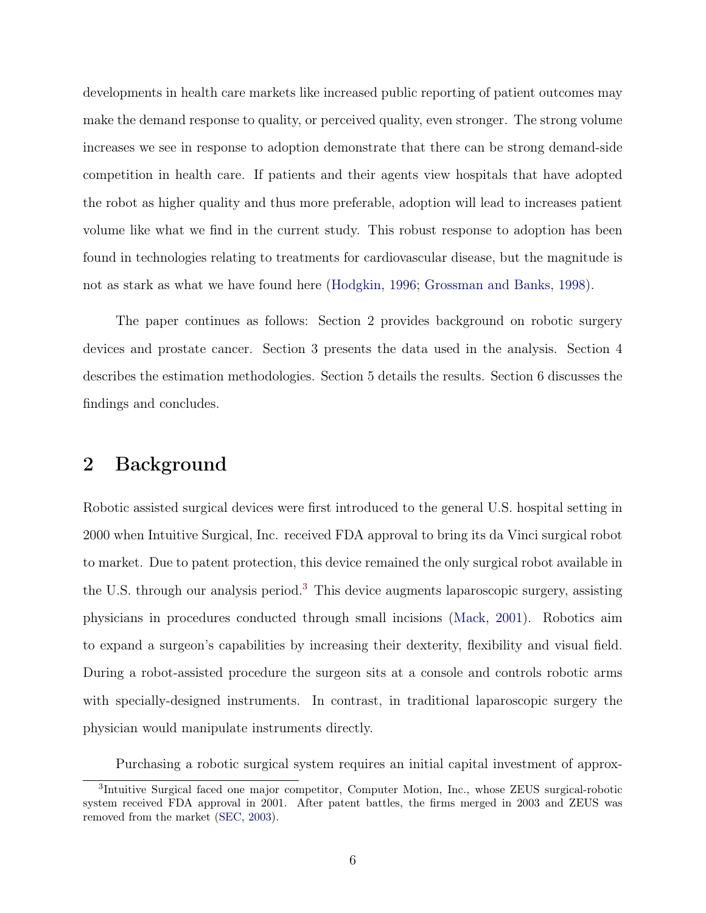developments in health care markets like increased public reporting of patient outcomes may make the demand response to quality, or perceived quality, even stronger. The strong volume increases we see in response to adoption demonstrate that there can be strong demand-side competition in health care. If patients and their agents view hospitals that have adopted the robot as higher quality and thus more preferable, adoption will lead to increases patient volume like what we find in the current study. This robust response to adoption has been found in technologies relating to treatments for cardiovascular disease, but the magnitude is not as stark as what we have found here (Hodgkin, 1996; Grossman and Banks, 1998).

The paper continues as follows: Section 2 provides background on robotic surgery devices and prostate cancer. Section 3 presents the data used in the analysis. Section 4 describes the estimation methodologies. Section 5 details the results. Section 6 discusses the findings and concludes.

## 2 Background

Robotic assisted surgical devices were first introduced to the general U.S. hospital setting in 2000 when Intuitive Surgical, Inc. received FDA approval to bring its da Vinci surgical robot to market. Due to patent protection, this device remained the only surgical robot available in the U.S. through our analysis period.[3] This device augments laparoscopic surgery, assisting physicians in procedures conducted through small incisions (Mack, 2001). Robotics aim to expand a surgeon's capabilities by increasing their dexterity, flexibility and visual field. During a robot-assisted procedure the surgeon sits at a console and controls robotic arms with specially-designed instruments. In contrast, in traditional laparoscopic surgery the physician would manipulate instruments directly.

Purchasing a robotic surgical system requires an initial capital investment of approx-

[3] Intuitive Surgical faced one major competitor, Computer Motion, Inc., whose ZEUS surgical-robotic system received FDA approval in 2001. After patent battles, the firms merged in 2003 and ZEUS was removed from the market (SEC, 2003).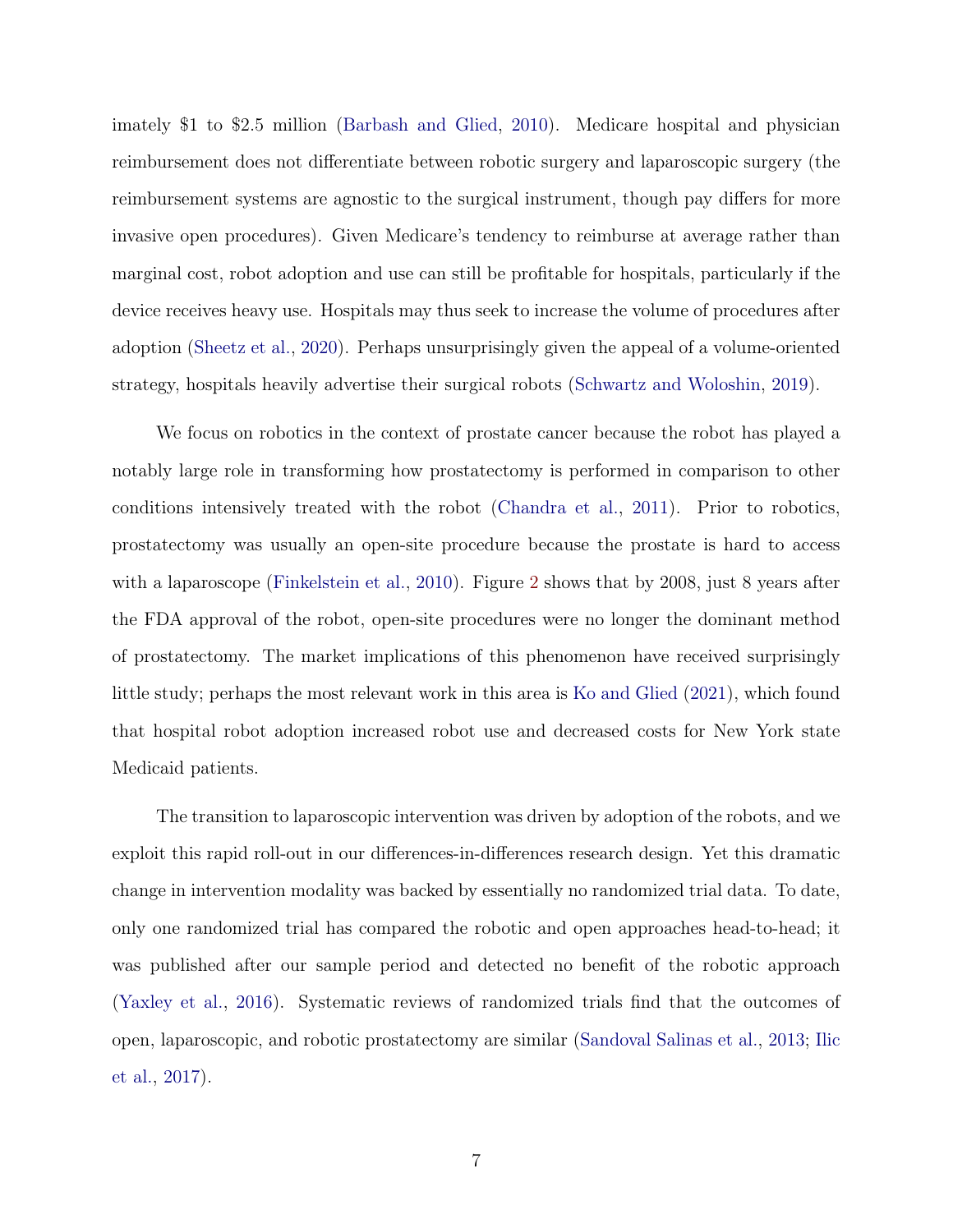imately $1 to $2.5 million (Barbash and Glied, 2010). Medicare hospital and physician reimbursement does not differentiate between robotic surgery and laparoscopic surgery (the reimbursement systems are agnostic to the surgical instrument, though pay differs for more invasive open procedures). Given Medicare's tendency to reimburse at average rather than marginal cost, robot adoption and use can still be profitable for hospitals, particularly if the device receives heavy use. Hospitals may thus seek to increase the volume of procedures after adoption (Sheetz et al., 2020). Perhaps unsurprisingly given the appeal of a volume-oriented strategy, hospitals heavily advertise their surgical robots (Schwartz and Woloshin, 2019).

We focus on robotics in the context of prostate cancer because the robot has played a notably large role in transforming how prostatectomy is performed in comparison to other conditions intensively treated with the robot (Chandra et al., 2011). Prior to robotics, prostatectomy was usually an open-site procedure because the prostate is hard to access with a laparoscope (Finkelstein et al., 2010). Figure 2 shows that by 2008, just 8 years after the FDA approval of the robot, open-site procedures were no longer the dominant method of prostatectomy. The market implications of this phenomenon have received surprisingly little study; perhaps the most relevant work in this area is Ko and Glied (2021), which found that hospital robot adoption increased robot use and decreased costs for New York state Medicaid patients.

The transition to laparoscopic intervention was driven by adoption of the robots, and we exploit this rapid roll-out in our differences-in-differences research design. Yet this dramatic change in intervention modality was backed by essentially no randomized trial data. To date, only one randomized trial has compared the robotic and open approaches head-to-head; it was published after our sample period and detected no benefit of the robotic approach (Yaxley et al., 2016). Systematic reviews of randomized trials find that the outcomes of open, laparoscopic, and robotic prostatectomy are similar (Sandoval Salinas et al., 2013; Ilic et al., 2017).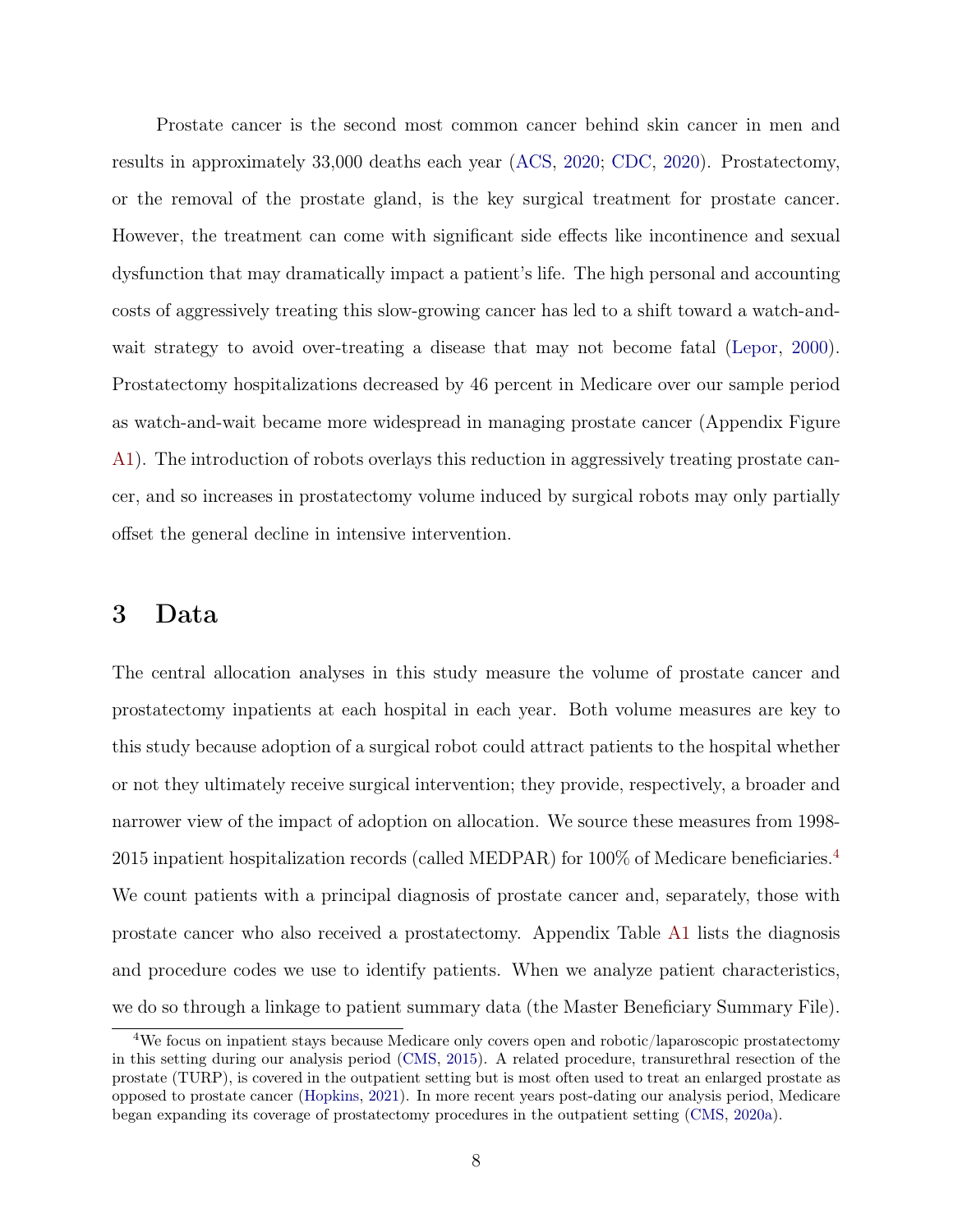Prostate cancer is the second most common cancer behind skin cancer in men and results in approximately 33,000 deaths each year (ACS, 2020; CDC, 2020). Prostatectomy, or the removal of the prostate gland, is the key surgical treatment for prostate cancer. However, the treatment can come with significant side effects like incontinence and sexual dysfunction that may dramatically impact a patient's life. The high personal and accounting costs of aggressively treating this slow-growing cancer has led to a shift toward a watch-and-wait strategy to avoid over-treating a disease that may not become fatal (Lepor, 2000). Prostatectomy hospitalizations decreased by 46 percent in Medicare over our sample period as watch-and-wait became more widespread in managing prostate cancer (Appendix Figure A1). The introduction of robots overlays this reduction in aggressively treating prostate cancer, and so increases in prostatectomy volume induced by surgical robots may only partially offset the general decline in intensive intervention.

# 3 Data

The central allocation analyses in this study measure the volume of prostate cancer and prostatectomy inpatients at each hospital in each year. Both volume measures are key to this study because adoption of a surgical robot could attract patients to the hospital whether or not they ultimately receive surgical intervention; they provide, respectively, a broader and narrower view of the impact of adoption on allocation. We source these measures from 1998-2015 inpatient hospitalization records (called MEDPAR) for 100% of Medicare beneficiaries.[4] We count patients with a principal diagnosis of prostate cancer and, separately, those with prostate cancer who also received a prostatectomy. Appendix Table A1 lists the diagnosis and procedure codes we use to identify patients. When we analyze patient characteristics, we do so through a linkage to patient summary data (the Master Beneficiary Summary File).

[4] We focus on inpatient stays because Medicare only covers open and robotic/laparoscopic prostatectomy in this setting during our analysis period (CMS, 2015). A related procedure, transurethral resection of the prostate (TURP), is covered in the outpatient setting but is most often used to treat an enlarged prostate as opposed to prostate cancer (Hopkins, 2021). In more recent years post-dating our analysis period, Medicare began expanding its coverage of prostatectomy procedures in the outpatient setting (CMS, 2020a).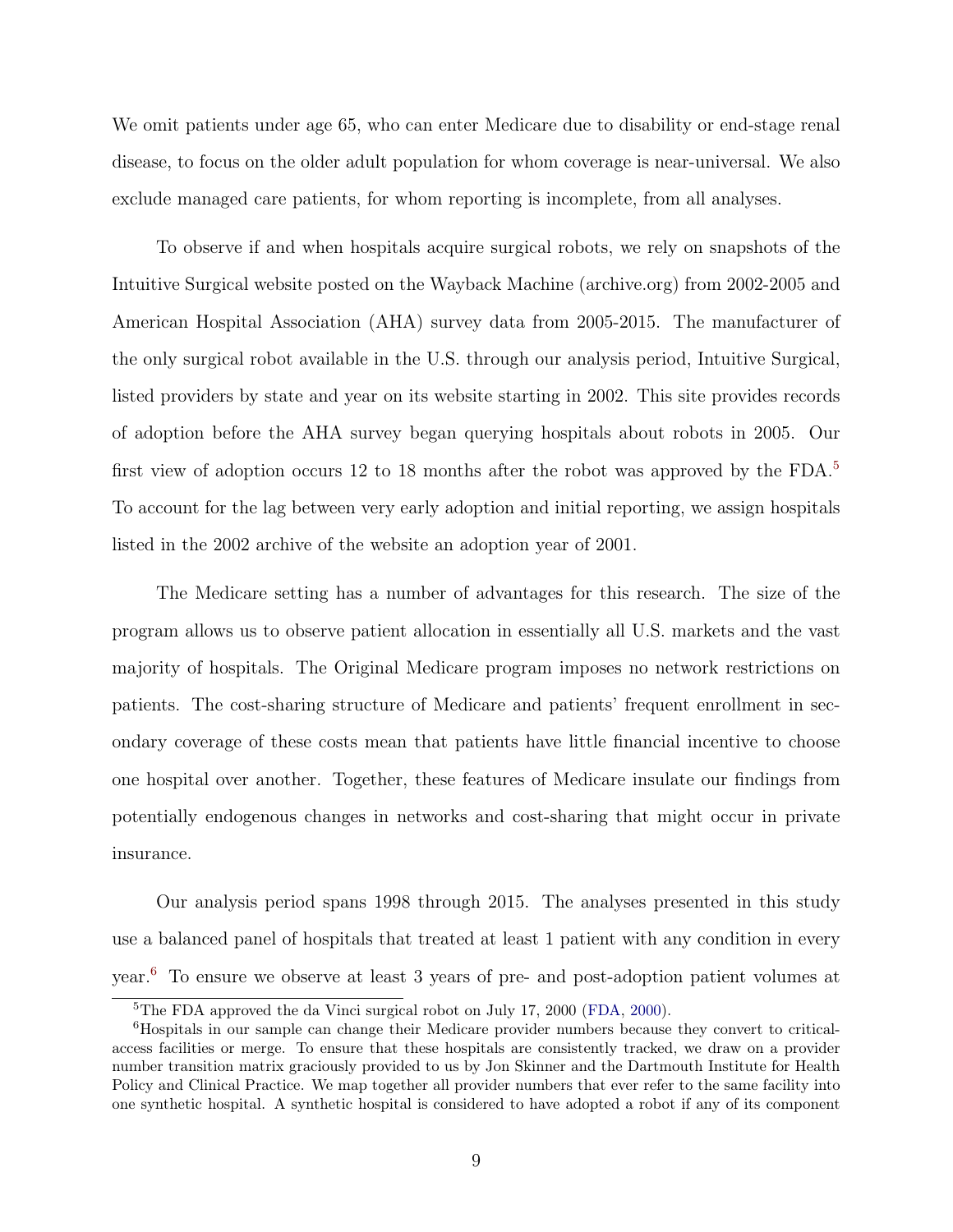We omit patients under age 65, who can enter Medicare due to disability or end-stage renal disease, to focus on the older adult population for whom coverage is near-universal. We also exclude managed care patients, for whom reporting is incomplete, from all analyses.

To observe if and when hospitals acquire surgical robots, we rely on snapshots of the Intuitive Surgical website posted on the Wayback Machine (archive.org) from 2002-2005 and American Hospital Association (AHA) survey data from 2005-2015. The manufacturer of the only surgical robot available in the U.S. through our analysis period, Intuitive Surgical, listed providers by state and year on its website starting in 2002. This site provides records of adoption before the AHA survey began querying hospitals about robots in 2005. Our first view of adoption occurs 12 to 18 months after the robot was approved by the FDA.[5] To account for the lag between very early adoption and initial reporting, we assign hospitals listed in the 2002 archive of the website an adoption year of 2001.

The Medicare setting has a number of advantages for this research. The size of the program allows us to observe patient allocation in essentially all U.S. markets and the vast majority of hospitals. The Original Medicare program imposes no network restrictions on patients. The cost-sharing structure of Medicare and patients' frequent enrollment in secondary coverage of these costs mean that patients have little financial incentive to choose one hospital over another. Together, these features of Medicare insulate our findings from potentially endogenous changes in networks and cost-sharing that might occur in private insurance.

Our analysis period spans 1998 through 2015. The analyses presented in this study use a balanced panel of hospitals that treated at least 1 patient with any condition in every year.[6] To ensure we observe at least 3 years of pre- and post-adoption patient volumes at

[5] The FDA approved the da Vinci surgical robot on July 17, 2000 (FDA, 2000).

[6] Hospitals in our sample can change their Medicare provider numbers because they convert to critical-access facilities or merge. To ensure that these hospitals are consistently tracked, we draw on a provider number transition matrix graciously provided to us by Jon Skinner and the Dartmouth Institute for Health Policy and Clinical Practice. We map together all provider numbers that ever refer to the same facility into one synthetic hospital. A synthetic hospital is considered to have adopted a robot if any of its component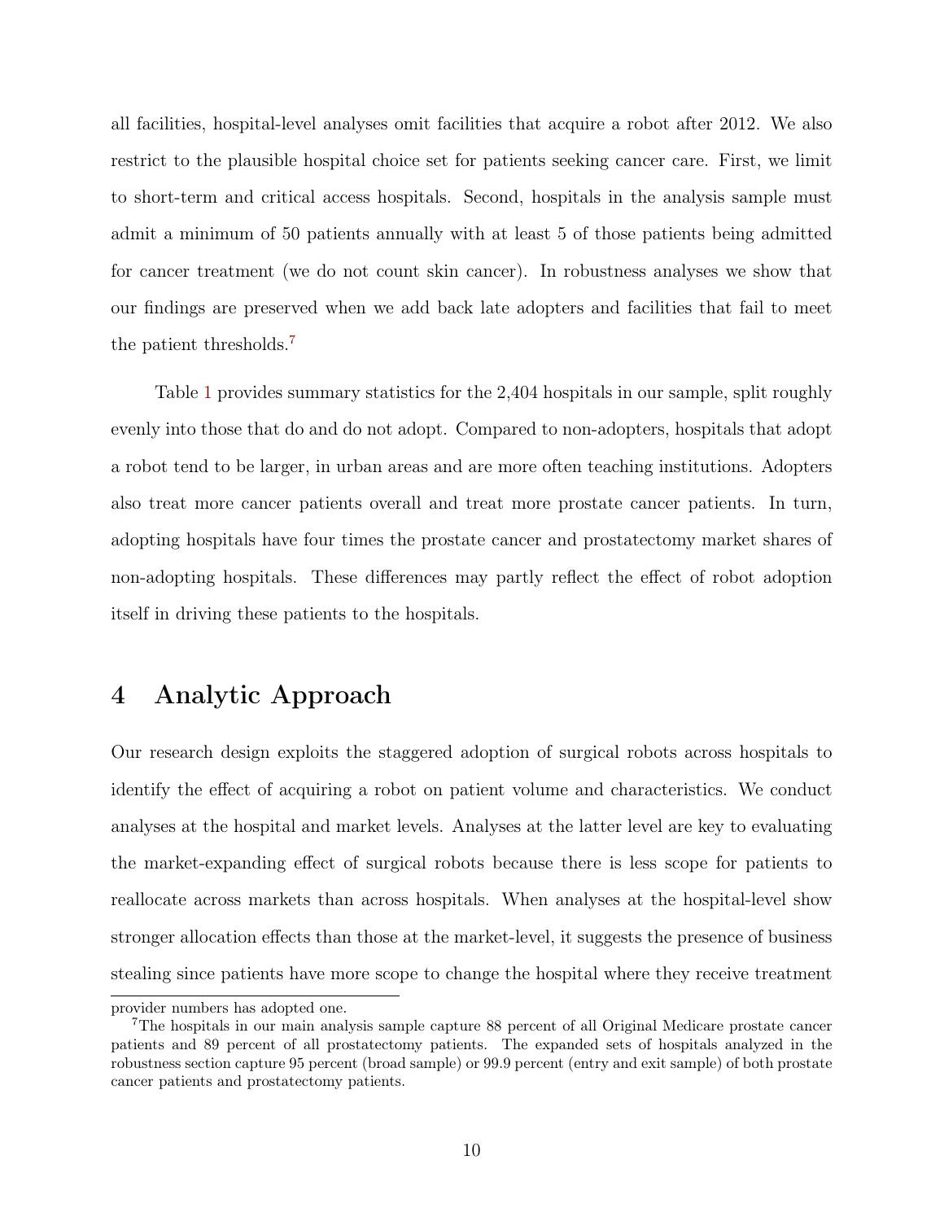all facilities, hospital-level analyses omit facilities that acquire a robot after 2012. We also restrict to the plausible hospital choice set for patients seeking cancer care. First, we limit to short-term and critical access hospitals. Second, hospitals in the analysis sample must admit a minimum of 50 patients annually with at least 5 of those patients being admitted for cancer treatment (we do not count skin cancer). In robustness analyses we show that our findings are preserved when we add back late adopters and facilities that fail to meet the patient thresholds.[7]

Table 1 provides summary statistics for the 2,404 hospitals in our sample, split roughly evenly into those that do and do not adopt. Compared to non-adopters, hospitals that adopt a robot tend to be larger, in urban areas and are more often teaching institutions. Adopters also treat more cancer patients overall and treat more prostate cancer patients. In turn, adopting hospitals have four times the prostate cancer and prostatectomy market shares of non-adopting hospitals. These differences may partly reflect the effect of robot adoption itself in driving these patients to the hospitals.

# 4 Analytic Approach

Our research design exploits the staggered adoption of surgical robots across hospitals to identify the effect of acquiring a robot on patient volume and characteristics. We conduct analyses at the hospital and market levels. Analyses at the latter level are key to evaluating the market-expanding effect of surgical robots because there is less scope for patients to reallocate across markets than across hospitals. When analyses at the hospital-level show stronger allocation effects than those at the market-level, it suggests the presence of business stealing since patients have more scope to change the hospital where they receive treatment

provider numbers has adopted one.

[7]The hospitals in our main analysis sample capture 88 percent of all Original Medicare prostate cancer patients and 89 percent of all prostatectomy patients. The expanded sets of hospitals analyzed in the robustness section capture 95 percent (broad sample) or 99.9 percent (entry and exit sample) of both prostate cancer patients and prostatectomy patients.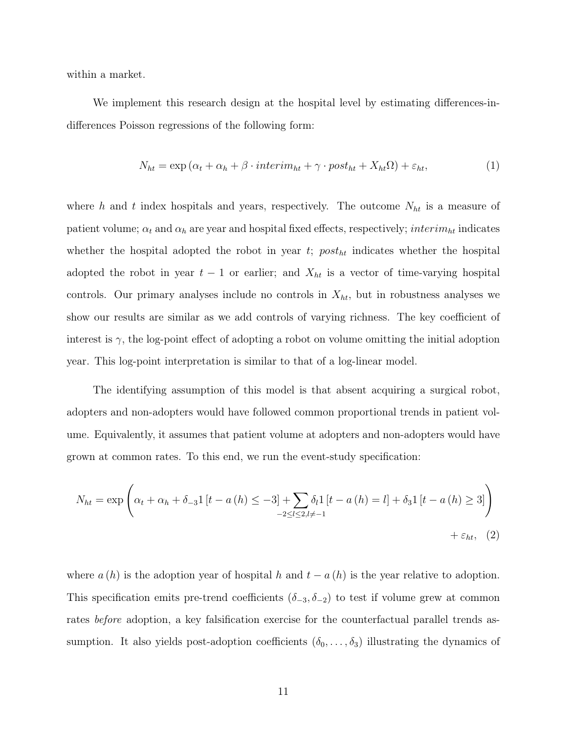within a market.

We implement this research design at the hospital level by estimating differences-in-differences Poisson regressions of the following form:

$$N_{ht} = \exp\left(\alpha_t + \alpha_h + \beta \cdot interim_{ht} + \gamma \cdot post_{ht} + X_{ht}\Omega\right) + \varepsilon_{ht}, \tag{1}$$

where $h$ and $t$ index hospitals and years, respectively. The outcome $N_{ht}$ is a measure of patient volume; $\alpha_t$ and $\alpha_h$ are year and hospital fixed effects, respectively; $interim_{ht}$ indicates whether the hospital adopted the robot in year $t$; $post_{ht}$ indicates whether the hospital adopted the robot in year $t-1$ or earlier; and $X_{ht}$ is a vector of time-varying hospital controls. Our primary analyses include no controls in $X_{ht}$, but in robustness analyses we show our results are similar as we add controls of varying richness. The key coefficient of interest is $\gamma$, the log-point effect of adopting a robot on volume omitting the initial adoption year. This log-point interpretation is similar to that of a log-linear model.

The identifying assumption of this model is that absent acquiring a surgical robot, adopters and non-adopters would have followed common proportional trends in patient volume. Equivalently, it assumes that patient volume at adopters and non-adopters would have grown at common rates. To this end, we run the event-study specification:

$$N_{ht} = \exp\left(\alpha_t + \alpha_h + \delta_{-3}1\left[t - a\left(h\right) \leq -3\right] + \sum_{-2 \leq l \leq 2, l \neq -1} \delta_l 1\left[t - a\left(h\right) = l\right] + \delta_3 1\left[t - a\left(h\right) \geq 3\right]\right) + \varepsilon_{ht}, \tag{2}$$

where $a(h)$ is the adoption year of hospital $h$ and $t - a(h)$ is the year relative to adoption. This specification emits pre-trend coefficients $(\delta_{-3}, \delta_{-2})$ to test if volume grew at common rates *before* adoption, a key falsification exercise for the counterfactual parallel trends assumption. It also yields post-adoption coefficients $(\delta_0, \ldots, \delta_3)$ illustrating the dynamics of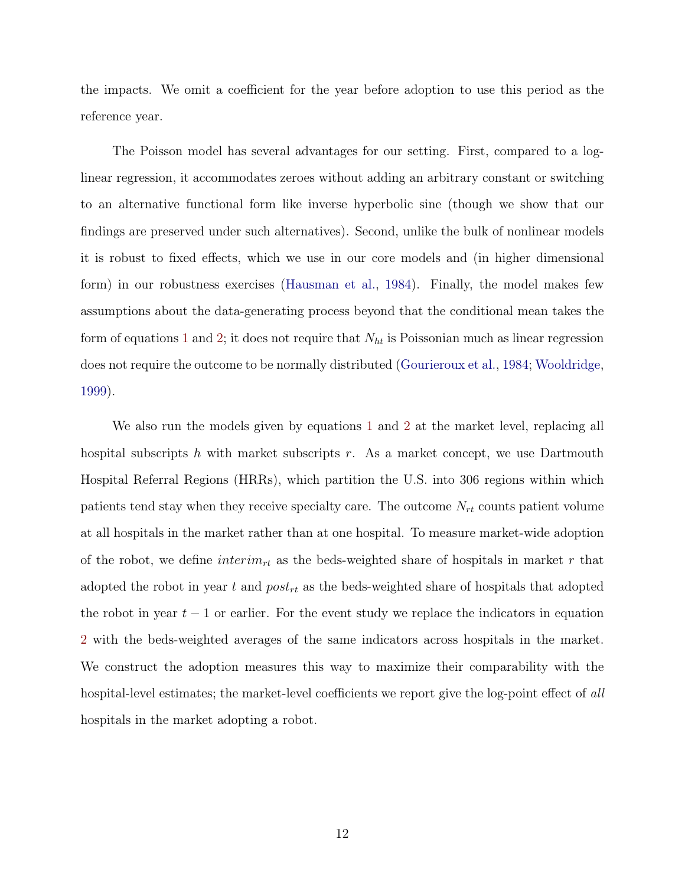the impacts. We omit a coefficient for the year before adoption to use this period as the reference year.

The Poisson model has several advantages for our setting. First, compared to a log-linear regression, it accommodates zeroes without adding an arbitrary constant or switching to an alternative functional form like inverse hyperbolic sine (though we show that our findings are preserved under such alternatives). Second, unlike the bulk of nonlinear models it is robust to fixed effects, which we use in our core models and (in higher dimensional form) in our robustness exercises (Hausman et al., 1984). Finally, the model makes few assumptions about the data-generating process beyond that the conditional mean takes the form of equations 1 and 2; it does not require that $N_{ht}$ is Poissonian much as linear regression does not require the outcome to be normally distributed (Gourieroux et al., 1984; Wooldridge, 1999).

We also run the models given by equations 1 and 2 at the market level, replacing all hospital subscripts $h$ with market subscripts $r$. As a market concept, we use Dartmouth Hospital Referral Regions (HRRs), which partition the U.S. into 306 regions within which patients tend stay when they receive specialty care. The outcome $N_{rt}$ counts patient volume at all hospitals in the market rather than at one hospital. To measure market-wide adoption of the robot, we define $interim_{rt}$ as the beds-weighted share of hospitals in market $r$ that adopted the robot in year $t$ and $post_{rt}$ as the beds-weighted share of hospitals that adopted the robot in year $t-1$ or earlier. For the event study we replace the indicators in equation 2 with the beds-weighted averages of the same indicators across hospitals in the market. We construct the adoption measures this way to maximize their comparability with the hospital-level estimates; the market-level coefficients we report give the log-point effect of *all* hospitals in the market adopting a robot.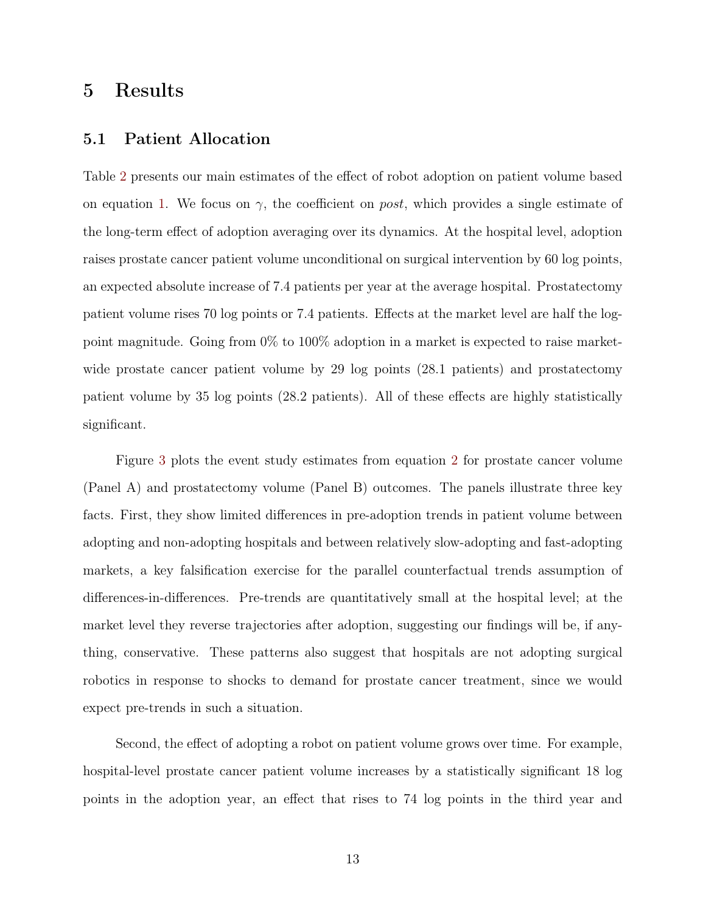# 5 Results

## 5.1 Patient Allocation

Table 2 presents our main estimates of the effect of robot adoption on patient volume based on equation 1. We focus on $\gamma$, the coefficient on *post*, which provides a single estimate of the long-term effect of adoption averaging over its dynamics. At the hospital level, adoption raises prostate cancer patient volume unconditional on surgical intervention by 60 log points, an expected absolute increase of 7.4 patients per year at the average hospital. Prostatectomy patient volume rises 70 log points or 7.4 patients. Effects at the market level are half the log-point magnitude. Going from 0% to 100% adoption in a market is expected to raise market-wide prostate cancer patient volume by 29 log points (28.1 patients) and prostatectomy patient volume by 35 log points (28.2 patients). All of these effects are highly statistically significant.

Figure 3 plots the event study estimates from equation 2 for prostate cancer volume (Panel A) and prostatectomy volume (Panel B) outcomes. The panels illustrate three key facts. First, they show limited differences in pre-adoption trends in patient volume between adopting and non-adopting hospitals and between relatively slow-adopting and fast-adopting markets, a key falsification exercise for the parallel counterfactual trends assumption of differences-in-differences. Pre-trends are quantitatively small at the hospital level; at the market level they reverse trajectories after adoption, suggesting our findings will be, if anything, conservative. These patterns also suggest that hospitals are not adopting surgical robotics in response to shocks to demand for prostate cancer treatment, since we would expect pre-trends in such a situation.

Second, the effect of adopting a robot on patient volume grows over time. For example, hospital-level prostate cancer patient volume increases by a statistically significant 18 log points in the adoption year, an effect that rises to 74 log points in the third year and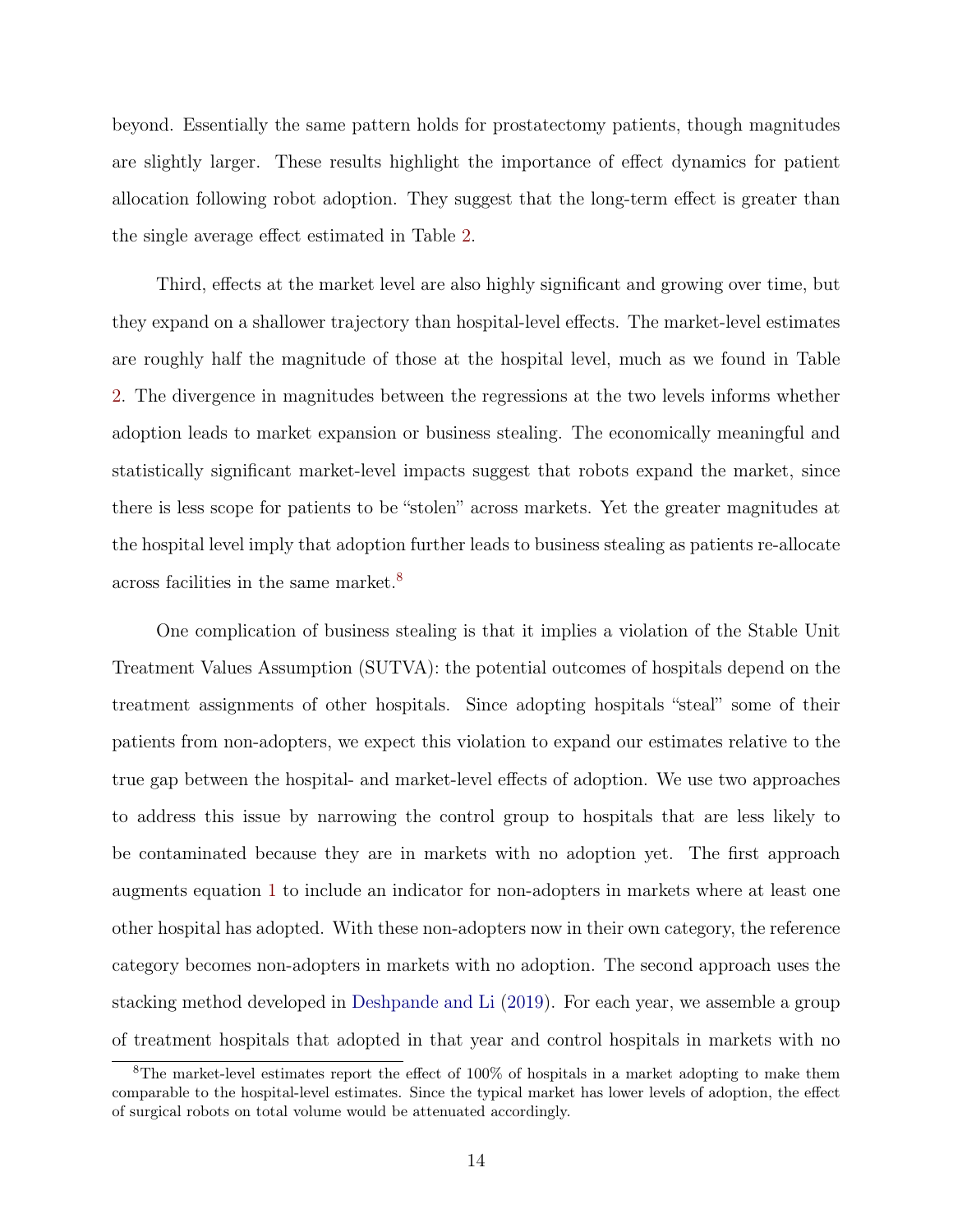beyond. Essentially the same pattern holds for prostatectomy patients, though magnitudes are slightly larger. These results highlight the importance of effect dynamics for patient allocation following robot adoption. They suggest that the long-term effect is greater than the single average effect estimated in Table 2.

Third, effects at the market level are also highly significant and growing over time, but they expand on a shallower trajectory than hospital-level effects. The market-level estimates are roughly half the magnitude of those at the hospital level, much as we found in Table 2. The divergence in magnitudes between the regressions at the two levels informs whether adoption leads to market expansion or business stealing. The economically meaningful and statistically significant market-level impacts suggest that robots expand the market, since there is less scope for patients to be "stolen" across markets. Yet the greater magnitudes at the hospital level imply that adoption further leads to business stealing as patients re-allocate across facilities in the same market.[8]

One complication of business stealing is that it implies a violation of the Stable Unit Treatment Values Assumption (SUTVA): the potential outcomes of hospitals depend on the treatment assignments of other hospitals. Since adopting hospitals "steal" some of their patients from non-adopters, we expect this violation to expand our estimates relative to the true gap between the hospital- and market-level effects of adoption. We use two approaches to address this issue by narrowing the control group to hospitals that are less likely to be contaminated because they are in markets with no adoption yet. The first approach augments equation 1 to include an indicator for non-adopters in markets where at least one other hospital has adopted. With these non-adopters now in their own category, the reference category becomes non-adopters in markets with no adoption. The second approach uses the stacking method developed in Deshpande and Li (2019). For each year, we assemble a group of treatment hospitals that adopted in that year and control hospitals in markets with no

[8] The market-level estimates report the effect of 100% of hospitals in a market adopting to make them comparable to the hospital-level estimates. Since the typical market has lower levels of adoption, the effect of surgical robots on total volume would be attenuated accordingly.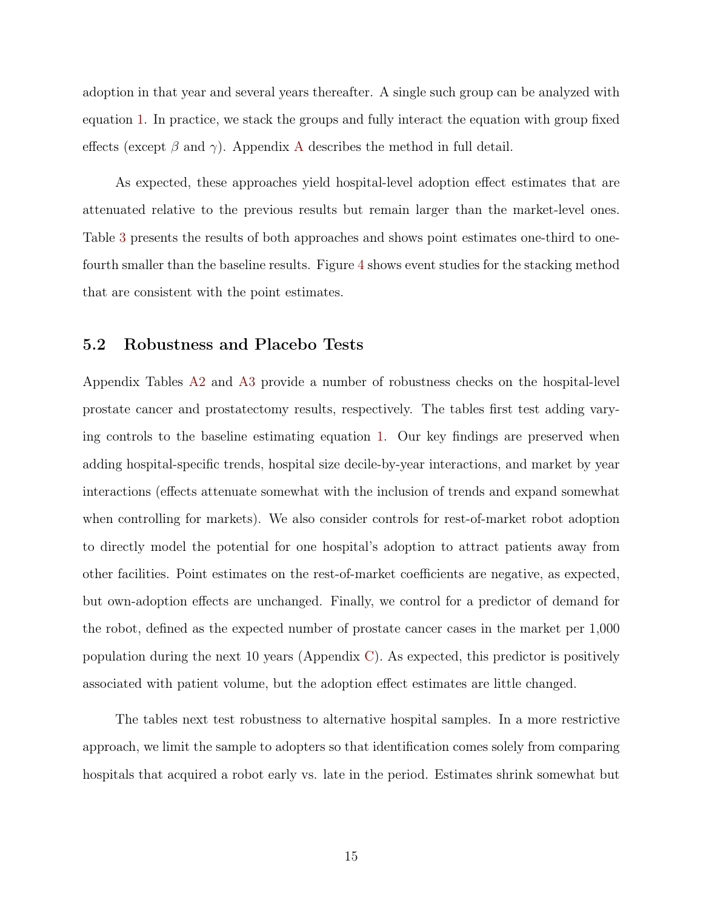adoption in that year and several years thereafter. A single such group can be analyzed with equation 1. In practice, we stack the groups and fully interact the equation with group fixed effects (except $\beta$ and $\gamma$). Appendix A describes the method in full detail.

As expected, these approaches yield hospital-level adoption effect estimates that are attenuated relative to the previous results but remain larger than the market-level ones. Table 3 presents the results of both approaches and shows point estimates one-third to one-fourth smaller than the baseline results. Figure 4 shows event studies for the stacking method that are consistent with the point estimates.

### 5.2 Robustness and Placebo Tests

Appendix Tables A2 and A3 provide a number of robustness checks on the hospital-level prostate cancer and prostatectomy results, respectively. The tables first test adding varying controls to the baseline estimating equation 1. Our key findings are preserved when adding hospital-specific trends, hospital size decile-by-year interactions, and market by year interactions (effects attenuate somewhat with the inclusion of trends and expand somewhat when controlling for markets). We also consider controls for rest-of-market robot adoption to directly model the potential for one hospital's adoption to attract patients away from other facilities. Point estimates on the rest-of-market coefficients are negative, as expected, but own-adoption effects are unchanged. Finally, we control for a predictor of demand for the robot, defined as the expected number of prostate cancer cases in the market per 1,000 population during the next 10 years (Appendix C). As expected, this predictor is positively associated with patient volume, but the adoption effect estimates are little changed.

The tables next test robustness to alternative hospital samples. In a more restrictive approach, we limit the sample to adopters so that identification comes solely from comparing hospitals that acquired a robot early vs. late in the period. Estimates shrink somewhat but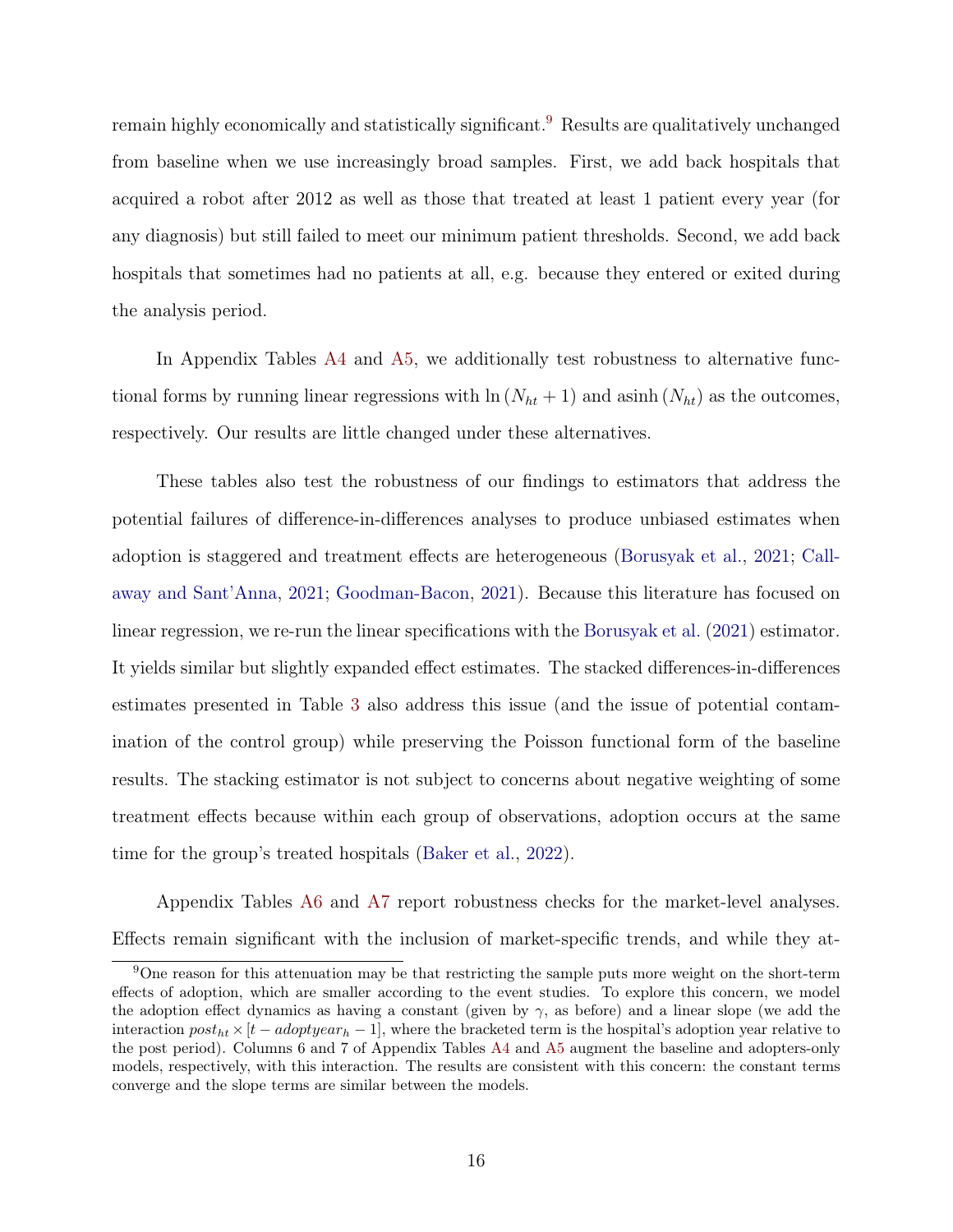remain highly economically and statistically significant.[9] Results are qualitatively unchanged from baseline when we use increasingly broad samples. First, we add back hospitals that acquired a robot after 2012 as well as those that treated at least 1 patient every year (for any diagnosis) but still failed to meet our minimum patient thresholds. Second, we add back hospitals that sometimes had no patients at all, e.g. because they entered or exited during the analysis period.

In Appendix Tables A4 and A5, we additionally test robustness to alternative functional forms by running linear regressions with $\ln(N_{ht} + 1)$ and $\operatorname{asinh}(N_{ht})$ as the outcomes, respectively. Our results are little changed under these alternatives.

These tables also test the robustness of our findings to estimators that address the potential failures of difference-in-differences analyses to produce unbiased estimates when adoption is staggered and treatment effects are heterogeneous (Borusyak et al., 2021; Callaway and Sant'Anna, 2021; Goodman-Bacon, 2021). Because this literature has focused on linear regression, we re-run the linear specifications with the Borusyak et al. (2021) estimator. It yields similar but slightly expanded effect estimates. The stacked differences-in-differences estimates presented in Table 3 also address this issue (and the issue of potential contamination of the control group) while preserving the Poisson functional form of the baseline results. The stacking estimator is not subject to concerns about negative weighting of some treatment effects because within each group of observations, adoption occurs at the same time for the group's treated hospitals (Baker et al., 2022).

Appendix Tables A6 and A7 report robustness checks for the market-level analyses. Effects remain significant with the inclusion of market-specific trends, and while they at-

[9] One reason for this attenuation may be that restricting the sample puts more weight on the short-term effects of adoption, which are smaller according to the event studies. To explore this concern, we model the adoption effect dynamics as having a constant (given by $\gamma$, as before) and a linear slope (we add the interaction $post_{ht} \times [t - adoptyear_h - 1]$, where the bracketed term is the hospital's adoption year relative to the post period). Columns 6 and 7 of Appendix Tables A4 and A5 augment the baseline and adopters-only models, respectively, with this interaction. The results are consistent with this concern: the constant terms converge and the slope terms are similar between the models.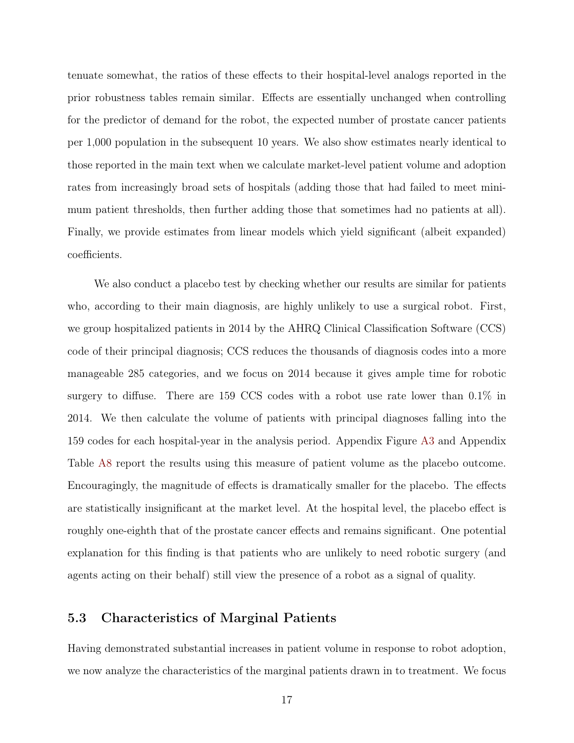tenuate somewhat, the ratios of these effects to their hospital-level analogs reported in the prior robustness tables remain similar. Effects are essentially unchanged when controlling for the predictor of demand for the robot, the expected number of prostate cancer patients per 1,000 population in the subsequent 10 years. We also show estimates nearly identical to those reported in the main text when we calculate market-level patient volume and adoption rates from increasingly broad sets of hospitals (adding those that had failed to meet minimum patient thresholds, then further adding those that sometimes had no patients at all). Finally, we provide estimates from linear models which yield significant (albeit expanded) coefficients.

We also conduct a placebo test by checking whether our results are similar for patients who, according to their main diagnosis, are highly unlikely to use a surgical robot. First, we group hospitalized patients in 2014 by the AHRQ Clinical Classification Software (CCS) code of their principal diagnosis; CCS reduces the thousands of diagnosis codes into a more manageable 285 categories, and we focus on 2014 because it gives ample time for robotic surgery to diffuse. There are 159 CCS codes with a robot use rate lower than 0.1% in 2014. We then calculate the volume of patients with principal diagnoses falling into the 159 codes for each hospital-year in the analysis period. Appendix Figure A3 and Appendix Table A8 report the results using this measure of patient volume as the placebo outcome. Encouragingly, the magnitude of effects is dramatically smaller for the placebo. The effects are statistically insignificant at the market level. At the hospital level, the placebo effect is roughly one-eighth that of the prostate cancer effects and remains significant. One potential explanation for this finding is that patients who are unlikely to need robotic surgery (and agents acting on their behalf) still view the presence of a robot as a signal of quality.

## 5.3 Characteristics of Marginal Patients

Having demonstrated substantial increases in patient volume in response to robot adoption, we now analyze the characteristics of the marginal patients drawn in to treatment. We focus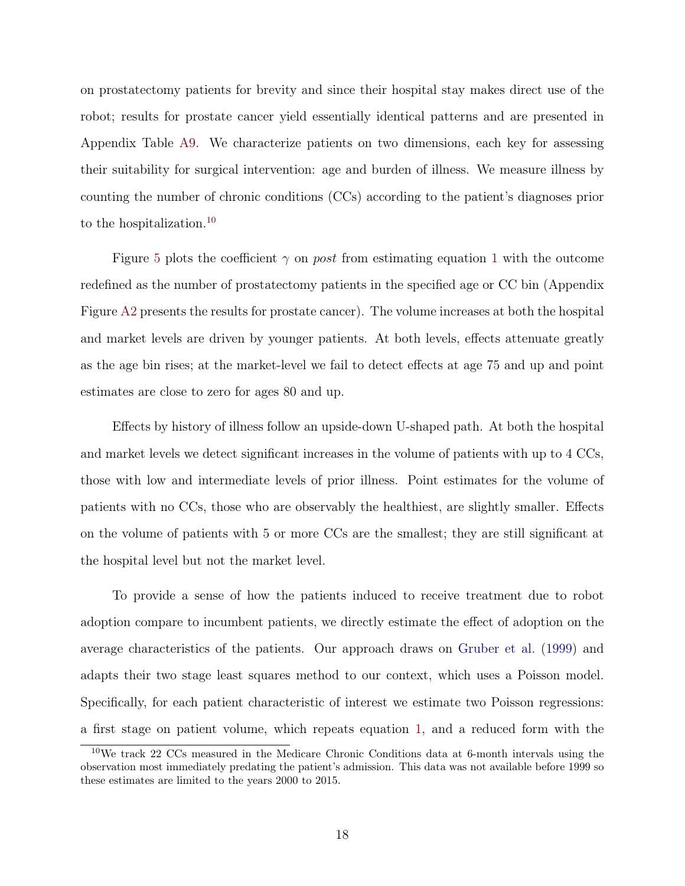on prostatectomy patients for brevity and since their hospital stay makes direct use of the robot; results for prostate cancer yield essentially identical patterns and are presented in Appendix Table A9. We characterize patients on two dimensions, each key for assessing their suitability for surgical intervention: age and burden of illness. We measure illness by counting the number of chronic conditions (CCs) according to the patient's diagnoses prior to the hospitalization.[10]

Figure 5 plots the coefficient $\gamma$ on *post* from estimating equation 1 with the outcome redefined as the number of prostatectomy patients in the specified age or CC bin (Appendix Figure A2 presents the results for prostate cancer). The volume increases at both the hospital and market levels are driven by younger patients. At both levels, effects attenuate greatly as the age bin rises; at the market-level we fail to detect effects at age 75 and up and point estimates are close to zero for ages 80 and up.

Effects by history of illness follow an upside-down U-shaped path. At both the hospital and market levels we detect significant increases in the volume of patients with up to 4 CCs, those with low and intermediate levels of prior illness. Point estimates for the volume of patients with no CCs, those who are observably the healthiest, are slightly smaller. Effects on the volume of patients with 5 or more CCs are the smallest; they are still significant at the hospital level but not the market level.

To provide a sense of how the patients induced to receive treatment due to robot adoption compare to incumbent patients, we directly estimate the effect of adoption on the average characteristics of the patients. Our approach draws on Gruber et al. (1999) and adapts their two stage least squares method to our context, which uses a Poisson model. Specifically, for each patient characteristic of interest we estimate two Poisson regressions: a first stage on patient volume, which repeats equation 1, and a reduced form with the

[10] We track 22 CCs measured in the Medicare Chronic Conditions data at 6-month intervals using the observation most immediately predating the patient's admission. This data was not available before 1999 so these estimates are limited to the years 2000 to 2015.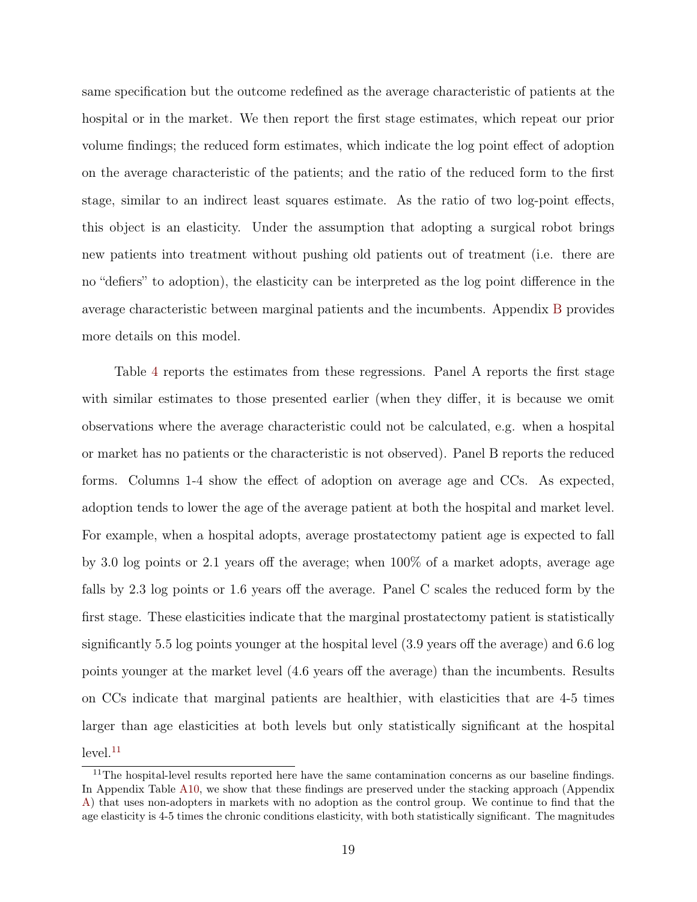same specification but the outcome redefined as the average characteristic of patients at the hospital or in the market. We then report the first stage estimates, which repeat our prior volume findings; the reduced form estimates, which indicate the log point effect of adoption on the average characteristic of the patients; and the ratio of the reduced form to the first stage, similar to an indirect least squares estimate. As the ratio of two log-point effects, this object is an elasticity. Under the assumption that adopting a surgical robot brings new patients into treatment without pushing old patients out of treatment (i.e. there are no "defiers" to adoption), the elasticity can be interpreted as the log point difference in the average characteristic between marginal patients and the incumbents. Appendix B provides more details on this model.

Table 4 reports the estimates from these regressions. Panel A reports the first stage with similar estimates to those presented earlier (when they differ, it is because we omit observations where the average characteristic could not be calculated, e.g. when a hospital or market has no patients or the characteristic is not observed). Panel B reports the reduced forms. Columns 1-4 show the effect of adoption on average age and CCs. As expected, adoption tends to lower the age of the average patient at both the hospital and market level. For example, when a hospital adopts, average prostatectomy patient age is expected to fall by 3.0 log points or 2.1 years off the average; when 100% of a market adopts, average age falls by 2.3 log points or 1.6 years off the average. Panel C scales the reduced form by the first stage. These elasticities indicate that the marginal prostatectomy patient is statistically significantly 5.5 log points younger at the hospital level (3.9 years off the average) and 6.6 log points younger at the market level (4.6 years off the average) than the incumbents. Results on CCs indicate that marginal patients are healthier, with elasticities that are 4-5 times larger than age elasticities at both levels but only statistically significant at the hospital level.[11]

[11] The hospital-level results reported here have the same contamination concerns as our baseline findings. In Appendix Table A10, we show that these findings are preserved under the stacking approach (Appendix A) that uses non-adopters in markets with no adoption as the control group. We continue to find that the age elasticity is 4-5 times the chronic conditions elasticity, with both statistically significant. The magnitudes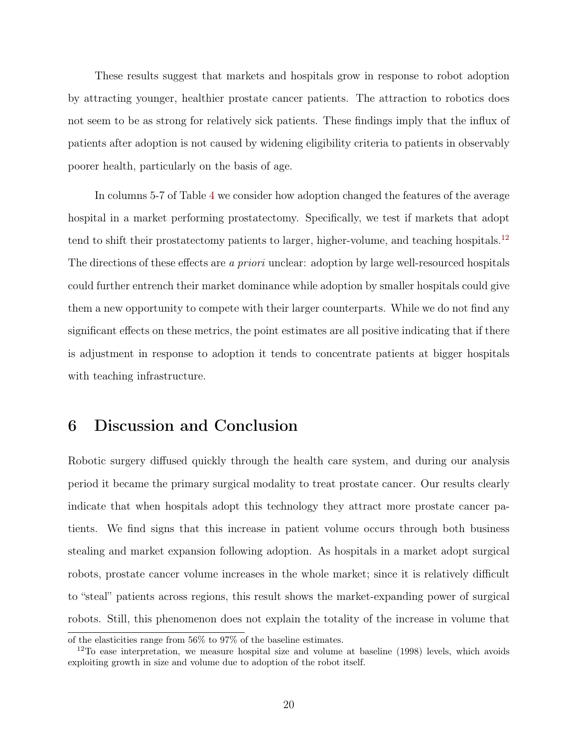These results suggest that markets and hospitals grow in response to robot adoption by attracting younger, healthier prostate cancer patients. The attraction to robotics does not seem to be as strong for relatively sick patients. These findings imply that the influx of patients after adoption is not caused by widening eligibility criteria to patients in observably poorer health, particularly on the basis of age.

In columns 5-7 of Table 4 we consider how adoption changed the features of the average hospital in a market performing prostatectomy. Specifically, we test if markets that adopt tend to shift their prostatectomy patients to larger, higher-volume, and teaching hospitals.[12] The directions of these effects are *a priori* unclear: adoption by large well-resourced hospitals could further entrench their market dominance while adoption by smaller hospitals could give them a new opportunity to compete with their larger counterparts. While we do not find any significant effects on these metrics, the point estimates are all positive indicating that if there is adjustment in response to adoption it tends to concentrate patients at bigger hospitals with teaching infrastructure.

## 6 Discussion and Conclusion

Robotic surgery diffused quickly through the health care system, and during our analysis period it became the primary surgical modality to treat prostate cancer. Our results clearly indicate that when hospitals adopt this technology they attract more prostate cancer patients. We find signs that this increase in patient volume occurs through both business stealing and market expansion following adoption. As hospitals in a market adopt surgical robots, prostate cancer volume increases in the whole market; since it is relatively difficult to "steal" patients across regions, this result shows the market-expanding power of surgical robots. Still, this phenomenon does not explain the totality of the increase in volume that

---

of the elasticities range from 56% to 97% of the baseline estimates.

[12] To ease interpretation, we measure hospital size and volume at baseline (1998) levels, which avoids exploiting growth in size and volume due to adoption of the robot itself.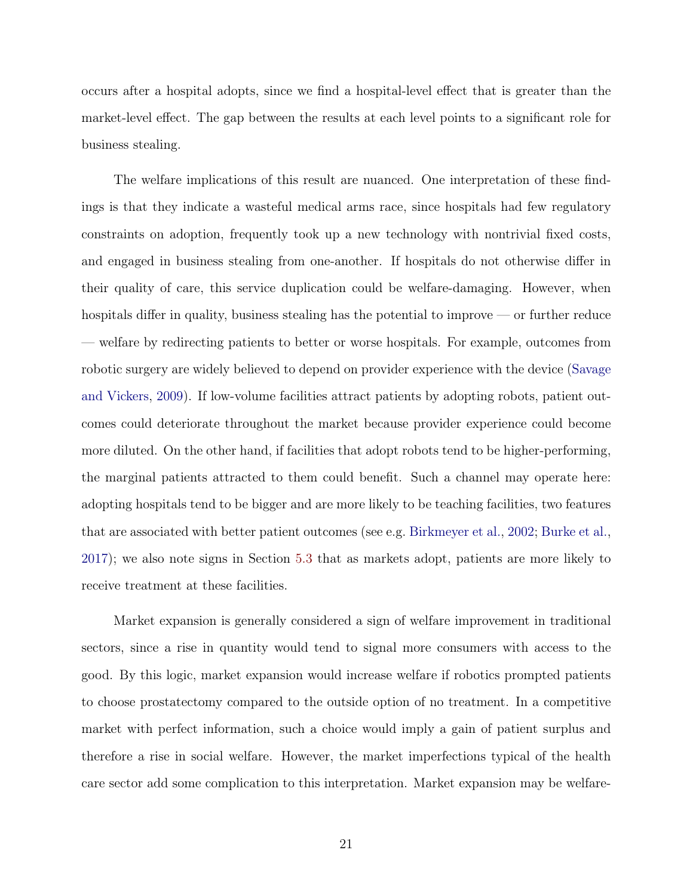occurs after a hospital adopts, since we find a hospital-level effect that is greater than the market-level effect. The gap between the results at each level points to a significant role for business stealing.

The welfare implications of this result are nuanced. One interpretation of these findings is that they indicate a wasteful medical arms race, since hospitals had few regulatory constraints on adoption, frequently took up a new technology with nontrivial fixed costs, and engaged in business stealing from one-another. If hospitals do not otherwise differ in their quality of care, this service duplication could be welfare-damaging. However, when hospitals differ in quality, business stealing has the potential to improve — or further reduce — welfare by redirecting patients to better or worse hospitals. For example, outcomes from robotic surgery are widely believed to depend on provider experience with the device (Savage and Vickers, 2009). If low-volume facilities attract patients by adopting robots, patient outcomes could deteriorate throughout the market because provider experience could become more diluted. On the other hand, if facilities that adopt robots tend to be higher-performing, the marginal patients attracted to them could benefit. Such a channel may operate here: adopting hospitals tend to be bigger and are more likely to be teaching facilities, two features that are associated with better patient outcomes (see e.g. Birkmeyer et al., 2002; Burke et al., 2017); we also note signs in Section 5.3 that as markets adopt, patients are more likely to receive treatment at these facilities.

Market expansion is generally considered a sign of welfare improvement in traditional sectors, since a rise in quantity would tend to signal more consumers with access to the good. By this logic, market expansion would increase welfare if robotics prompted patients to choose prostatectomy compared to the outside option of no treatment. In a competitive market with perfect information, such a choice would imply a gain of patient surplus and therefore a rise in social welfare. However, the market imperfections typical of the health care sector add some complication to this interpretation. Market expansion may be welfare-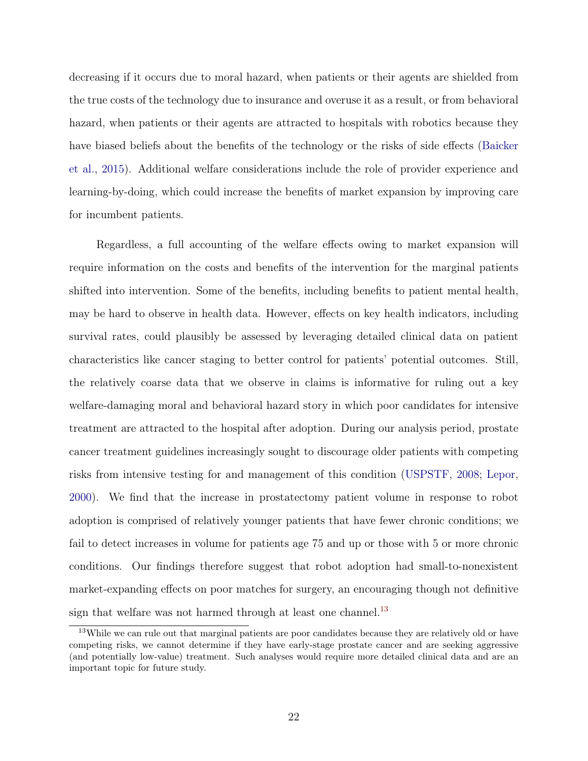decreasing if it occurs due to moral hazard, when patients or their agents are shielded from the true costs of the technology due to insurance and overuse it as a result, or from behavioral hazard, when patients or their agents are attracted to hospitals with robotics because they have biased beliefs about the benefits of the technology or the risks of side effects (Baicker et al., 2015). Additional welfare considerations include the role of provider experience and learning-by-doing, which could increase the benefits of market expansion by improving care for incumbent patients.

Regardless, a full accounting of the welfare effects owing to market expansion will require information on the costs and benefits of the intervention for the marginal patients shifted into intervention. Some of the benefits, including benefits to patient mental health, may be hard to observe in health data. However, effects on key health indicators, including survival rates, could plausibly be assessed by leveraging detailed clinical data on patient characteristics like cancer staging to better control for patients' potential outcomes. Still, the relatively coarse data that we observe in claims is informative for ruling out a key welfare-damaging moral and behavioral hazard story in which poor candidates for intensive treatment are attracted to the hospital after adoption. During our analysis period, prostate cancer treatment guidelines increasingly sought to discourage older patients with competing risks from intensive testing for and management of this condition (USPSTF, 2008; Lepor, 2000). We find that the increase in prostatectomy patient volume in response to robot adoption is comprised of relatively younger patients that have fewer chronic conditions; we fail to detect increases in volume for patients age 75 and up or those with 5 or more chronic conditions. Our findings therefore suggest that robot adoption had small-to-nonexistent market-expanding effects on poor matches for surgery, an encouraging though not definitive sign that welfare was not harmed through at least one channel.[13]

[13] While we can rule out that marginal patients are poor candidates because they are relatively old or have competing risks, we cannot determine if they have early-stage prostate cancer and are seeking aggressive (and potentially low-value) treatment. Such analyses would require more detailed clinical data and are an important topic for future study.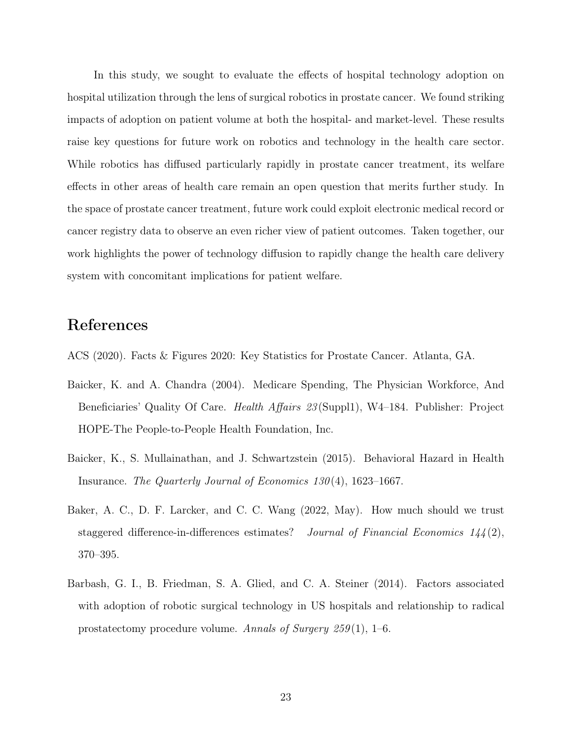In this study, we sought to evaluate the effects of hospital technology adoption on hospital utilization through the lens of surgical robotics in prostate cancer. We found striking impacts of adoption on patient volume at both the hospital- and market-level. These results raise key questions for future work on robotics and technology in the health care sector. While robotics has diffused particularly rapidly in prostate cancer treatment, its welfare effects in other areas of health care remain an open question that merits further study. In the space of prostate cancer treatment, future work could exploit electronic medical record or cancer registry data to observe an even richer view of patient outcomes. Taken together, our work highlights the power of technology diffusion to rapidly change the health care delivery system with concomitant implications for patient welfare.

## References

ACS (2020). Facts & Figures 2020: Key Statistics for Prostate Cancer. Atlanta, GA.

Baicker, K. and A. Chandra (2004). Medicare Spending, The Physician Workforce, And Beneficiaries' Quality Of Care. *Health Affairs 23*(Suppl1), W4–184. Publisher: Project HOPE-The People-to-People Health Foundation, Inc.

Baicker, K., S. Mullainathan, and J. Schwartzstein (2015). Behavioral Hazard in Health Insurance. *The Quarterly Journal of Economics 130*(4), 1623–1667.

Baker, A. C., D. F. Larcker, and C. C. Wang (2022, May). How much should we trust staggered difference-in-differences estimates? *Journal of Financial Economics 144*(2), 370–395.

Barbash, G. I., B. Friedman, S. A. Glied, and C. A. Steiner (2014). Factors associated with adoption of robotic surgical technology in US hospitals and relationship to radical prostatectomy procedure volume. *Annals of Surgery 259*(1), 1–6.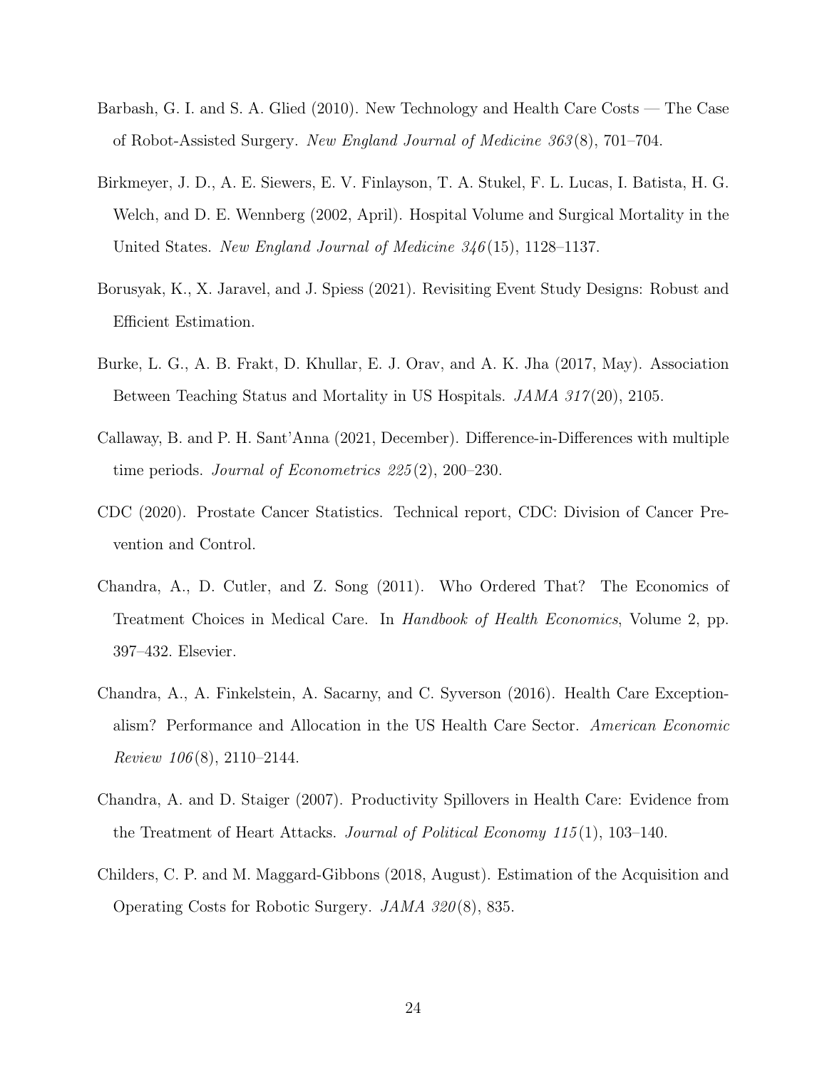Barbash, G. I. and S. A. Glied (2010). New Technology and Health Care Costs — The Case of Robot-Assisted Surgery. *New England Journal of Medicine 363*(8), 701–704.

Birkmeyer, J. D., A. E. Siewers, E. V. Finlayson, T. A. Stukel, F. L. Lucas, I. Batista, H. G. Welch, and D. E. Wennberg (2002, April). Hospital Volume and Surgical Mortality in the United States. *New England Journal of Medicine 346*(15), 1128–1137.

Borusyak, K., X. Jaravel, and J. Spiess (2021). Revisiting Event Study Designs: Robust and Efficient Estimation.

Burke, L. G., A. B. Frakt, D. Khullar, E. J. Orav, and A. K. Jha (2017, May). Association Between Teaching Status and Mortality in US Hospitals. *JAMA 317*(20), 2105.

Callaway, B. and P. H. Sant'Anna (2021, December). Difference-in-Differences with multiple time periods. *Journal of Econometrics 225*(2), 200–230.

CDC (2020). Prostate Cancer Statistics. Technical report, CDC: Division of Cancer Prevention and Control.

Chandra, A., D. Cutler, and Z. Song (2011). Who Ordered That? The Economics of Treatment Choices in Medical Care. In *Handbook of Health Economics*, Volume 2, pp. 397–432. Elsevier.

Chandra, A., A. Finkelstein, A. Sacarny, and C. Syverson (2016). Health Care Exceptionalism? Performance and Allocation in the US Health Care Sector. *American Economic Review 106*(8), 2110–2144.

Chandra, A. and D. Staiger (2007). Productivity Spillovers in Health Care: Evidence from the Treatment of Heart Attacks. *Journal of Political Economy 115*(1), 103–140.

Childers, C. P. and M. Maggard-Gibbons (2018, August). Estimation of the Acquisition and Operating Costs for Robotic Surgery. *JAMA 320*(8), 835.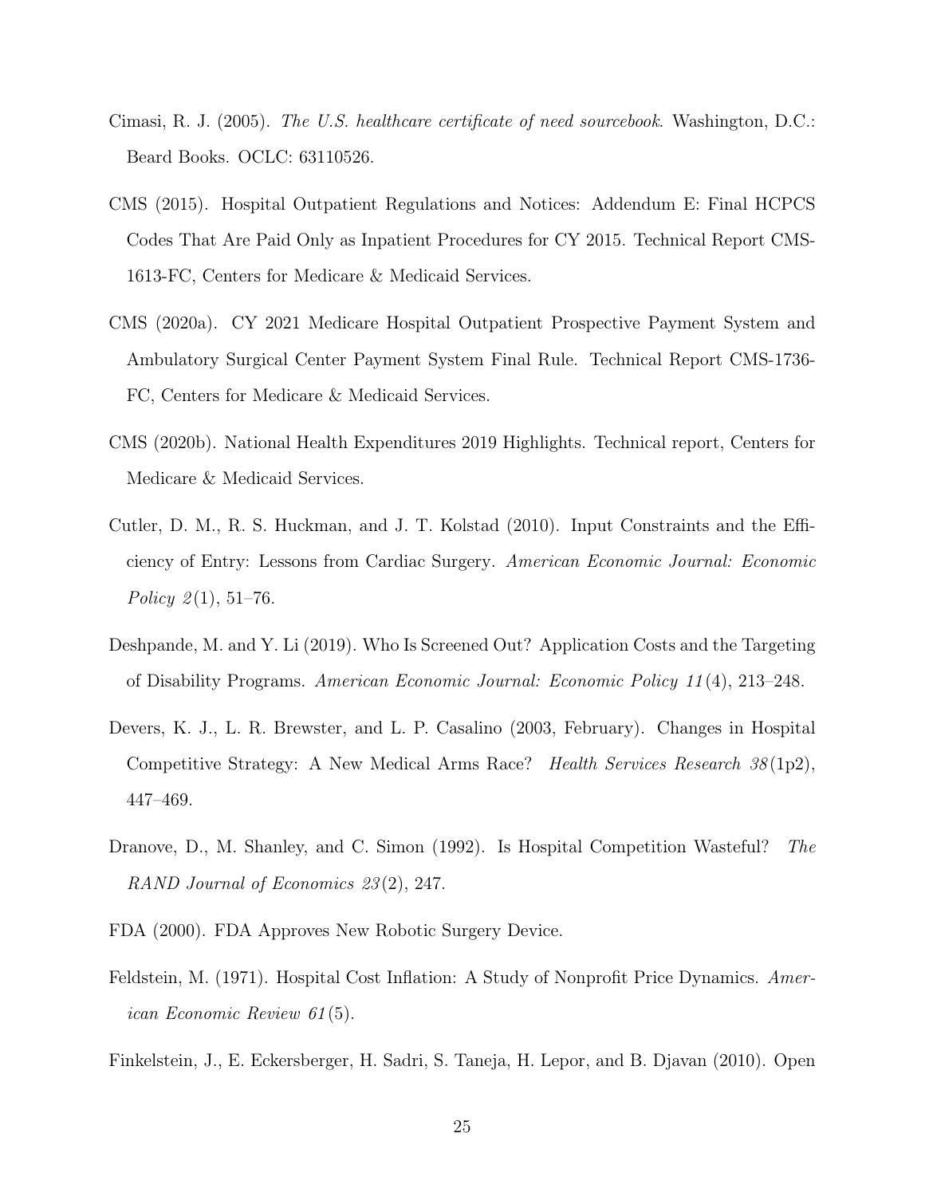Cimasi, R. J. (2005). *The U.S. healthcare certificate of need sourcebook*. Washington, D.C.: Beard Books. OCLC: 63110526.

CMS (2015). Hospital Outpatient Regulations and Notices: Addendum E: Final HCPCS Codes That Are Paid Only as Inpatient Procedures for CY 2015. Technical Report CMS-1613-FC, Centers for Medicare & Medicaid Services.

CMS (2020a). CY 2021 Medicare Hospital Outpatient Prospective Payment System and Ambulatory Surgical Center Payment System Final Rule. Technical Report CMS-1736-FC, Centers for Medicare & Medicaid Services.

CMS (2020b). National Health Expenditures 2019 Highlights. Technical report, Centers for Medicare & Medicaid Services.

Cutler, D. M., R. S. Huckman, and J. T. Kolstad (2010). Input Constraints and the Efficiency of Entry: Lessons from Cardiac Surgery. *American Economic Journal: Economic Policy 2*(1), 51–76.

Deshpande, M. and Y. Li (2019). Who Is Screened Out? Application Costs and the Targeting of Disability Programs. *American Economic Journal: Economic Policy 11*(4), 213–248.

Devers, K. J., L. R. Brewster, and L. P. Casalino (2003, February). Changes in Hospital Competitive Strategy: A New Medical Arms Race? *Health Services Research 38*(1p2), 447–469.

Dranove, D., M. Shanley, and C. Simon (1992). Is Hospital Competition Wasteful? *The RAND Journal of Economics 23*(2), 247.

FDA (2000). FDA Approves New Robotic Surgery Device.

Feldstein, M. (1971). Hospital Cost Inflation: A Study of Nonprofit Price Dynamics. *American Economic Review 61*(5).

Finkelstein, J., E. Eckersberger, H. Sadri, S. Taneja, H. Lepor, and B. Djavan (2010). Open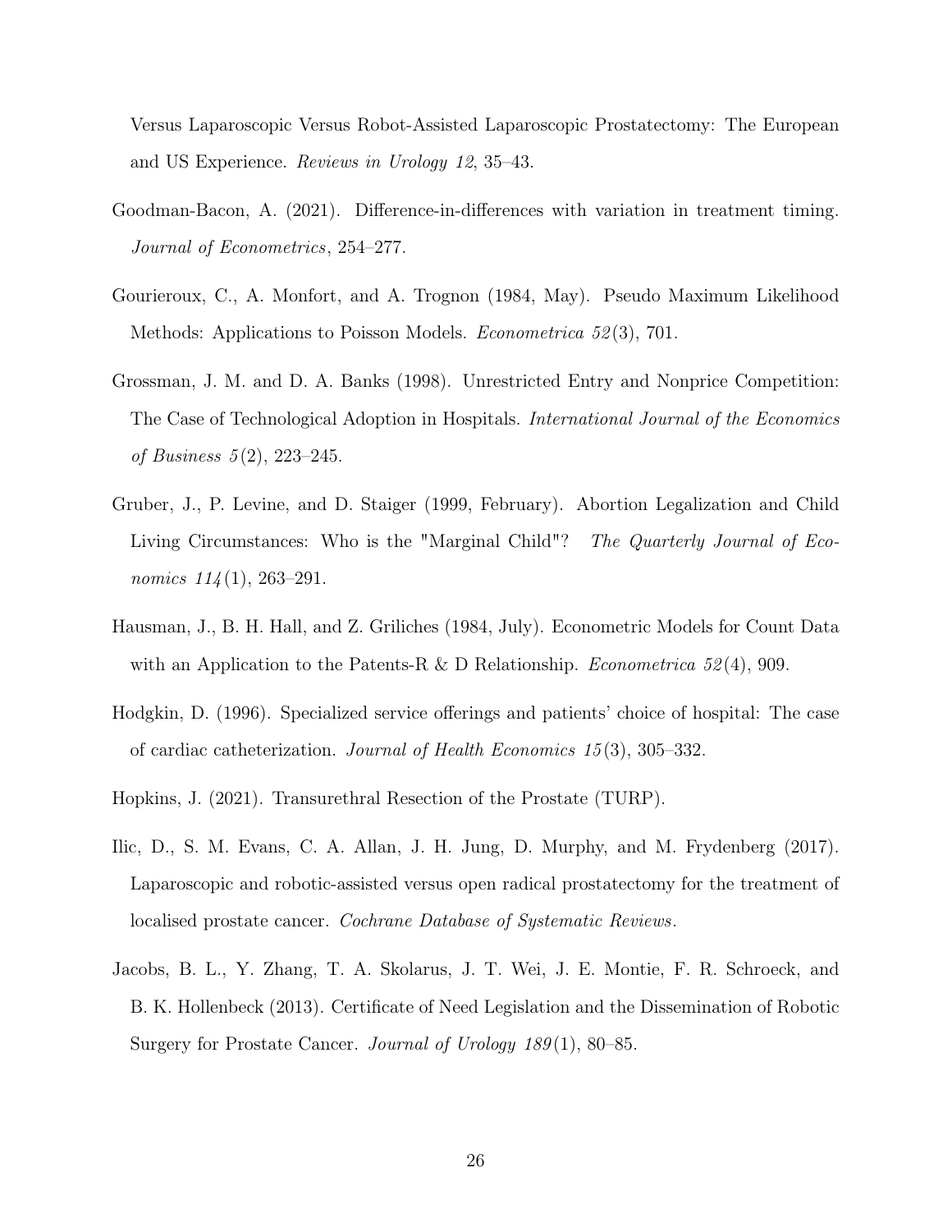Versus Laparoscopic Versus Robot-Assisted Laparoscopic Prostatectomy: The European and US Experience. *Reviews in Urology 12*, 35–43.

Goodman-Bacon, A. (2021). Difference-in-differences with variation in treatment timing. *Journal of Econometrics*, 254–277.

Gourieroux, C., A. Monfort, and A. Trognon (1984, May). Pseudo Maximum Likelihood Methods: Applications to Poisson Models. *Econometrica 52*(3), 701.

Grossman, J. M. and D. A. Banks (1998). Unrestricted Entry and Nonprice Competition: The Case of Technological Adoption in Hospitals. *International Journal of the Economics of Business 5*(2), 223–245.

Gruber, J., P. Levine, and D. Staiger (1999, February). Abortion Legalization and Child Living Circumstances: Who is the "Marginal Child"? *The Quarterly Journal of Economics 114*(1), 263–291.

Hausman, J., B. H. Hall, and Z. Griliches (1984, July). Econometric Models for Count Data with an Application to the Patents-R & D Relationship. *Econometrica 52*(4), 909.

Hodgkin, D. (1996). Specialized service offerings and patients' choice of hospital: The case of cardiac catheterization. *Journal of Health Economics 15*(3), 305–332.

Hopkins, J. (2021). Transurethral Resection of the Prostate (TURP).

Ilic, D., S. M. Evans, C. A. Allan, J. H. Jung, D. Murphy, and M. Frydenberg (2017). Laparoscopic and robotic-assisted versus open radical prostatectomy for the treatment of localised prostate cancer. *Cochrane Database of Systematic Reviews*.

Jacobs, B. L., Y. Zhang, T. A. Skolarus, J. T. Wei, J. E. Montie, F. R. Schroeck, and B. K. Hollenbeck (2013). Certificate of Need Legislation and the Dissemination of Robotic Surgery for Prostate Cancer. *Journal of Urology 189*(1), 80–85.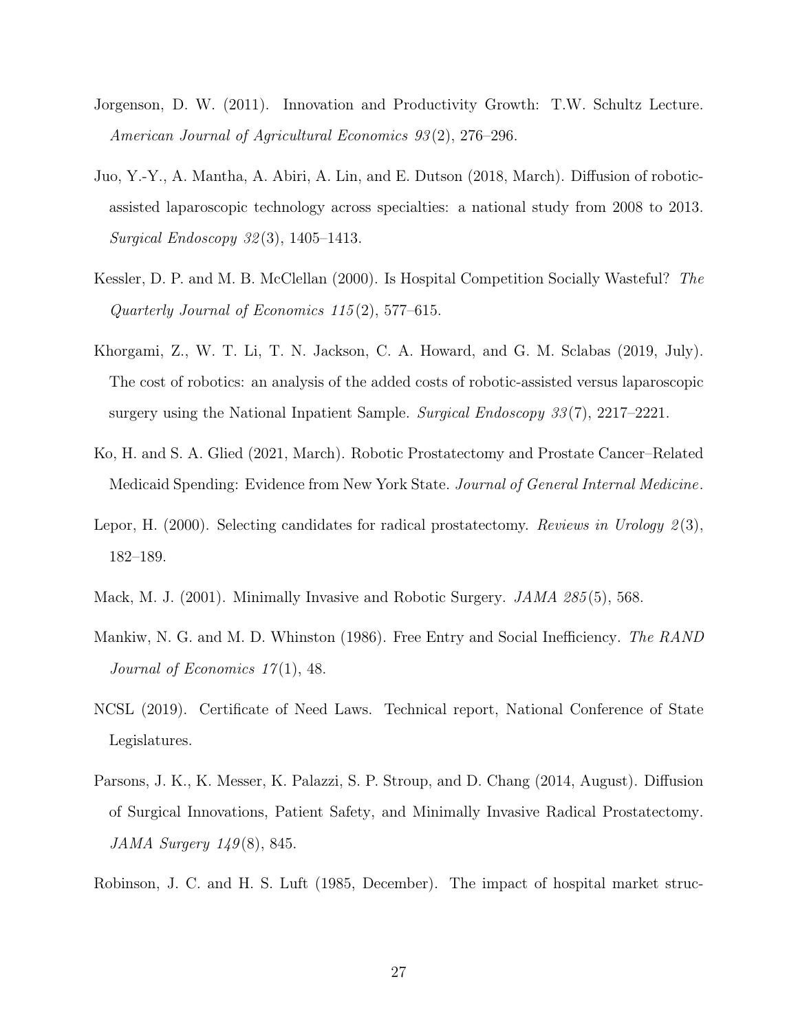Jorgenson, D. W. (2011). Innovation and Productivity Growth: T.W. Schultz Lecture. *American Journal of Agricultural Economics 93*(2), 276–296.

Juo, Y.-Y., A. Mantha, A. Abiri, A. Lin, and E. Dutson (2018, March). Diffusion of robotic-assisted laparoscopic technology across specialties: a national study from 2008 to 2013. *Surgical Endoscopy 32*(3), 1405–1413.

Kessler, D. P. and M. B. McClellan (2000). Is Hospital Competition Socially Wasteful? *The Quarterly Journal of Economics 115*(2), 577–615.

Khorgami, Z., W. T. Li, T. N. Jackson, C. A. Howard, and G. M. Sclabas (2019, July). The cost of robotics: an analysis of the added costs of robotic-assisted versus laparoscopic surgery using the National Inpatient Sample. *Surgical Endoscopy 33*(7), 2217–2221.

Ko, H. and S. A. Glied (2021, March). Robotic Prostatectomy and Prostate Cancer–Related Medicaid Spending: Evidence from New York State. *Journal of General Internal Medicine*.

Lepor, H. (2000). Selecting candidates for radical prostatectomy. *Reviews in Urology 2*(3), 182–189.

Mack, M. J. (2001). Minimally Invasive and Robotic Surgery. *JAMA 285*(5), 568.

Mankiw, N. G. and M. D. Whinston (1986). Free Entry and Social Inefficiency. *The RAND Journal of Economics 17*(1), 48.

NCSL (2019). Certificate of Need Laws. Technical report, National Conference of State Legislatures.

Parsons, J. K., K. Messer, K. Palazzi, S. P. Stroup, and D. Chang (2014, August). Diffusion of Surgical Innovations, Patient Safety, and Minimally Invasive Radical Prostatectomy. *JAMA Surgery 149*(8), 845.

Robinson, J. C. and H. S. Luft (1985, December). The impact of hospital market struc-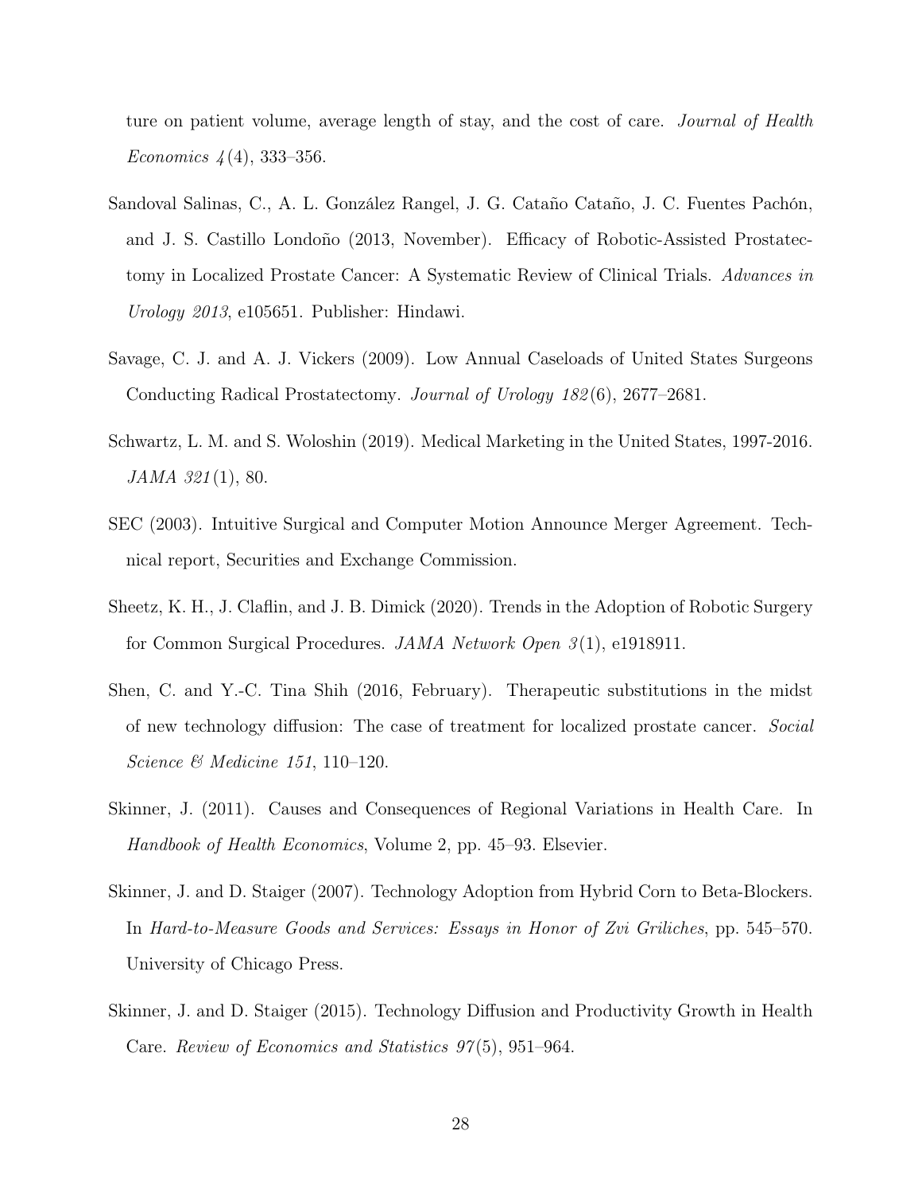ture on patient volume, average length of stay, and the cost of care. *Journal of Health Economics 4*(4), 333–356.

Sandoval Salinas, C., A. L. González Rangel, J. G. Cataño Cataño, J. C. Fuentes Pachón, and J. S. Castillo Londoño (2013, November). Efficacy of Robotic-Assisted Prostatectomy in Localized Prostate Cancer: A Systematic Review of Clinical Trials. *Advances in Urology 2013*, e105651. Publisher: Hindawi.

Savage, C. J. and A. J. Vickers (2009). Low Annual Caseloads of United States Surgeons Conducting Radical Prostatectomy. *Journal of Urology 182*(6), 2677–2681.

Schwartz, L. M. and S. Woloshin (2019). Medical Marketing in the United States, 1997-2016. *JAMA 321*(1), 80.

SEC (2003). Intuitive Surgical and Computer Motion Announce Merger Agreement. Technical report, Securities and Exchange Commission.

Sheetz, K. H., J. Claflin, and J. B. Dimick (2020). Trends in the Adoption of Robotic Surgery for Common Surgical Procedures. *JAMA Network Open 3*(1), e1918911.

Shen, C. and Y.-C. Tina Shih (2016, February). Therapeutic substitutions in the midst of new technology diffusion: The case of treatment for localized prostate cancer. *Social Science & Medicine 151*, 110–120.

Skinner, J. (2011). Causes and Consequences of Regional Variations in Health Care. In *Handbook of Health Economics*, Volume 2, pp. 45–93. Elsevier.

Skinner, J. and D. Staiger (2007). Technology Adoption from Hybrid Corn to Beta-Blockers. In *Hard-to-Measure Goods and Services: Essays in Honor of Zvi Griliches*, pp. 545–570. University of Chicago Press.

Skinner, J. and D. Staiger (2015). Technology Diffusion and Productivity Growth in Health Care. *Review of Economics and Statistics 97*(5), 951–964.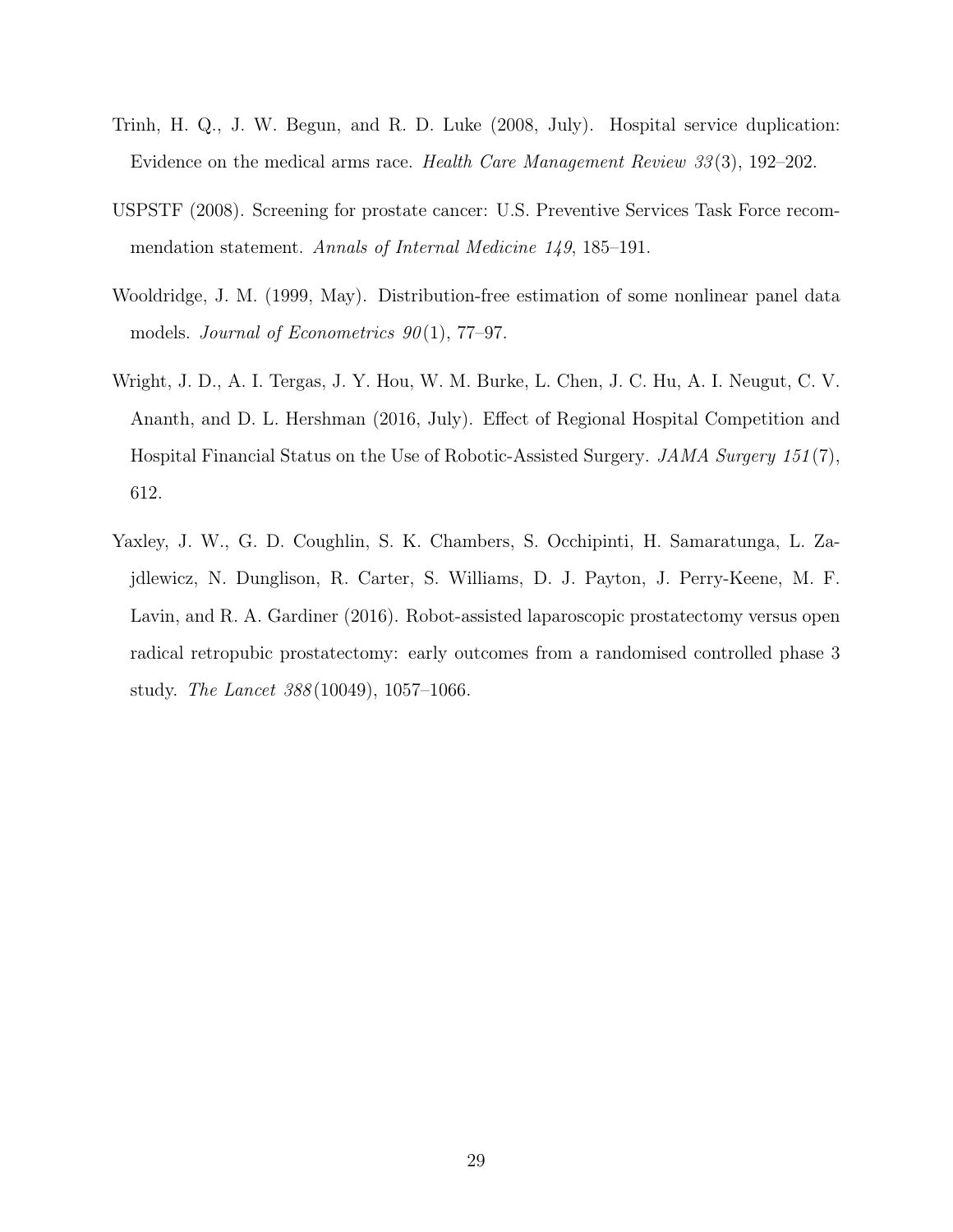Trinh, H. Q., J. W. Begun, and R. D. Luke (2008, July). Hospital service duplication: Evidence on the medical arms race. *Health Care Management Review 33*(3), 192–202.

USPSTF (2008). Screening for prostate cancer: U.S. Preventive Services Task Force recommendation statement. *Annals of Internal Medicine 149*, 185–191.

Wooldridge, J. M. (1999, May). Distribution-free estimation of some nonlinear panel data models. *Journal of Econometrics 90*(1), 77–97.

Wright, J. D., A. I. Tergas, J. Y. Hou, W. M. Burke, L. Chen, J. C. Hu, A. I. Neugut, C. V. Ananth, and D. L. Hershman (2016, July). Effect of Regional Hospital Competition and Hospital Financial Status on the Use of Robotic-Assisted Surgery. *JAMA Surgery 151*(7), 612.

Yaxley, J. W., G. D. Coughlin, S. K. Chambers, S. Occhipinti, H. Samaratunga, L. Zajdlewicz, N. Dunglison, R. Carter, S. Williams, D. J. Payton, J. Perry-Keene, M. F. Lavin, and R. A. Gardiner (2016). Robot-assisted laparoscopic prostatectomy versus open radical retropubic prostatectomy: early outcomes from a randomised controlled phase 3 study. *The Lancet 388*(10049), 1057–1066.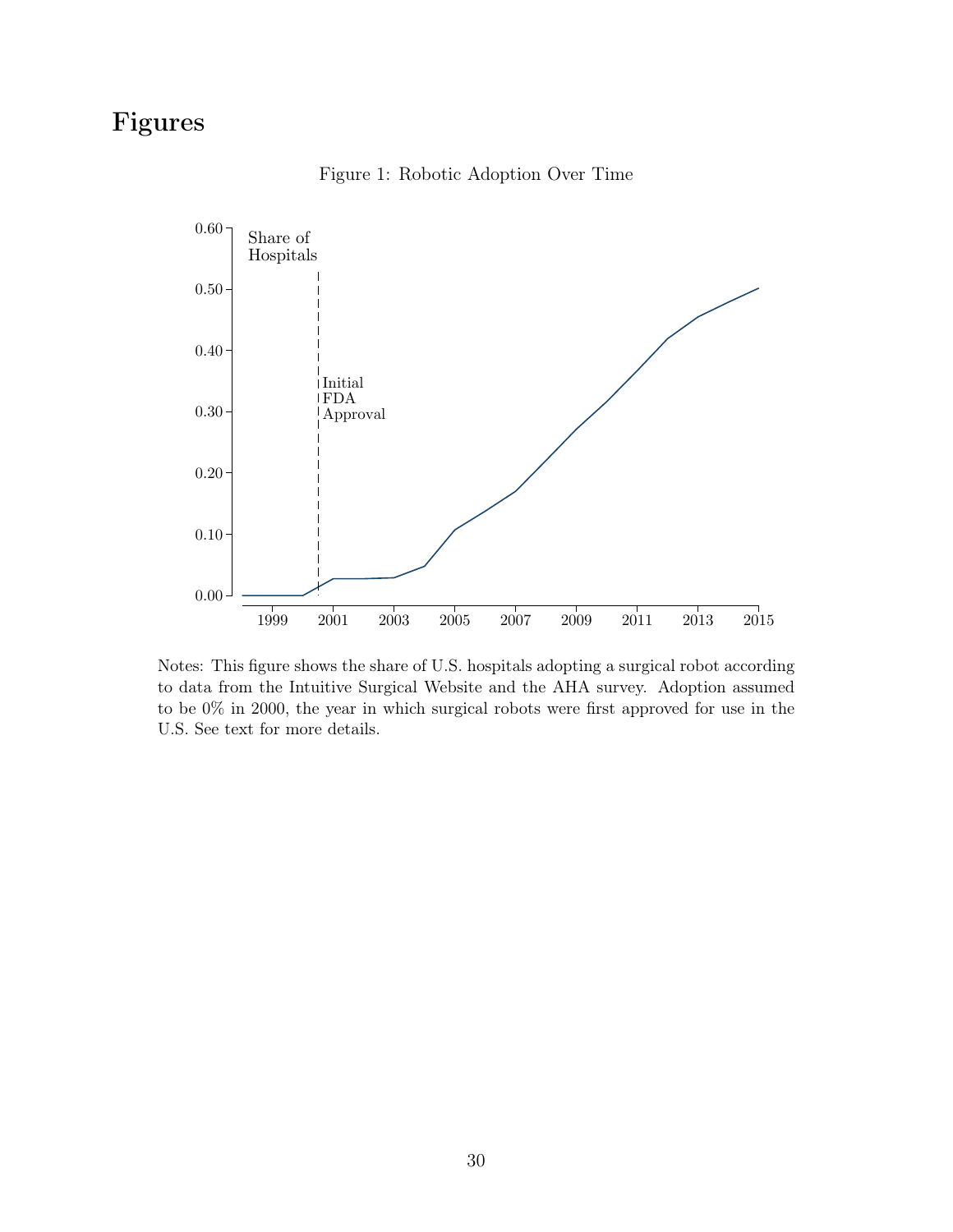# Figures

Figure 1: Robotic Adoption Over Time

Notes: This figure shows the share of U.S. hospitals adopting a surgical robot according to data from the Intuitive Surgical Website and the AHA survey. Adoption assumed to be 0% in 2000, the year in which surgical robots were first approved for use in the U.S. See text for more details.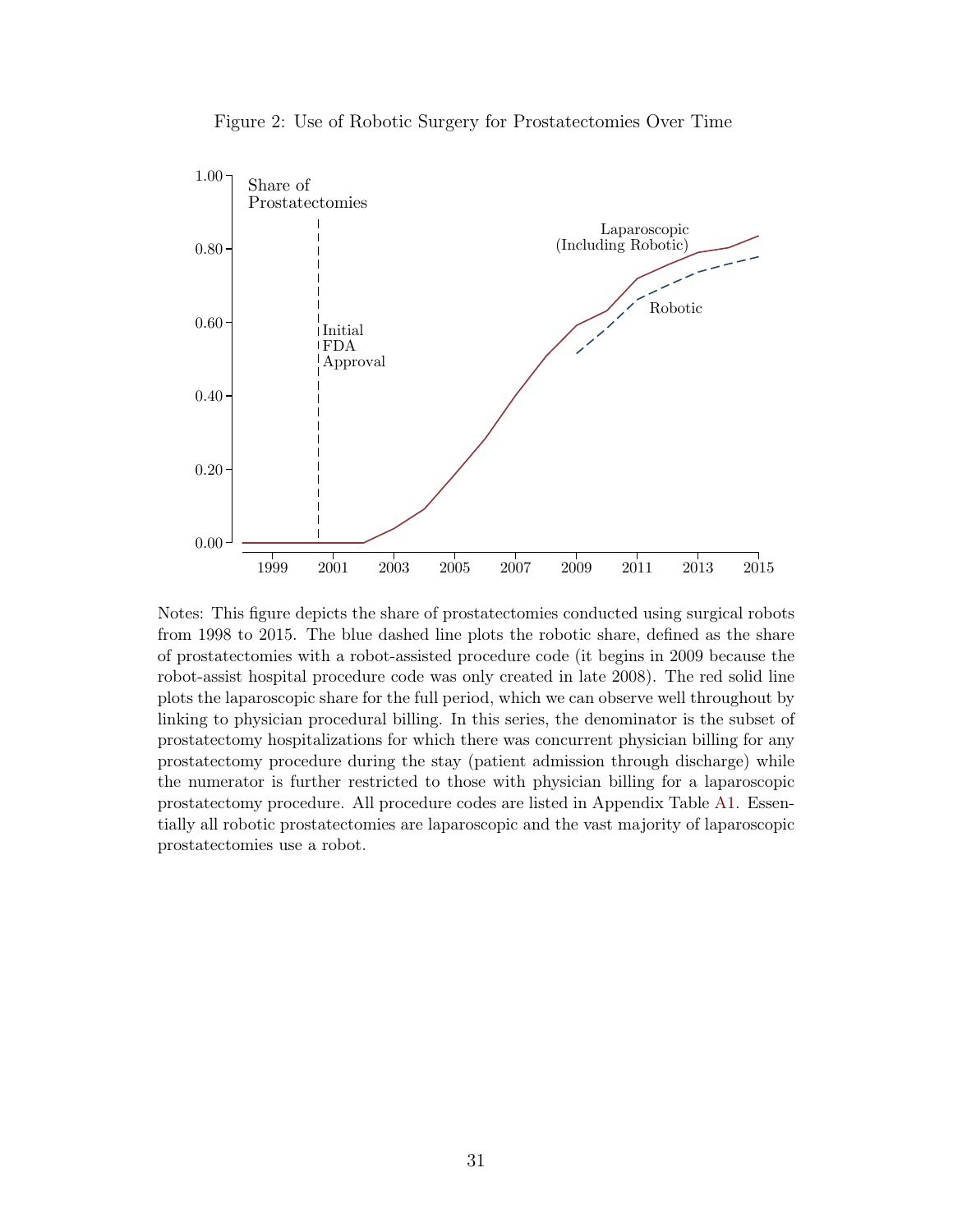Figure 2: Use of Robotic Surgery for Prostatectomies Over Time

Notes: This figure depicts the share of prostatectomies conducted using surgical robots from 1998 to 2015. The blue dashed line plots the robotic share, defined as the share of prostatectomies with a robot-assisted procedure code (it begins in 2009 because the robot-assist hospital procedure code was only created in late 2008). The red solid line plots the laparoscopic share for the full period, which we can observe well throughout by linking to physician procedural billing. In this series, the denominator is the subset of prostatectomy hospitalizations for which there was concurrent physician billing for any prostatectomy procedure during the stay (patient admission through discharge) while the numerator is further restricted to those with physician billing for a laparoscopic prostatectomy procedure. All procedure codes are listed in Appendix Table A1. Essentially all robotic prostatectomies are laparoscopic and the vast majority of laparoscopic prostatectomies use a robot.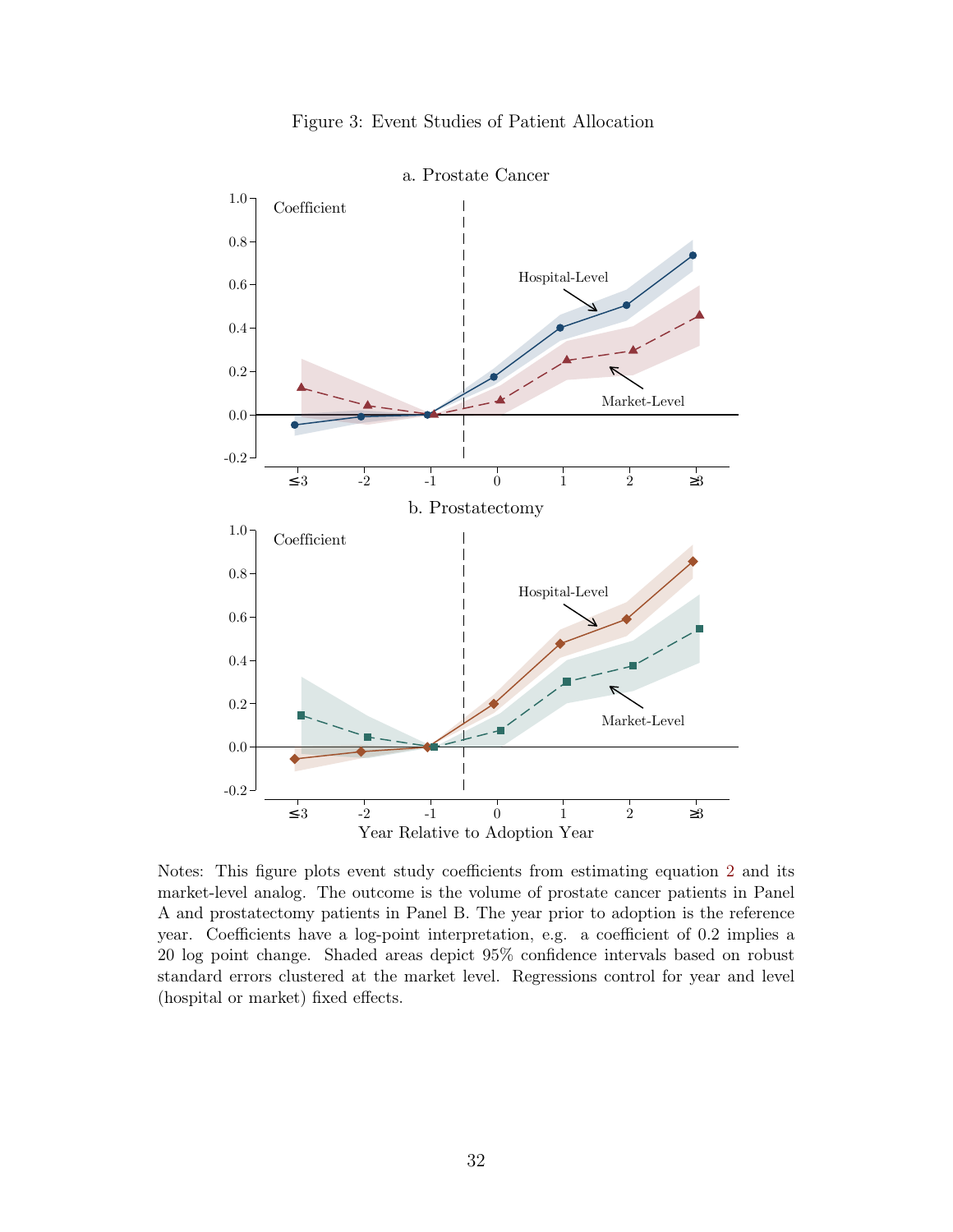Figure 3: Event Studies of Patient Allocation

a. Prostate Cancer

b. Prostatectomy

Notes: This figure plots event study coefficients from estimating equation 2 and its market-level analog. The outcome is the volume of prostate cancer patients in Panel A and prostatectomy patients in Panel B. The year prior to adoption is the reference year. Coefficients have a log-point interpretation, e.g. a coefficient of 0.2 implies a 20 log point change. Shaded areas depict 95% confidence intervals based on robust standard errors clustered at the market level. Regressions control for year and level (hospital or market) fixed effects.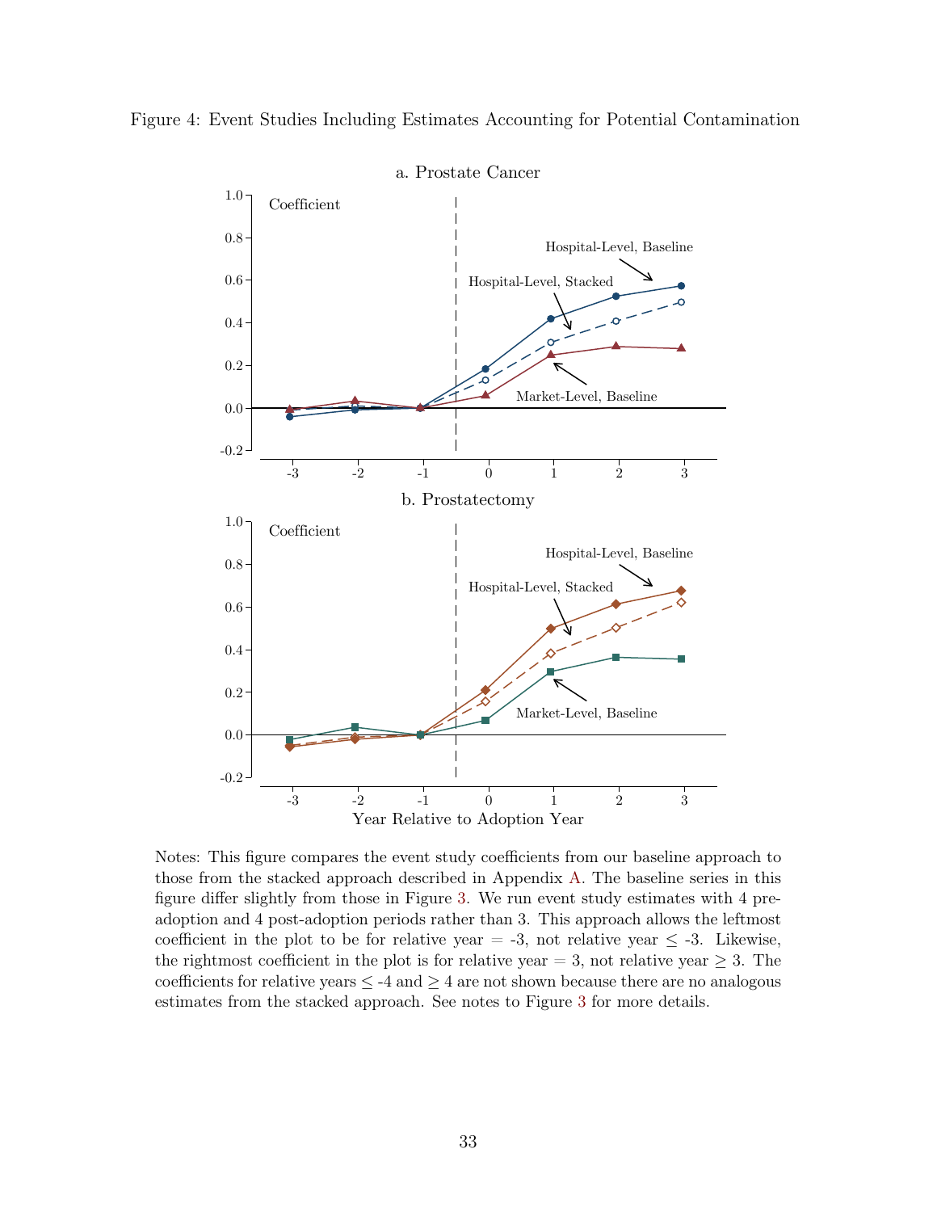Figure 4: Event Studies Including Estimates Accounting for Potential Contamination

a. Prostate Cancer

b. Prostatectomy

Notes: This figure compares the event study coefficients from our baseline approach to those from the stacked approach described in Appendix A. The baseline series in this figure differ slightly from those in Figure 3. We run event study estimates with 4 pre-adoption and 4 post-adoption periods rather than 3. This approach allows the leftmost coefficient in the plot to be for relative year = -3, not relative year ≤ -3. Likewise, the rightmost coefficient in the plot is for relative year = 3, not relative year ≥ 3. The coefficients for relative years ≤ -4 and ≥ 4 are not shown because there are no analogous estimates from the stacked approach. See notes to Figure 3 for more details.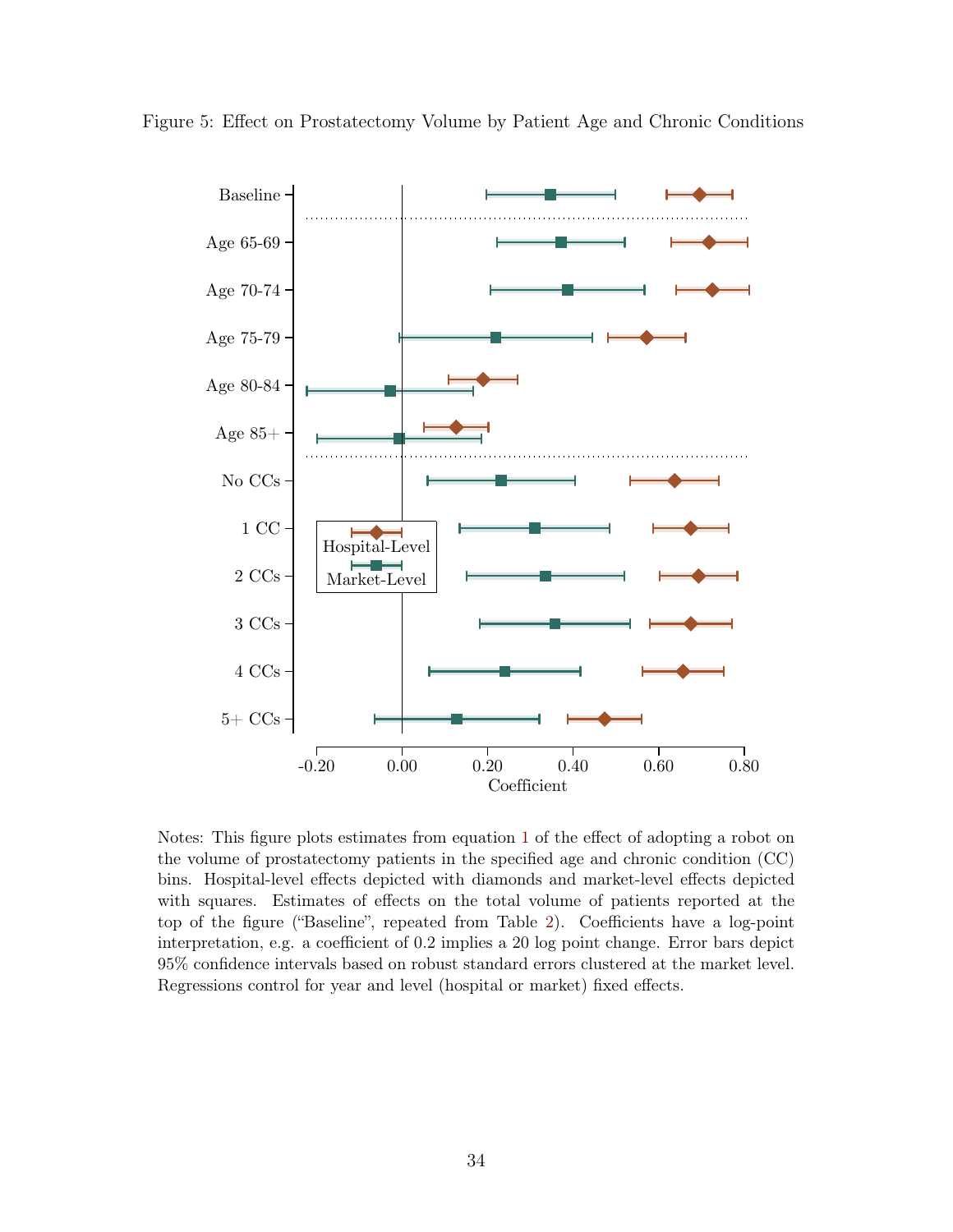Figure 5: Effect on Prostatectomy Volume by Patient Age and Chronic Conditions

Notes: This figure plots estimates from equation 1 of the effect of adopting a robot on the volume of prostatectomy patients in the specified age and chronic condition (CC) bins. Hospital-level effects depicted with diamonds and market-level effects depicted with squares. Estimates of effects on the total volume of patients reported at the top of the figure ("Baseline", repeated from Table 2). Coefficients have a log-point interpretation, e.g. a coefficient of 0.2 implies a 20 log point change. Error bars depict 95% confidence intervals based on robust standard errors clustered at the market level. Regressions control for year and level (hospital or market) fixed effects.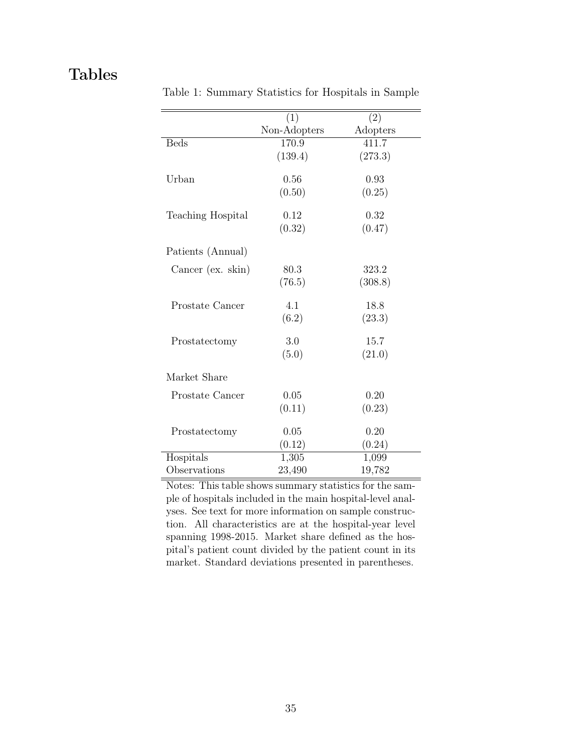# Tables

Table 1: Summary Statistics for Hospitals in Sample

| | (1) Non-Adopters | (2) Adopters |
|---|---|---|
| Beds | 170.9 | 411.7 |
| | (139.4) | (273.3) |
| Urban | 0.56 | 0.93 |
| | (0.50) | (0.25) |
| Teaching Hospital | 0.12 | 0.32 |
| | (0.32) | (0.47) |
| Patients (Annual) | | |
| Cancer (ex. skin) | 80.3 | 323.2 |
| | (76.5) | (308.8) |
| Prostate Cancer | 4.1 | 18.8 |
| | (6.2) | (23.3) |
| Prostatectomy | 3.0 | 15.7 |
| | (5.0) | (21.0) |
| Market Share | | |
| Prostate Cancer | 0.05 | 0.20 |
| | (0.11) | (0.23) |
| Prostatectomy | 0.05 | 0.20 |
| | (0.12) | (0.24) |
| Hospitals | 1,305 | 1,099 |
| Observations | 23,490 | 19,782 |

Notes: This table shows summary statistics for the sample of hospitals included in the main hospital-level analyses. See text for more information on sample construction. All characteristics are at the hospital-year level spanning 1998-2015. Market share defined as the hospital's patient count divided by the patient count in its market. Standard deviations presented in parentheses.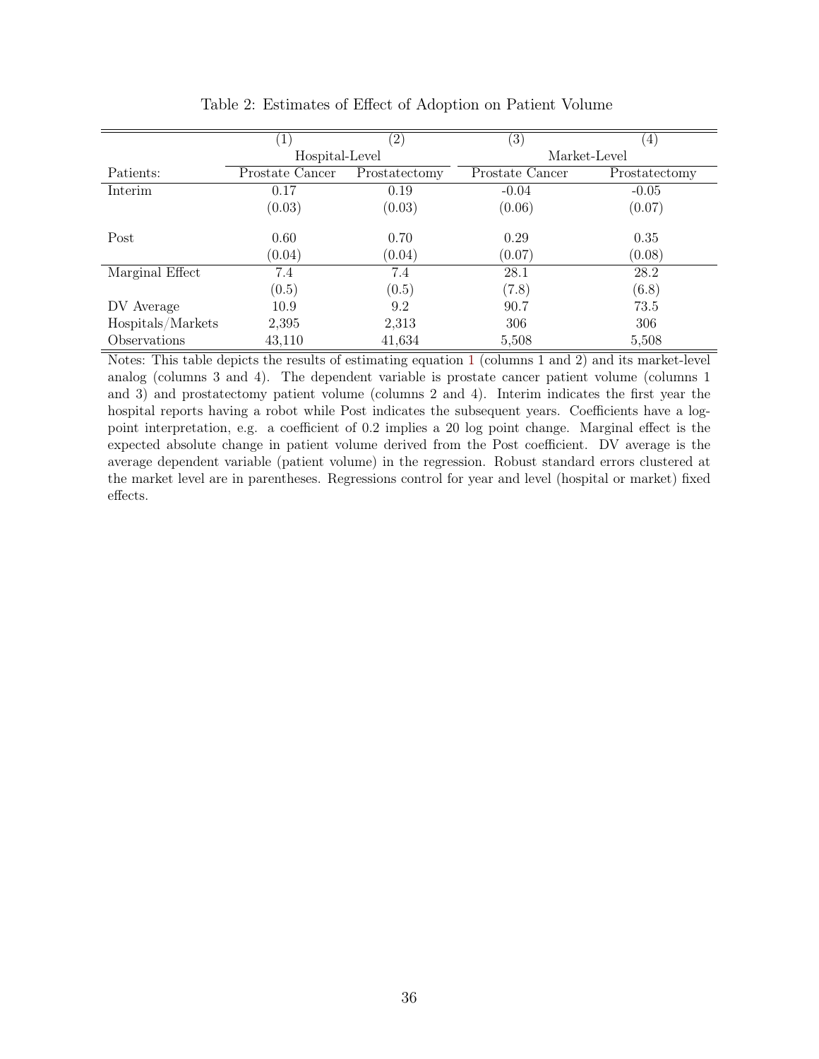Table 2: Estimates of Effect of Adoption on Patient Volume

| | (1) | (2) | (3) | (4) |
|---|---|---|---|---|
| | Hospital-Level | | Market-Level | |
| Patients: | Prostate Cancer | Prostatectomy | Prostate Cancer | Prostatectomy |
| Interim | 0.17 | 0.19 | -0.04 | -0.05 |
| | (0.03) | (0.03) | (0.06) | (0.07) |
| Post | 0.60 | 0.70 | 0.29 | 0.35 |
| | (0.04) | (0.04) | (0.07) | (0.08) |
| Marginal Effect | 7.4 | 7.4 | 28.1 | 28.2 |
| | (0.5) | (0.5) | (7.8) | (6.8) |
| DV Average | 10.9 | 9.2 | 90.7 | 73.5 |
| Hospitals/Markets | 2,395 | 2,313 | 306 | 306 |
| Observations | 43,110 | 41,634 | 5,508 | 5,508 |

Notes: This table depicts the results of estimating equation 1 (columns 1 and 2) and its market-level analog (columns 3 and 4). The dependent variable is prostate cancer patient volume (columns 1 and 3) and prostatectomy patient volume (columns 2 and 4). Interim indicates the first year the hospital reports having a robot while Post indicates the subsequent years. Coefficients have a log-point interpretation, e.g. a coefficient of 0.2 implies a 20 log point change. Marginal effect is the expected absolute change in patient volume derived from the Post coefficient. DV average is the average dependent variable (patient volume) in the regression. Robust standard errors clustered at the market level are in parentheses. Regressions control for year and level (hospital or market) fixed effects.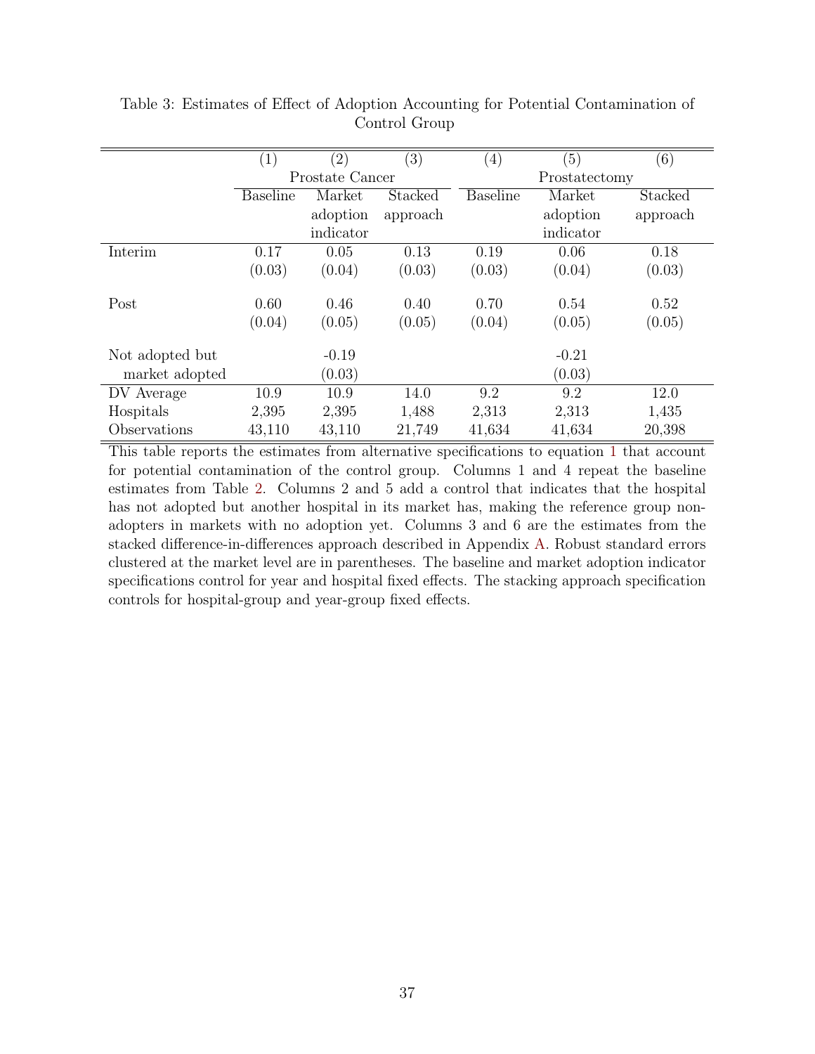Table 3: Estimates of Effect of Adoption Accounting for Potential Contamination of Control Group

| | (1) | (2) | (3) | (4) | (5) | (6) |
|---|---|---|---|---|---|---|
| | Prostate Cancer | | | Prostatectomy | | |
| | Baseline | Market adoption indicator | Stacked approach | Baseline | Market adoption indicator | Stacked approach |
| Interim | 0.17 | 0.05 | 0.13 | 0.19 | 0.06 | 0.18 |
| | (0.03) | (0.04) | (0.03) | (0.03) | (0.04) | (0.03) |
| Post | 0.60 | 0.46 | 0.40 | 0.70 | 0.54 | 0.52 |
| | (0.04) | (0.05) | (0.05) | (0.04) | (0.05) | (0.05) |
| Not adopted but market adopted | | -0.19 | | | -0.21 | |
| | | (0.03) | | | (0.03) | |
| DV Average | 10.9 | 10.9 | 14.0 | 9.2 | 9.2 | 12.0 |
| Hospitals | 2,395 | 2,395 | 1,488 | 2,313 | 2,313 | 1,435 |
| Observations | 43,110 | 43,110 | 21,749 | 41,634 | 41,634 | 20,398 |

This table reports the estimates from alternative specifications to equation 1 that account for potential contamination of the control group. Columns 1 and 4 repeat the baseline estimates from Table 2. Columns 2 and 5 add a control that indicates that the hospital has not adopted but another hospital in its market has, making the reference group non-adopters in markets with no adoption yet. Columns 3 and 6 are the estimates from the stacked difference-in-differences approach described in Appendix A. Robust standard errors clustered at the market level are in parentheses. The baseline and market adoption indicator specifications control for year and hospital fixed effects. The stacking approach specification controls for hospital-group and year-group fixed effects.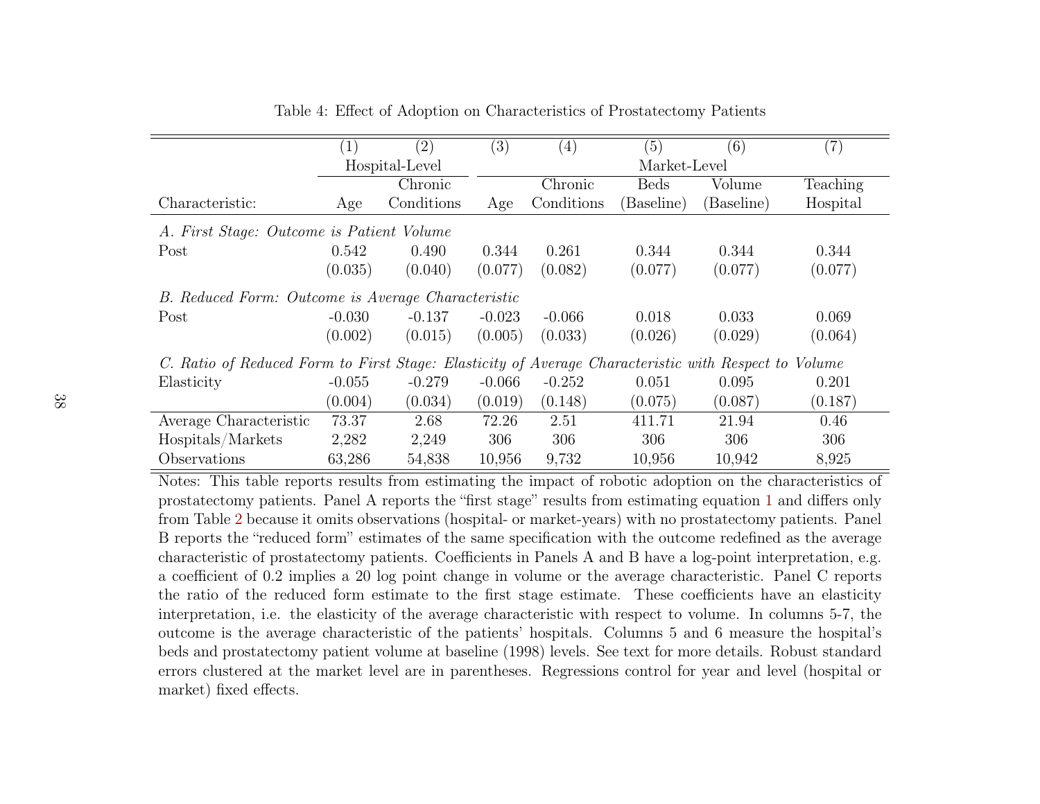Table 4: Effect of Adoption on Characteristics of Prostatectomy Patients

| | (1) | (2) | (3) | (4) | (5) | (6) | (7) |
|---|---|---|---|---|---|---|---|
| | Hospital-Level | | Market-Level | | | | |
| Characteristic: | Age | Chronic Conditions | Age | Chronic Conditions | Beds (Baseline) | Volume (Baseline) | Teaching Hospital |
| *A. First Stage: Outcome is Patient Volume* | | | | | | | |
| Post | 0.542 | 0.490 | 0.344 | 0.261 | 0.344 | 0.344 | 0.344 |
| | (0.035) | (0.040) | (0.077) | (0.082) | (0.077) | (0.077) | (0.077) |
| *B. Reduced Form: Outcome is Average Characteristic* | | | | | | | |
| Post | -0.030 | -0.137 | -0.023 | -0.066 | 0.018 | 0.033 | 0.069 |
| | (0.002) | (0.015) | (0.005) | (0.033) | (0.026) | (0.029) | (0.064) |
| *C. Ratio of Reduced Form to First Stage: Elasticity of Average Characteristic with Respect to Volume* | | | | | | | |
| Elasticity | -0.055 | -0.279 | -0.066 | -0.252 | 0.051 | 0.095 | 0.201 |
| | (0.004) | (0.034) | (0.019) | (0.148) | (0.075) | (0.087) | (0.187) |
| Average Characteristic | 73.37 | 2.68 | 72.26 | 2.51 | 411.71 | 21.94 | 0.46 |
| Hospitals/Markets | 2,282 | 2,249 | 306 | 306 | 306 | 306 | 306 |
| Observations | 63,286 | 54,838 | 10,956 | 9,732 | 10,956 | 10,942 | 8,925 |

Notes: This table reports results from estimating the impact of robotic adoption on the characteristics of prostatectomy patients. Panel A reports the "first stage" results from estimating equation 1 and differs only from Table 2 because it omits observations (hospital- or market-years) with no prostatectomy patients. Panel B reports the "reduced form" estimates of the same specification with the outcome redefined as the average characteristic of prostatectomy patients. Coefficients in Panels A and B have a log-point interpretation, e.g. a coefficient of 0.2 implies a 20 log point change in volume or the average characteristic. Panel C reports the ratio of the reduced form estimate to the first stage estimate. These coefficients have an elasticity interpretation, i.e. the elasticity of the average characteristic with respect to volume. In columns 5-7, the outcome is the average characteristic of the patients' hospitals. Columns 5 and 6 measure the hospital's beds and prostatectomy patient volume at baseline (1998) levels. See text for more details. Robust standard errors clustered at the market level are in parentheses. Regressions control for year and level (hospital or market) fixed effects.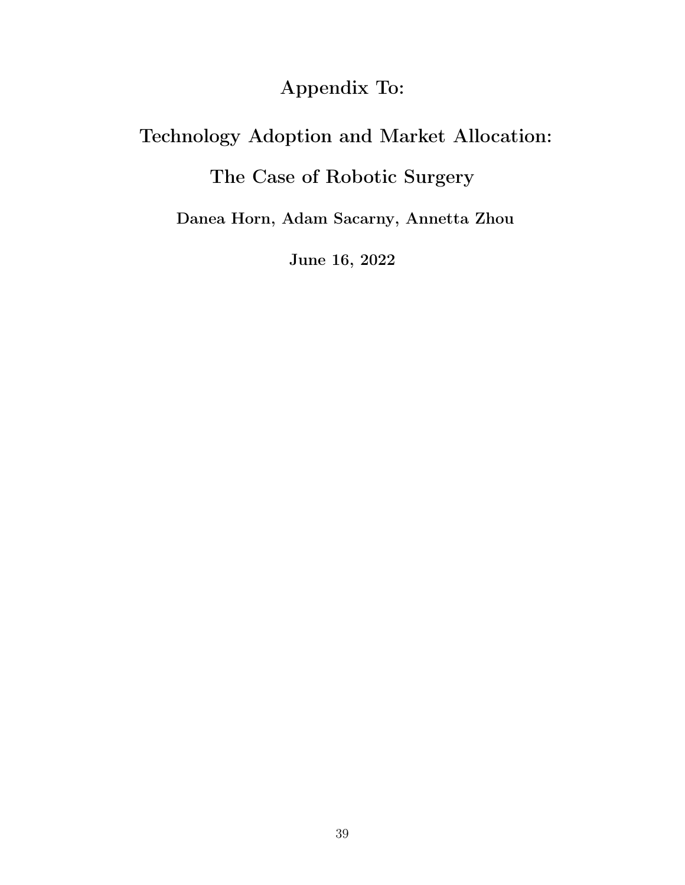# Appendix To:

# Technology Adoption and Market Allocation: The Case of Robotic Surgery

**Danea Horn, Adam Sacarny, Annetta Zhou**

**June 16, 2022**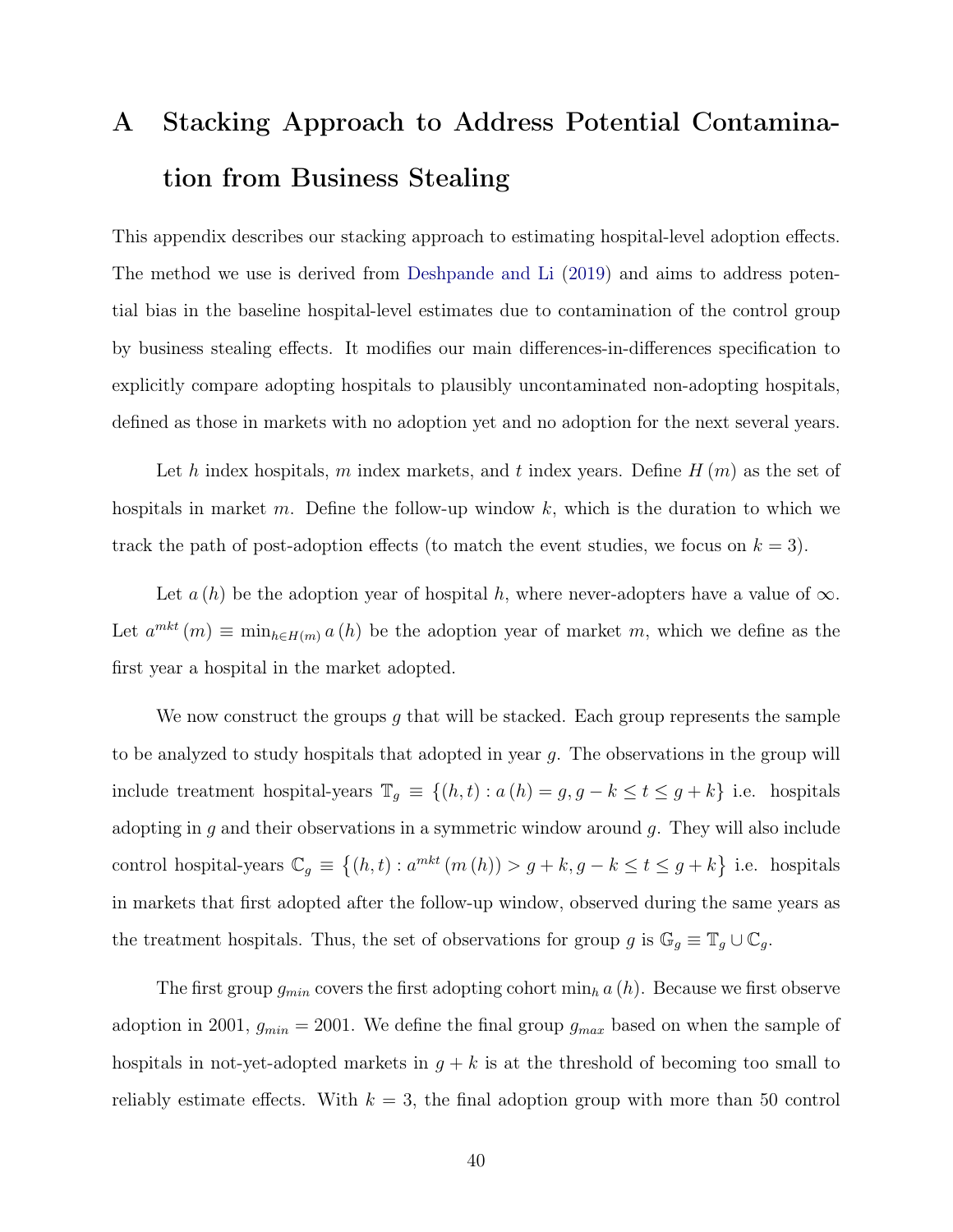# A Stacking Approach to Address Potential Contamination from Business Stealing

This appendix describes our stacking approach to estimating hospital-level adoption effects. The method we use is derived from Deshpande and Li (2019) and aims to address potential bias in the baseline hospital-level estimates due to contamination of the control group by business stealing effects. It modifies our main differences-in-differences specification to explicitly compare adopting hospitals to plausibly uncontaminated non-adopting hospitals, defined as those in markets with no adoption yet and no adoption for the next several years.

Let $h$ index hospitals, $m$ index markets, and $t$ index years. Define $H(m)$ as the set of hospitals in market $m$. Define the follow-up window $k$, which is the duration to which we track the path of post-adoption effects (to match the event studies, we focus on $k = 3$).

Let $a(h)$ be the adoption year of hospital $h$, where never-adopters have a value of $\infty$. Let $a^{mkt}(m) \equiv \min_{h \in H(m)} a(h)$ be the adoption year of market $m$, which we define as the first year a hospital in the market adopted.

We now construct the groups $g$ that will be stacked. Each group represents the sample to be analyzed to study hospitals that adopted in year $g$. The observations in the group will include treatment hospital-years $\mathbb{T}_g \equiv \{(h,t) : a(h) = g, g-k \leq t \leq g+k\}$ i.e. hospitals adopting in $g$ and their observations in a symmetric window around $g$. They will also include control hospital-years $\mathbb{C}_g \equiv \{(h,t) : a^{mkt}(m(h)) > g+k, g-k \leq t \leq g+k\}$ i.e. hospitals in markets that first adopted after the follow-up window, observed during the same years as the treatment hospitals. Thus, the set of observations for group $g$ is $\mathbb{G}_g \equiv \mathbb{T}_g \cup \mathbb{C}_g$.

The first group $g_{min}$ covers the first adopting cohort $\min_h a(h)$. Because we first observe adoption in 2001, $g_{min} = 2001$. We define the final group $g_{max}$ based on when the sample of hospitals in not-yet-adopted markets in $g + k$ is at the threshold of becoming too small to reliably estimate effects. With $k = 3$, the final adoption group with more than 50 control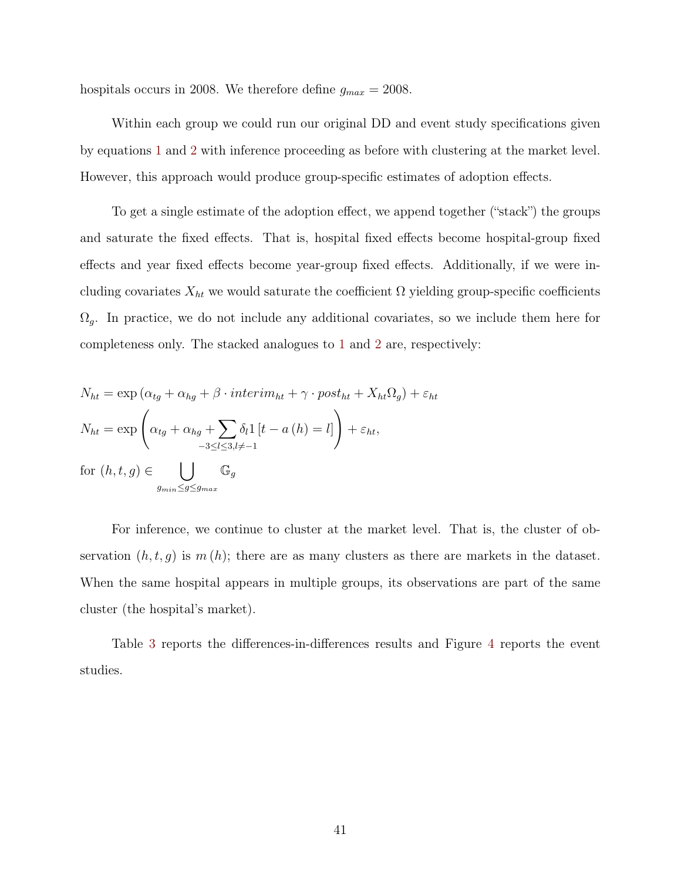hospitals occurs in 2008. We therefore define $g_{max} = 2008$.

Within each group we could run our original DD and event study specifications given by equations 1 and 2 with inference proceeding as before with clustering at the market level. However, this approach would produce group-specific estimates of adoption effects.

To get a single estimate of the adoption effect, we append together ("stack") the groups and saturate the fixed effects. That is, hospital fixed effects become hospital-group fixed effects and year fixed effects become year-group fixed effects. Additionally, if we were including covariates $X_{ht}$ we would saturate the coefficient $\Omega$ yielding group-specific coefficients $\Omega_g$. In practice, we do not include any additional covariates, so we include them here for completeness only. The stacked analogues to 1 and 2 are, respectively:

$$
\begin{aligned}
N_{ht} &= \exp\left(\alpha_{tg} + \alpha_{hg} + \beta \cdot interim_{ht} + \gamma \cdot post_{ht} + X_{ht}\Omega_g\right) + \varepsilon_{ht} \\
N_{ht} &= \exp\left(\alpha_{tg} + \alpha_{hg} + \sum_{-3 \le l \le 3, l \neq -1} \delta_l 1\left[t - a\left(h\right) = l\right]\right) + \varepsilon_{ht}, \\
\text{for } (h, t, g) &\in \bigcup_{g_{min} \le g \le g_{max}} \mathbb{G}_g
\end{aligned}
$$

For inference, we continue to cluster at the market level. That is, the cluster of observation $(h, t, g)$ is $m(h)$; there are as many clusters as there are markets in the dataset. When the same hospital appears in multiple groups, its observations are part of the same cluster (the hospital's market).

Table 3 reports the differences-in-differences results and Figure 4 reports the event studies.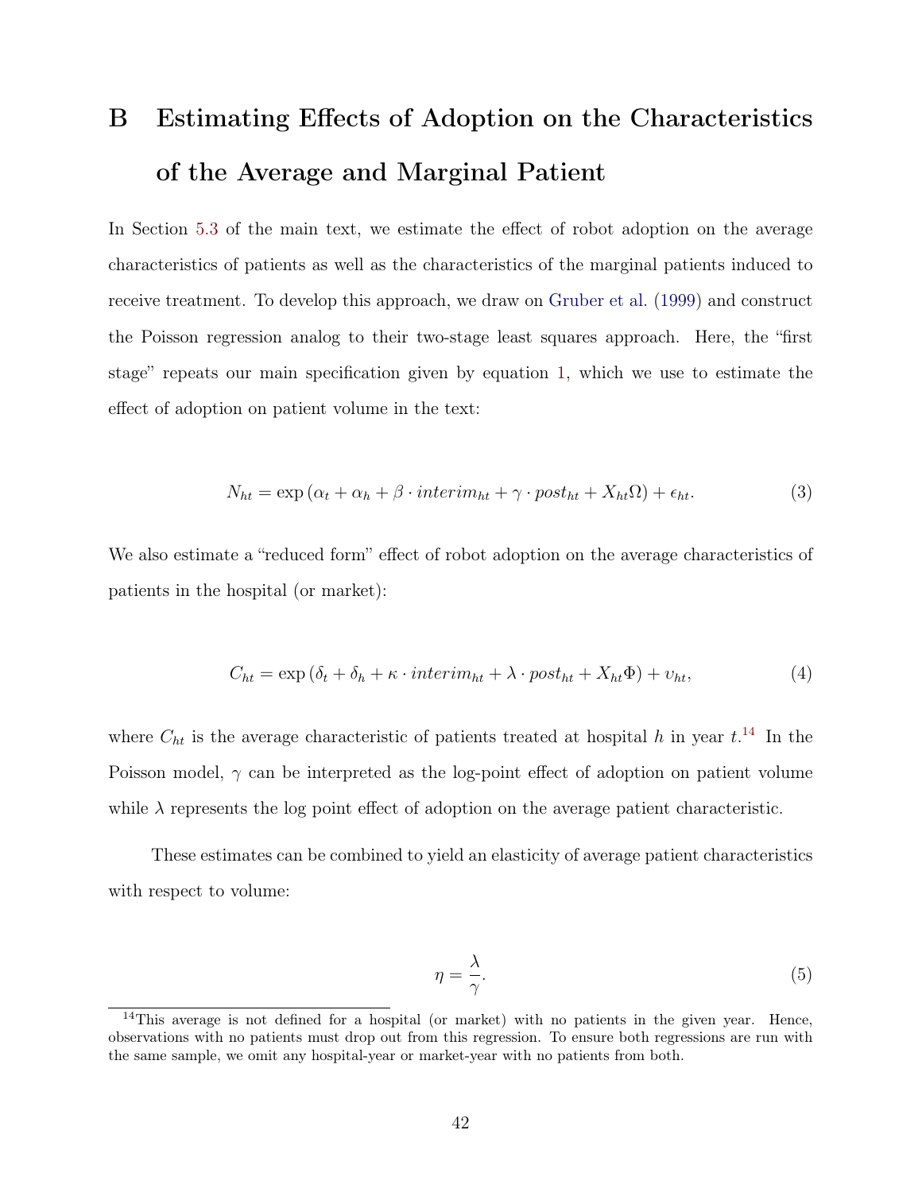# B Estimating Effects of Adoption on the Characteristics of the Average and Marginal Patient

In Section 5.3 of the main text, we estimate the effect of robot adoption on the average characteristics of patients as well as the characteristics of the marginal patients induced to receive treatment. To develop this approach, we draw on Gruber et al. (1999) and construct the Poisson regression analog to their two-stage least squares approach. Here, the "first stage" repeats our main specification given by equation 1, which we use to estimate the effect of adoption on patient volume in the text:

$$N_{ht} = \exp\left(\alpha_t + \alpha_h + \beta \cdot interim_{ht} + \gamma \cdot post_{ht} + X_{ht}\Omega\right) + \epsilon_{ht}. \tag{3}$$

We also estimate a "reduced form" effect of robot adoption on the average characteristics of patients in the hospital (or market):

$$C_{ht} = \exp\left(\delta_t + \delta_h + \kappa \cdot interim_{ht} + \lambda \cdot post_{ht} + X_{ht}\Phi\right) + \upsilon_{ht}, \tag{4}$$

where $C_{ht}$ is the average characteristic of patients treated at hospital $h$ in year $t$.[14] In the Poisson model, $\gamma$ can be interpreted as the log-point effect of adoption on patient volume while $\lambda$ represents the log point effect of adoption on the average patient characteristic.

These estimates can be combined to yield an elasticity of average patient characteristics with respect to volume:

$$\eta = \frac{\lambda}{\gamma}. \tag{5}$$

[14] This average is not defined for a hospital (or market) with no patients in the given year. Hence, observations with no patients must drop out from this regression. To ensure both regressions are run with the same sample, we omit any hospital-year or market-year with no patients from both.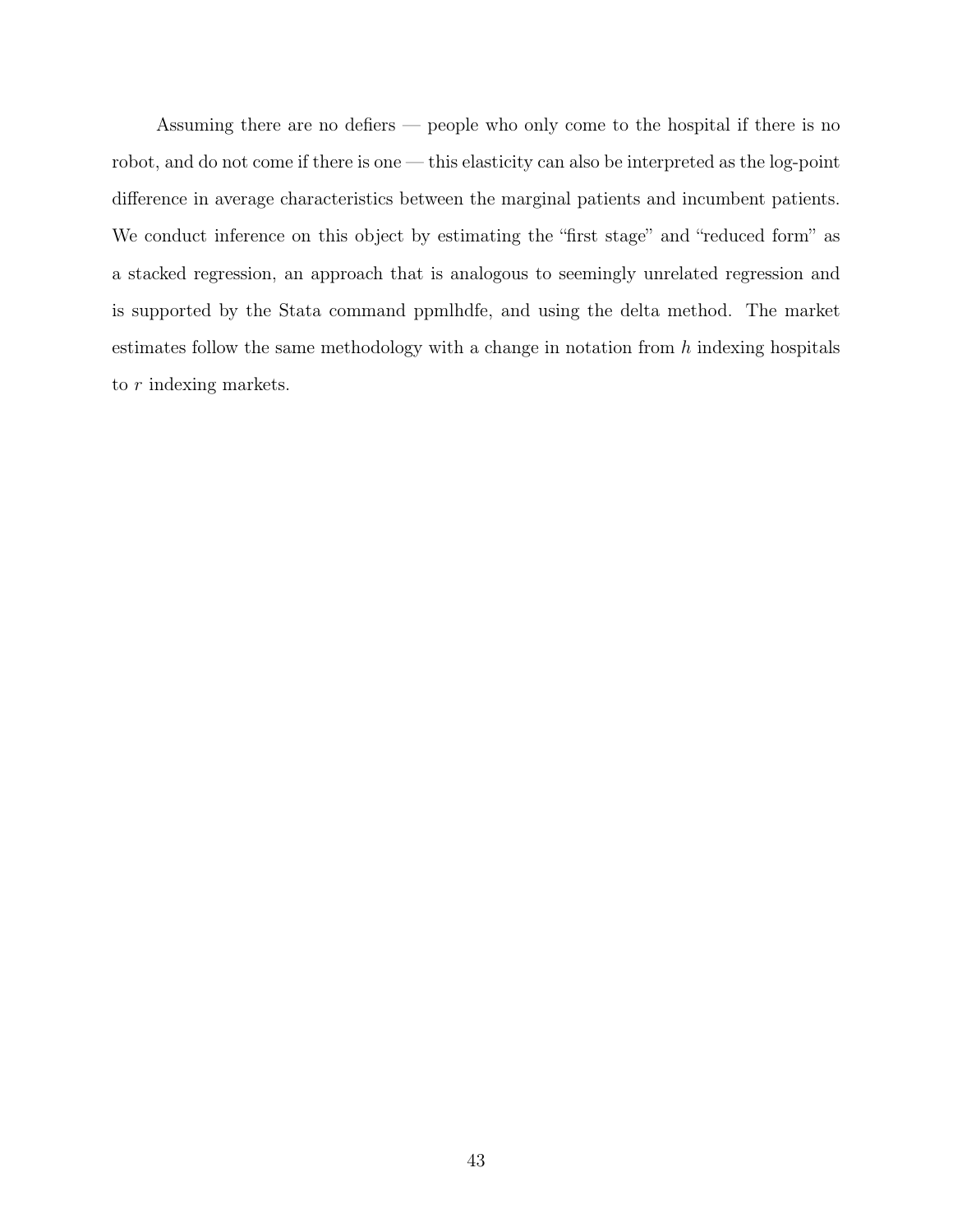Assuming there are no defiers — people who only come to the hospital if there is no robot, and do not come if there is one — this elasticity can also be interpreted as the log-point difference in average characteristics between the marginal patients and incumbent patients. We conduct inference on this object by estimating the "first stage" and "reduced form" as a stacked regression, an approach that is analogous to seemingly unrelated regression and is supported by the Stata command ppmlhdfe, and using the delta method. The market estimates follow the same methodology with a change in notation from $h$ indexing hospitals to $r$ indexing markets.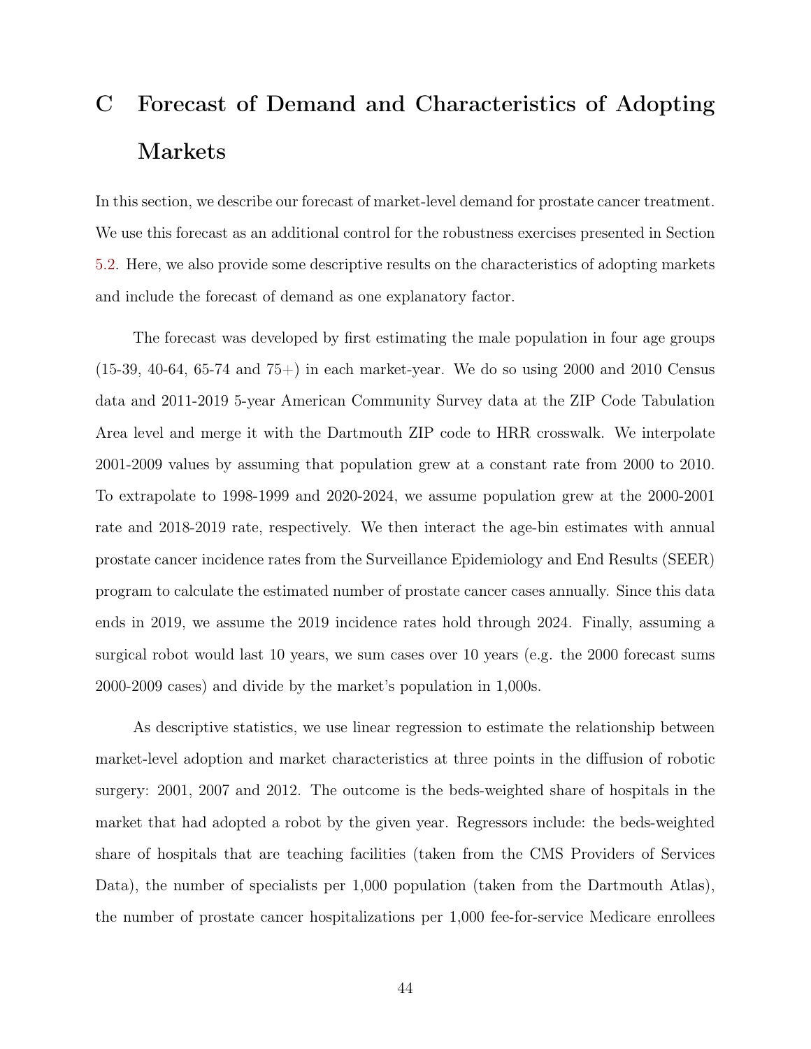# C Forecast of Demand and Characteristics of Adopting Markets

In this section, we describe our forecast of market-level demand for prostate cancer treatment. We use this forecast as an additional control for the robustness exercises presented in Section 5.2. Here, we also provide some descriptive results on the characteristics of adopting markets and include the forecast of demand as one explanatory factor.

The forecast was developed by first estimating the male population in four age groups (15-39, 40-64, 65-74 and 75+) in each market-year. We do so using 2000 and 2010 Census data and 2011-2019 5-year American Community Survey data at the ZIP Code Tabulation Area level and merge it with the Dartmouth ZIP code to HRR crosswalk. We interpolate 2001-2009 values by assuming that population grew at a constant rate from 2000 to 2010. To extrapolate to 1998-1999 and 2020-2024, we assume population grew at the 2000-2001 rate and 2018-2019 rate, respectively. We then interact the age-bin estimates with annual prostate cancer incidence rates from the Surveillance Epidemiology and End Results (SEER) program to calculate the estimated number of prostate cancer cases annually. Since this data ends in 2019, we assume the 2019 incidence rates hold through 2024. Finally, assuming a surgical robot would last 10 years, we sum cases over 10 years (e.g. the 2000 forecast sums 2000-2009 cases) and divide by the market's population in 1,000s.

As descriptive statistics, we use linear regression to estimate the relationship between market-level adoption and market characteristics at three points in the diffusion of robotic surgery: 2001, 2007 and 2012. The outcome is the beds-weighted share of hospitals in the market that had adopted a robot by the given year. Regressors include: the beds-weighted share of hospitals that are teaching facilities (taken from the CMS Providers of Services Data), the number of specialists per 1,000 population (taken from the Dartmouth Atlas), the number of prostate cancer hospitalizations per 1,000 fee-for-service Medicare enrollees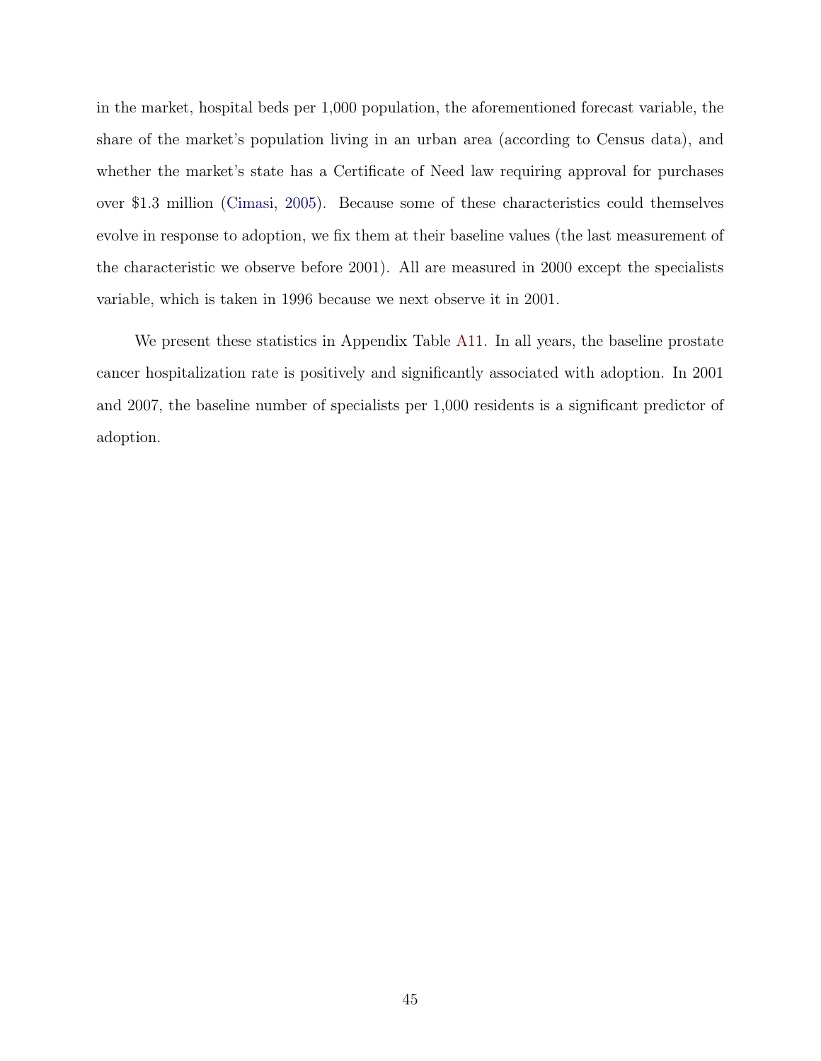in the market, hospital beds per 1,000 population, the aforementioned forecast variable, the share of the market's population living in an urban area (according to Census data), and whether the market's state has a Certificate of Need law requiring approval for purchases over $1.3 million (Cimasi, 2005). Because some of these characteristics could themselves evolve in response to adoption, we fix them at their baseline values (the last measurement of the characteristic we observe before 2001). All are measured in 2000 except the specialists variable, which is taken in 1996 because we next observe it in 2001.

We present these statistics in Appendix Table A11. In all years, the baseline prostate cancer hospitalization rate is positively and significantly associated with adoption. In 2001 and 2007, the baseline number of specialists per 1,000 residents is a significant predictor of adoption.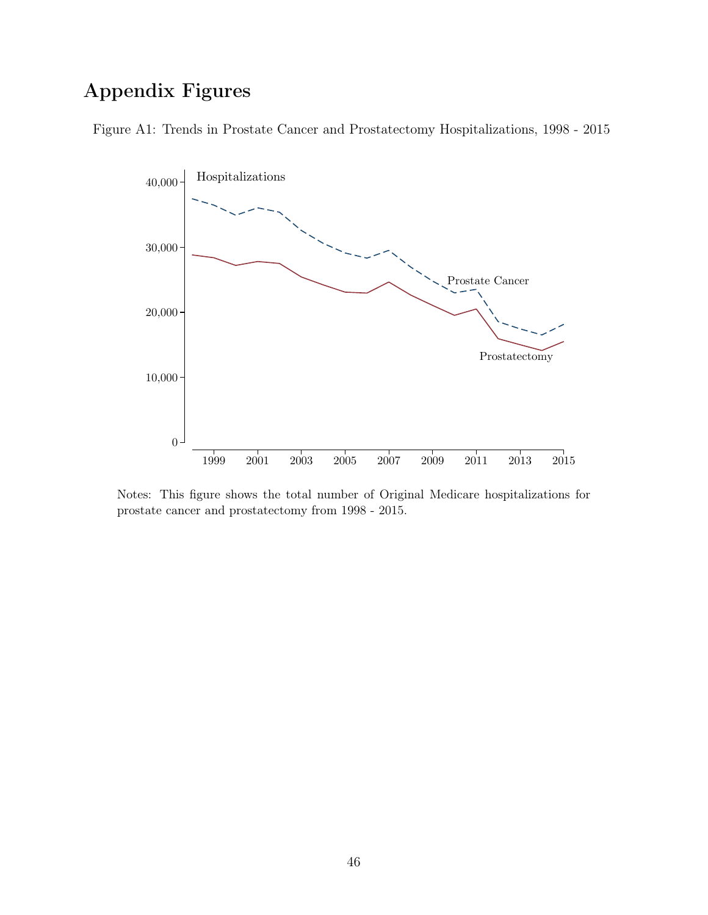# Appendix Figures

Figure A1: Trends in Prostate Cancer and Prostatectomy Hospitalizations, 1998 - 2015

Notes: This figure shows the total number of Original Medicare hospitalizations for prostate cancer and prostatectomy from 1998 - 2015.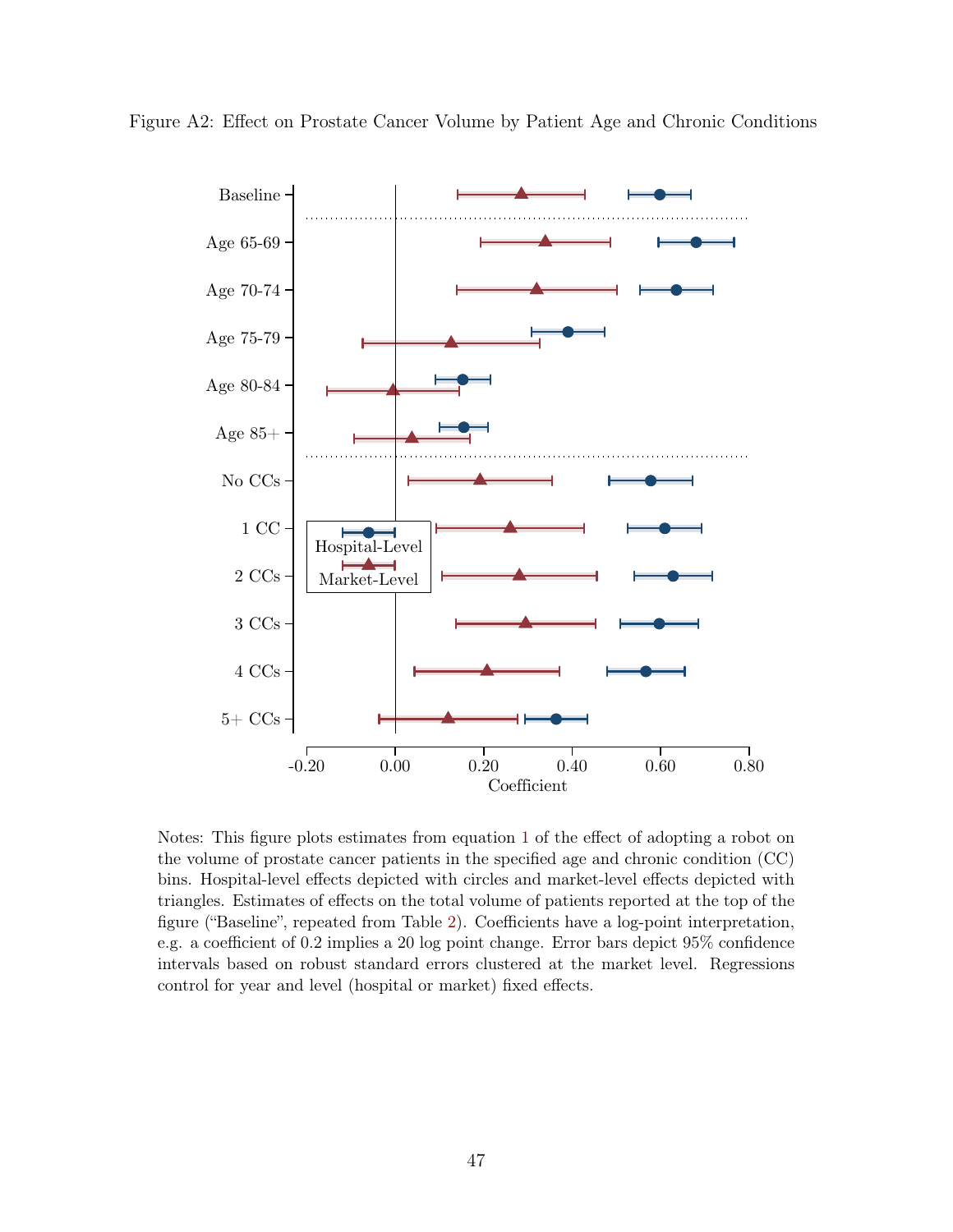Figure A2: Effect on Prostate Cancer Volume by Patient Age and Chronic Conditions

Notes: This figure plots estimates from equation 1 of the effect of adopting a robot on the volume of prostate cancer patients in the specified age and chronic condition (CC) bins. Hospital-level effects depicted with circles and market-level effects depicted with triangles. Estimates of effects on the total volume of patients reported at the top of the figure ("Baseline", repeated from Table 2). Coefficients have a log-point interpretation, e.g. a coefficient of 0.2 implies a 20 log point change. Error bars depict 95% confidence intervals based on robust standard errors clustered at the market level. Regressions control for year and level (hospital or market) fixed effects.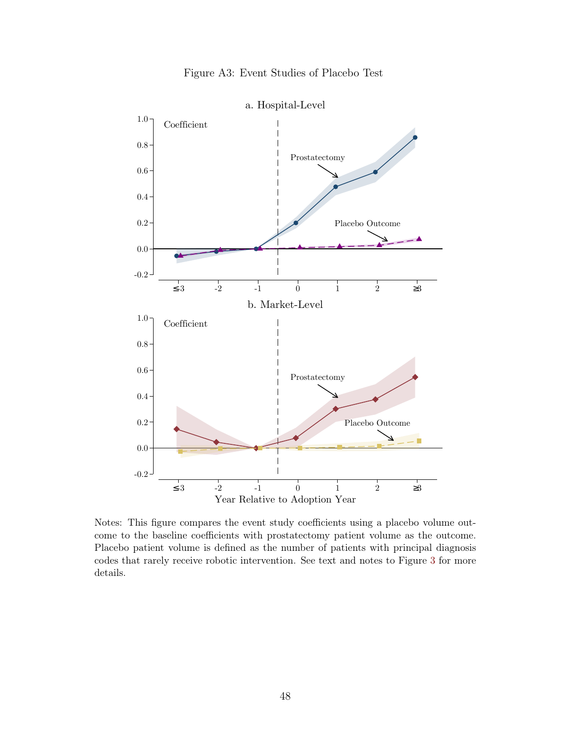Figure A3: Event Studies of Placebo Test

Notes: This figure compares the event study coefficients using a placebo volume outcome to the baseline coefficients with prostatectomy patient volume as the outcome. Placebo patient volume is defined as the number of patients with principal diagnosis codes that rarely receive robotic intervention. See text and notes to Figure 3 for more details.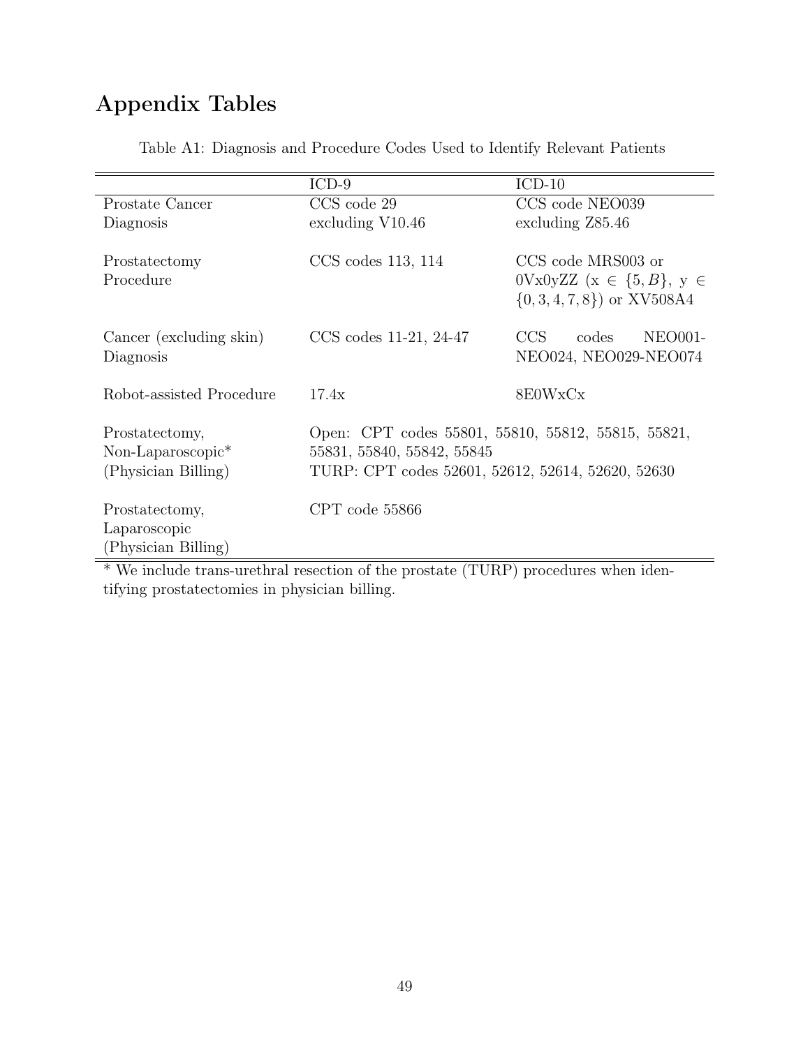# Appendix Tables

Table A1: Diagnosis and Procedure Codes Used to Identify Relevant Patients

| | ICD-9 | ICD-10 |
|---|---|---|
| Prostate Cancer Diagnosis | CCS code 29 excluding V10.46 | CCS code NEO039 excluding Z85.46 |
| Prostatectomy Procedure | CCS codes 113, 114 | CCS code MRS003 or 0Vx0yZZ (x $\in \{5, B\}$, y $\in \{0, 3, 4, 7, 8\}$) or XV508A4 |
| Cancer (excluding skin) Diagnosis | CCS codes 11-21, 24-47 | CCS codes NEO001-NEO024, NEO029-NEO074 |
| Robot-assisted Procedure | 17.4x | 8E0WxCx |
| Prostatectomy, Non-Laparoscopic* (Physician Billing) | Open: CPT codes 55801, 55810, 55812, 55815, 55821, 55831, 55840, 55842, 55845<br>TURP: CPT codes 52601, 52612, 52614, 52620, 52630 | |
| Prostatectomy, Laparoscopic (Physician Billing) | CPT code 55866 | |

* We include trans-urethral resection of the prostate (TURP) procedures when identifying prostatectomies in physician billing.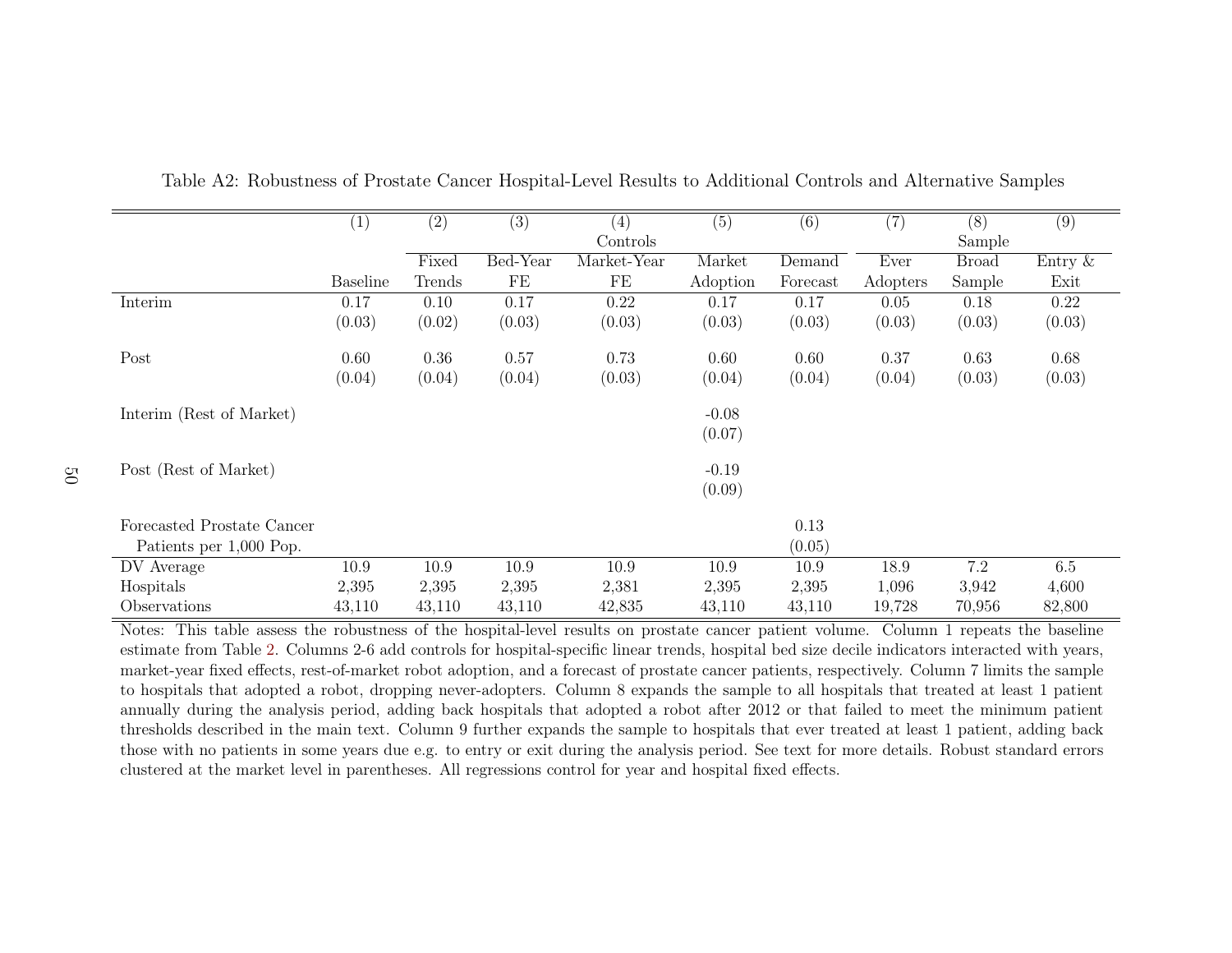Table A2: Robustness of Prostate Cancer Hospital-Level Results to Additional Controls and Alternative Samples

| | (1) | (2) | (3) | (4) | (5) | (6) | (7) | (8) | (9) |
|---|---|---|---|---|---|---|---|---|---|
| | | Controls | | | | | Sample | | |
| | Baseline | Fixed Trends | Bed-Year FE | Market-Year FE | Market Adoption | Demand Forecast | Ever Adopters | Broad Sample | Entry & Exit |
| Interim | 0.17 | 0.10 | 0.17 | 0.22 | 0.17 | 0.17 | 0.05 | 0.18 | 0.22 |
| | (0.03) | (0.02) | (0.03) | (0.03) | (0.03) | (0.03) | (0.03) | (0.03) | (0.03) |
| Post | 0.60 | 0.36 | 0.57 | 0.73 | 0.60 | 0.60 | 0.37 | 0.63 | 0.68 |
| | (0.04) | (0.04) | (0.04) | (0.03) | (0.04) | (0.04) | (0.04) | (0.03) | (0.03) |
| Interim (Rest of Market) | | | | | -0.08 | | | | |
| | | | | | (0.07) | | | | |
| Post (Rest of Market) | | | | | -0.19 | | | | |
| | | | | | (0.09) | | | | |
| Forecasted Prostate Cancer Patients per 1,000 Pop. | | | | | | 0.13 | | | |
| | | | | | | (0.05) | | | |
| DV Average | 10.9 | 10.9 | 10.9 | 10.9 | 10.9 | 10.9 | 18.9 | 7.2 | 6.5 |
| Hospitals | 2,395 | 2,395 | 2,395 | 2,381 | 2,395 | 2,395 | 1,096 | 3,942 | 4,600 |
| Observations | 43,110 | 43,110 | 43,110 | 42,835 | 43,110 | 43,110 | 19,728 | 70,956 | 82,800 |

Notes: This table assess the robustness of the hospital-level results on prostate cancer patient volume. Column 1 repeats the baseline estimate from Table 2. Columns 2-6 add controls for hospital-specific linear trends, hospital bed size decile indicators interacted with years, market-year fixed effects, rest-of-market robot adoption, and a forecast of prostate cancer patients, respectively. Column 7 limits the sample to hospitals that adopted a robot, dropping never-adopters. Column 8 expands the sample to all hospitals that treated at least 1 patient annually during the analysis period, adding back hospitals that adopted a robot after 2012 or that failed to meet the minimum patient thresholds described in the main text. Column 9 further expands the sample to hospitals that ever treated at least 1 patient, adding back those with no patients in some years due e.g. to entry or exit during the analysis period. See text for more details. Robust standard errors clustered at the market level in parentheses. All regressions control for year and hospital fixed effects.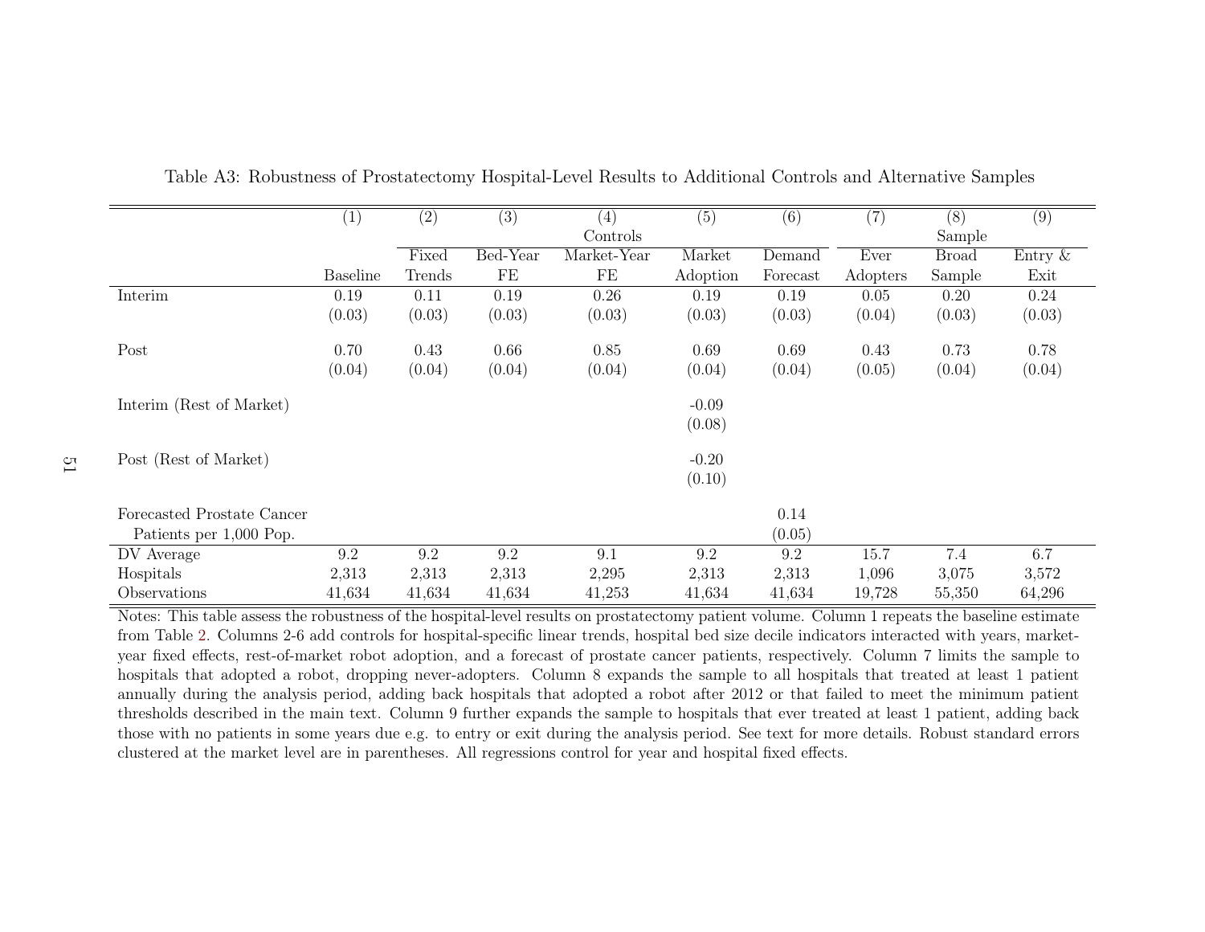Table A3: Robustness of Prostatectomy Hospital-Level Results to Additional Controls and Alternative Samples

| | (1) | (2) | (3) | (4) | (5) | (6) | (7) | (8) | (9) |
|---|---|---|---|---|---|---|---|---|---|
| | | Controls | | | | | Sample | | |
| | Baseline | Fixed Trends | Bed-Year FE | Market-Year FE | Market Adoption | Demand Forecast | Ever Adopters | Broad Sample | Entry & Exit |
| Interim | 0.19 | 0.11 | 0.19 | 0.26 | 0.19 | 0.19 | 0.05 | 0.20 | 0.24 |
| | (0.03) | (0.03) | (0.03) | (0.03) | (0.03) | (0.03) | (0.04) | (0.03) | (0.03) |
| Post | 0.70 | 0.43 | 0.66 | 0.85 | 0.69 | 0.69 | 0.43 | 0.73 | 0.78 |
| | (0.04) | (0.04) | (0.04) | (0.04) | (0.04) | (0.04) | (0.05) | (0.04) | (0.04) |
| Interim (Rest of Market) | | | | | -0.09 | | | | |
| | | | | | (0.08) | | | | |
| Post (Rest of Market) | | | | | -0.20 | | | | |
| | | | | | (0.10) | | | | |
| Forecasted Prostate Cancer Patients per 1,000 Pop. | | | | | | 0.14 | | | |
| | | | | | | (0.05) | | | |
| DV Average | 9.2 | 9.2 | 9.2 | 9.1 | 9.2 | 9.2 | 15.7 | 7.4 | 6.7 |
| Hospitals | 2,313 | 2,313 | 2,313 | 2,295 | 2,313 | 2,313 | 1,096 | 3,075 | 3,572 |
| Observations | 41,634 | 41,634 | 41,634 | 41,253 | 41,634 | 41,634 | 19,728 | 55,350 | 64,296 |

Notes: This table assess the robustness of the hospital-level results on prostatectomy patient volume. Column 1 repeats the baseline estimate from Table 2. Columns 2-6 add controls for hospital-specific linear trends, hospital bed size decile indicators interacted with years, market-year fixed effects, rest-of-market robot adoption, and a forecast of prostate cancer patients, respectively. Column 7 limits the sample to hospitals that adopted a robot, dropping never-adopters. Column 8 expands the sample to all hospitals that treated at least 1 patient annually during the analysis period, adding back hospitals that adopted a robot after 2012 or that failed to meet the minimum patient thresholds described in the main text. Column 9 further expands the sample to hospitals that ever treated at least 1 patient, adding back those with no patients in some years due e.g. to entry or exit during the analysis period. See text for more details. Robust standard errors clustered at the market level are in parentheses. All regressions control for year and hospital fixed effects.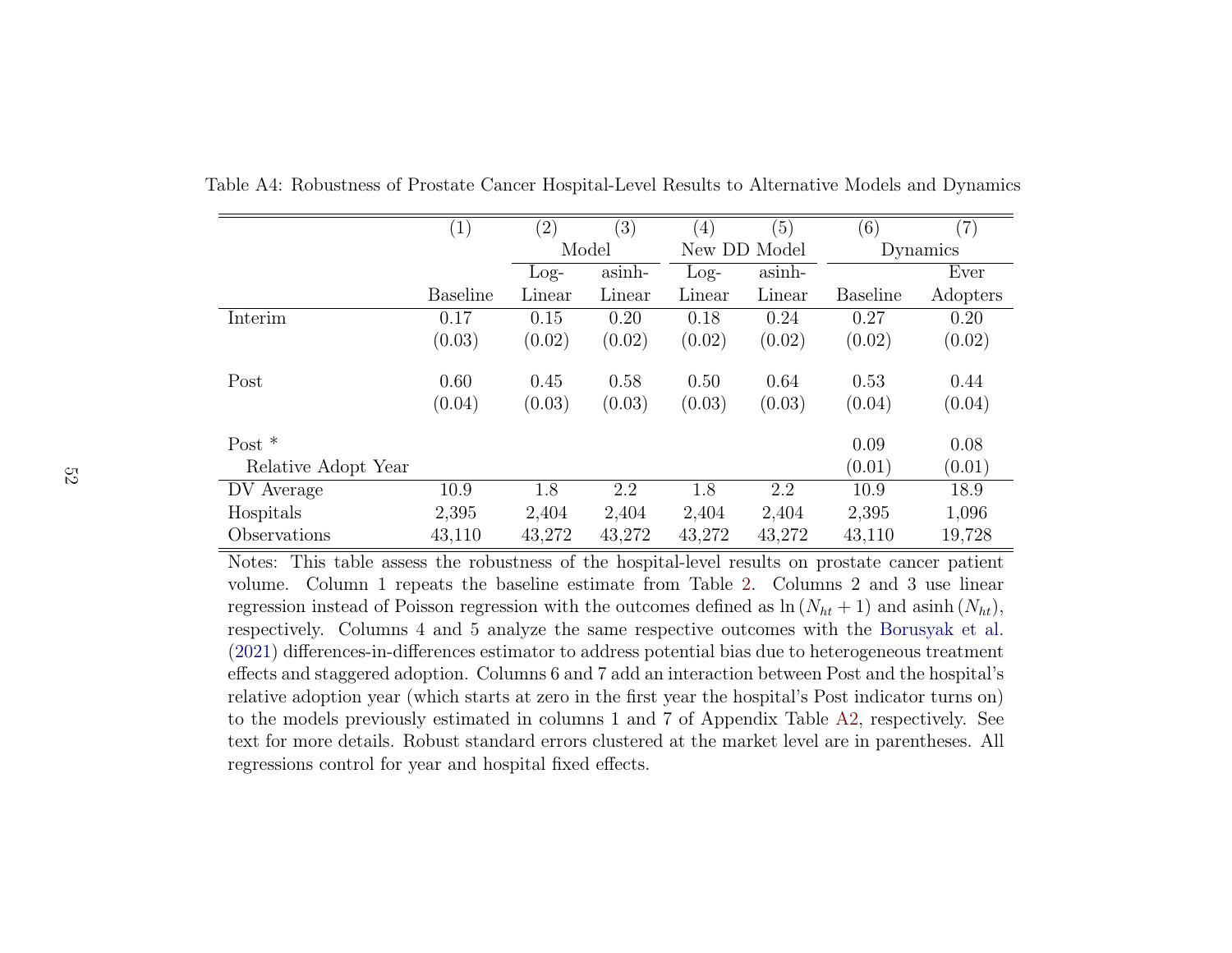Table A4: Robustness of Prostate Cancer Hospital-Level Results to Alternative Models and Dynamics

| | (1) | (2) | (3) | (4) | (5) | (6) | (7) |
|---|---|---|---|---|---|---|---|
| | | Model | | New DD Model | | Dynamics | |
| | | Log- | asinh- | Log- | asinh- | | Ever |
| | Baseline | Linear | Linear | Linear | Linear | Baseline | Adopters |
| Interim | 0.17 | 0.15 | 0.20 | 0.18 | 0.24 | 0.27 | 0.20 |
| | (0.03) | (0.02) | (0.02) | (0.02) | (0.02) | (0.02) | (0.02) |
| Post | 0.60 | 0.45 | 0.58 | 0.50 | 0.64 | 0.53 | 0.44 |
| | (0.04) | (0.03) | (0.03) | (0.03) | (0.03) | (0.04) | (0.04) |
| Post * Relative Adopt Year | | | | | | 0.09 | 0.08 |
| | | | | | | (0.01) | (0.01) |
| DV Average | 10.9 | 1.8 | 2.2 | 1.8 | 2.2 | 10.9 | 18.9 |
| Hospitals | 2,395 | 2,404 | 2,404 | 2,404 | 2,404 | 2,395 | 1,096 |
| Observations | 43,110 | 43,272 | 43,272 | 43,272 | 43,272 | 43,110 | 19,728 |

Notes: This table assess the robustness of the hospital-level results on prostate cancer patient volume. Column 1 repeats the baseline estimate from Table 2. Columns 2 and 3 use linear regression instead of Poisson regression with the outcomes defined as $\ln(N_{ht}+1)$ and $\text{asinh}(N_{ht})$, respectively. Columns 4 and 5 analyze the same respective outcomes with the Borusyak et al. (2021) differences-in-differences estimator to address potential bias due to heterogeneous treatment effects and staggered adoption. Columns 6 and 7 add an interaction between Post and the hospital's relative adoption year (which starts at zero in the first year the hospital's Post indicator turns on) to the models previously estimated in columns 1 and 7 of Appendix Table A2, respectively. See text for more details. Robust standard errors clustered at the market level are in parentheses. All regressions control for year and hospital fixed effects.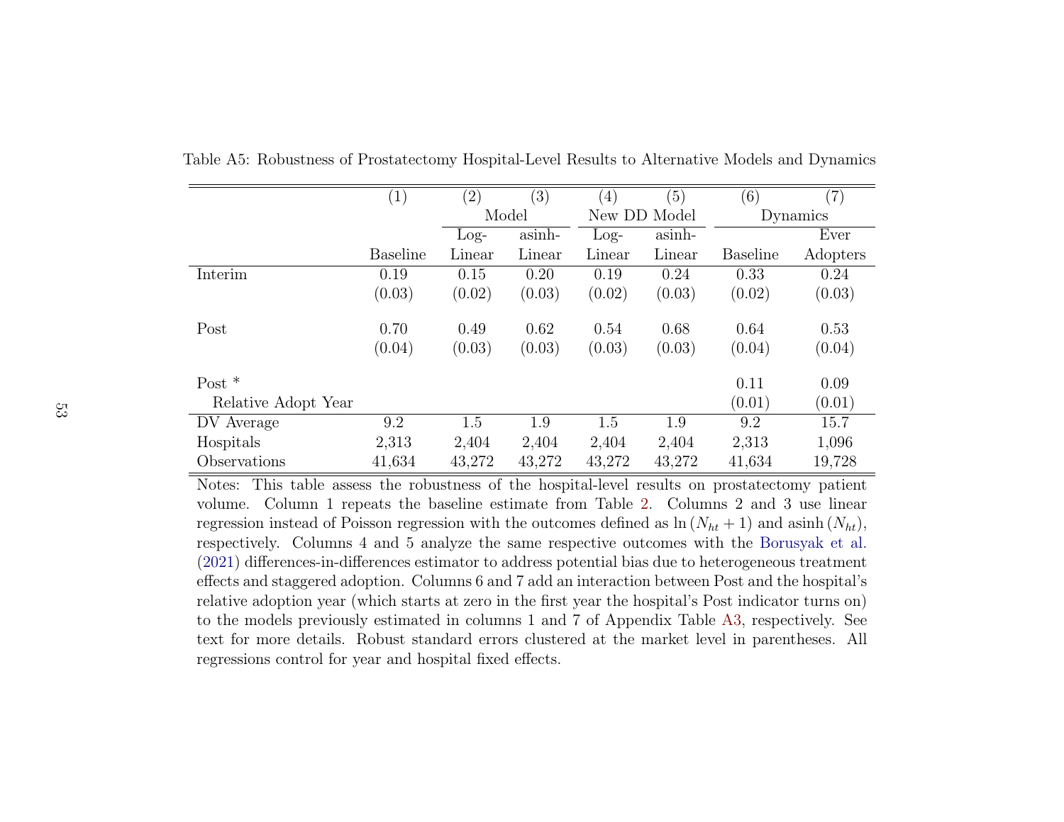Table A5: Robustness of Prostatectomy Hospital-Level Results to Alternative Models and Dynamics

| | (1) | (2) | (3) | (4) | (5) | (6) | (7) |
|---|---|---|---|---|---|---|---|
| | | Model | | New DD Model | | Dynamics | |
| | | Log- | asinh- | Log- | asinh- | | Ever |
| | Baseline | Linear | Linear | Linear | Linear | Baseline | Adopters |
| Interim | 0.19 | 0.15 | 0.20 | 0.19 | 0.24 | 0.33 | 0.24 |
| | (0.03) | (0.02) | (0.03) | (0.02) | (0.03) | (0.02) | (0.03) |
| Post | 0.70 | 0.49 | 0.62 | 0.54 | 0.68 | 0.64 | 0.53 |
| | (0.04) | (0.03) | (0.03) | (0.03) | (0.03) | (0.04) | (0.04) |
| Post * | | | | | | 0.11 | 0.09 |
| Relative Adopt Year | | | | | | (0.01) | (0.01) |
| DV Average | 9.2 | 1.5 | 1.9 | 1.5 | 1.9 | 9.2 | 15.7 |
| Hospitals | 2,313 | 2,404 | 2,404 | 2,404 | 2,404 | 2,313 | 1,096 |
| Observations | 41,634 | 43,272 | 43,272 | 43,272 | 43,272 | 41,634 | 19,728 |

Notes: This table assess the robustness of the hospital-level results on prostatectomy patient volume. Column 1 repeats the baseline estimate from Table 2. Columns 2 and 3 use linear regression instead of Poisson regression with the outcomes defined as $\ln(N_{ht}+1)$ and $\text{asinh}(N_{ht})$, respectively. Columns 4 and 5 analyze the same respective outcomes with the Borusyak et al. (2021) differences-in-differences estimator to address potential bias due to heterogeneous treatment effects and staggered adoption. Columns 6 and 7 add an interaction between Post and the hospital's relative adoption year (which starts at zero in the first year the hospital's Post indicator turns on) to the models previously estimated in columns 1 and 7 of Appendix Table A3, respectively. See text for more details. Robust standard errors clustered at the market level in parentheses. All regressions control for year and hospital fixed effects.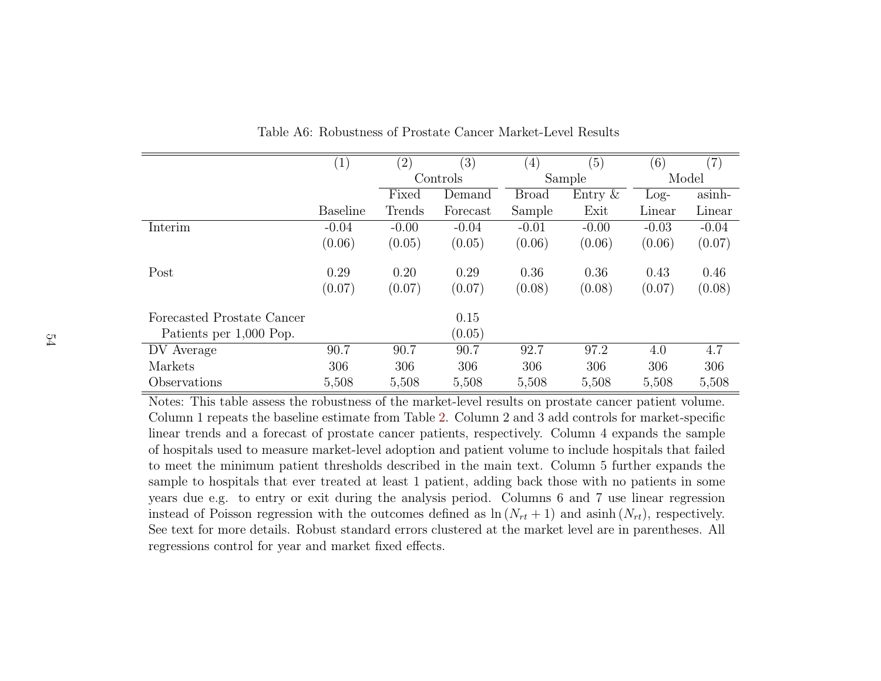Table A6: Robustness of Prostate Cancer Market-Level Results

| | (1) | (2) | (3) | (4) | (5) | (6) | (7) |
|---|---|---|---|---|---|---|---|
| | | Controls | | Sample | | Model | |
| | | Fixed | Demand | Broad | Entry & | Log- | asinh- |
| | Baseline | Trends | Forecast | Sample | Exit | Linear | Linear |
| Interim | -0.04 | -0.00 | -0.04 | -0.01 | -0.00 | -0.03 | -0.04 |
| | (0.06) | (0.05) | (0.05) | (0.06) | (0.06) | (0.06) | (0.07) |
| Post | 0.29 | 0.20 | 0.29 | 0.36 | 0.36 | 0.43 | 0.46 |
| | (0.07) | (0.07) | (0.07) | (0.08) | (0.08) | (0.07) | (0.08) |
| Forecasted Prostate Cancer Patients per 1,000 Pop. | | | 0.15 | | | | |
| | | | (0.05) | | | | |
| DV Average | 90.7 | 90.7 | 90.7 | 92.7 | 97.2 | 4.0 | 4.7 |
| Markets | 306 | 306 | 306 | 306 | 306 | 306 | 306 |
| Observations | 5,508 | 5,508 | 5,508 | 5,508 | 5,508 | 5,508 | 5,508 |

Notes: This table assess the robustness of the market-level results on prostate cancer patient volume. Column 1 repeats the baseline estimate from Table 2. Column 2 and 3 add controls for market-specific linear trends and a forecast of prostate cancer patients, respectively. Column 4 expands the sample of hospitals used to measure market-level adoption and patient volume to include hospitals that failed to meet the minimum patient thresholds described in the main text. Column 5 further expands the sample to hospitals that ever treated at least 1 patient, adding back those with no patients in some years due e.g. to entry or exit during the analysis period. Columns 6 and 7 use linear regression instead of Poisson regression with the outcomes defined as $\ln(N_{rt}+1)$ and $\text{asinh}(N_{rt})$, respectively. See text for more details. Robust standard errors clustered at the market level are in parentheses. All regressions control for year and market fixed effects.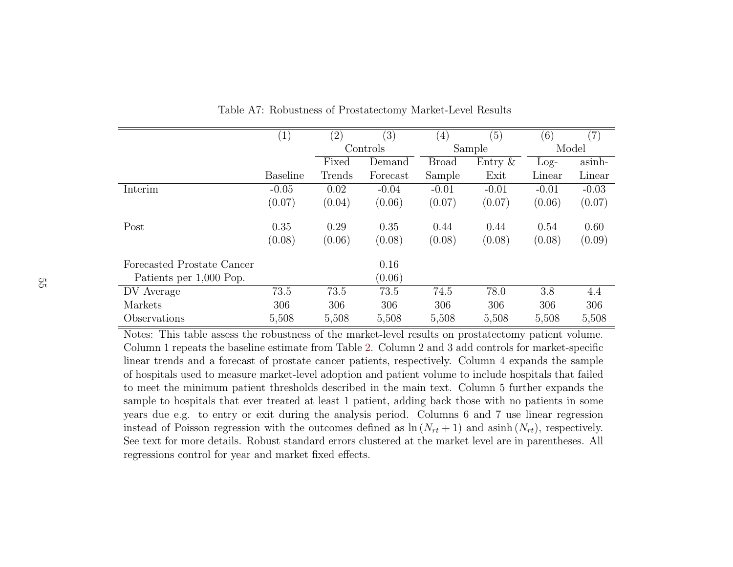Table A7: Robustness of Prostatectomy Market-Level Results

| | (1) | (2) | (3) | (4) | (5) | (6) | (7) |
|---|---|---|---|---|---|---|---|
| | | Controls | | Sample | | Model | |
| | Baseline | Fixed Trends | Demand Forecast | Broad Sample | Entry & Exit | Log-Linear | asinh-Linear |
| Interim | -0.05 | 0.02 | -0.04 | -0.01 | -0.01 | -0.01 | -0.03 |
| | (0.07) | (0.04) | (0.06) | (0.07) | (0.07) | (0.06) | (0.07) |
| Post | 0.35 | 0.29 | 0.35 | 0.44 | 0.44 | 0.54 | 0.60 |
| | (0.08) | (0.06) | (0.08) | (0.08) | (0.08) | (0.08) | (0.09) |
| Forecasted Prostate Cancer Patients per 1,000 Pop. | | | 0.16 | | | | |
| | | | (0.06) | | | | |
| DV Average | 73.5 | 73.5 | 73.5 | 74.5 | 78.0 | 3.8 | 4.4 |
| Markets | 306 | 306 | 306 | 306 | 306 | 306 | 306 |
| Observations | 5,508 | 5,508 | 5,508 | 5,508 | 5,508 | 5,508 | 5,508 |

Notes: This table assess the robustness of the market-level results on prostatectomy patient volume. Column 1 repeats the baseline estimate from Table 2. Column 2 and 3 add controls for market-specific linear trends and a forecast of prostate cancer patients, respectively. Column 4 expands the sample of hospitals used to measure market-level adoption and patient volume to include hospitals that failed to meet the minimum patient thresholds described in the main text. Column 5 further expands the sample to hospitals that ever treated at least 1 patient, adding back those with no patients in some years due e.g. to entry or exit during the analysis period. Columns 6 and 7 use linear regression instead of Poisson regression with the outcomes defined as $\ln(N_{rt} + 1)$ and $\text{asinh}(N_{rt})$, respectively. See text for more details. Robust standard errors clustered at the market level are in parentheses. All regressions control for year and market fixed effects.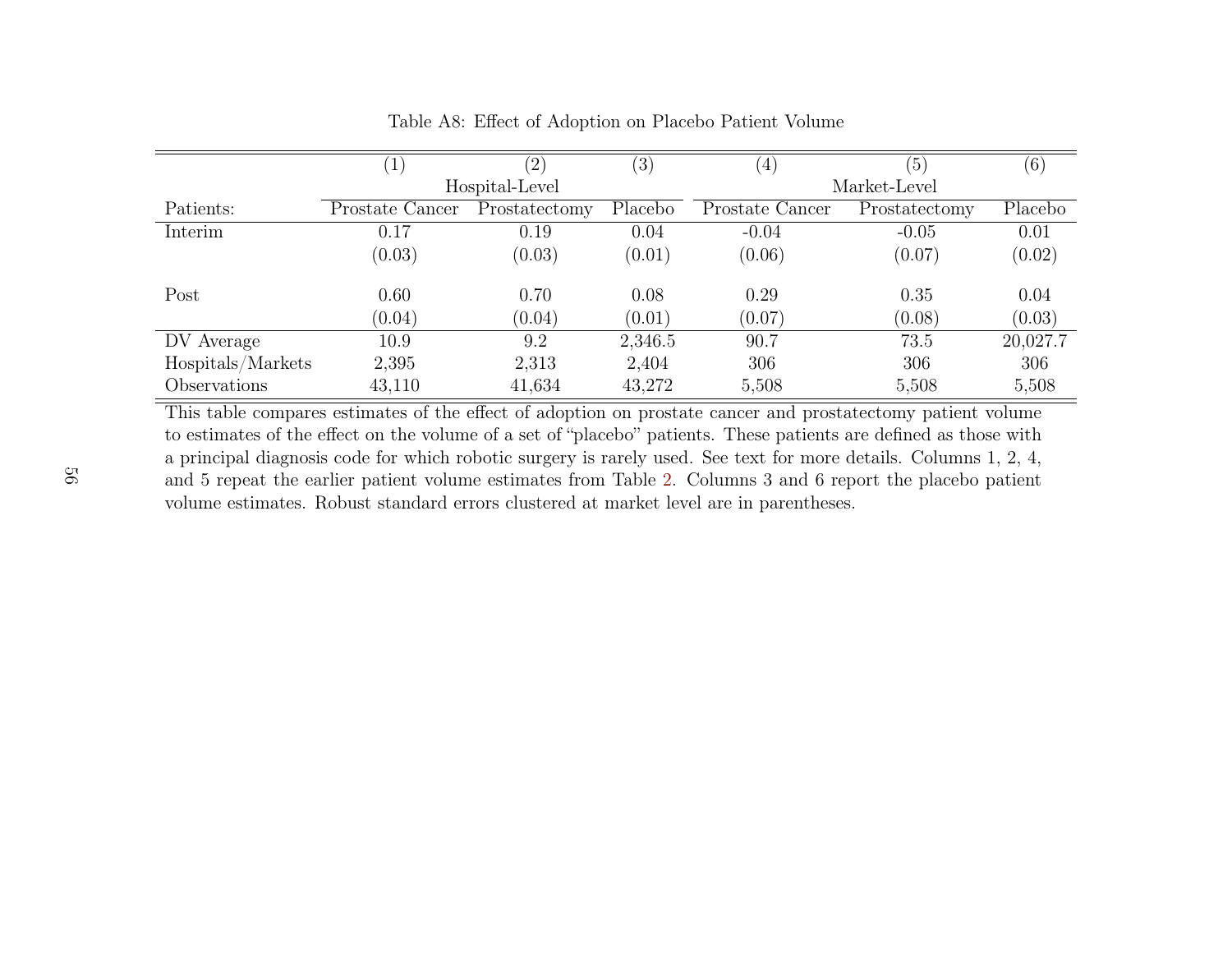Table A8: Effect of Adoption on Placebo Patient Volume

| | (1) | (2) | (3) | (4) | (5) | (6) |
|---|---|---|---|---|---|---|
| | Hospital-Level | | | Market-Level | | |
| Patients: | Prostate Cancer | Prostatectomy | Placebo | Prostate Cancer | Prostatectomy | Placebo |
| Interim | 0.17 | 0.19 | 0.04 | -0.04 | -0.05 | 0.01 |
| | (0.03) | (0.03) | (0.01) | (0.06) | (0.07) | (0.02) |
| Post | 0.60 | 0.70 | 0.08 | 0.29 | 0.35 | 0.04 |
| | (0.04) | (0.04) | (0.01) | (0.07) | (0.08) | (0.03) |
| DV Average | 10.9 | 9.2 | 2,346.5 | 90.7 | 73.5 | 20,027.7 |
| Hospitals/Markets | 2,395 | 2,313 | 2,404 | 306 | 306 | 306 |
| Observations | 43,110 | 41,634 | 43,272 | 5,508 | 5,508 | 5,508 |

This table compares estimates of the effect of adoption on prostate cancer and prostatectomy patient volume to estimates of the effect on the volume of a set of "placebo" patients. These patients are defined as those with a principal diagnosis code for which robotic surgery is rarely used. See text for more details. Columns 1, 2, 4, and 5 repeat the earlier patient volume estimates from Table 2. Columns 3 and 6 report the placebo patient volume estimates. Robust standard errors clustered at market level are in parentheses.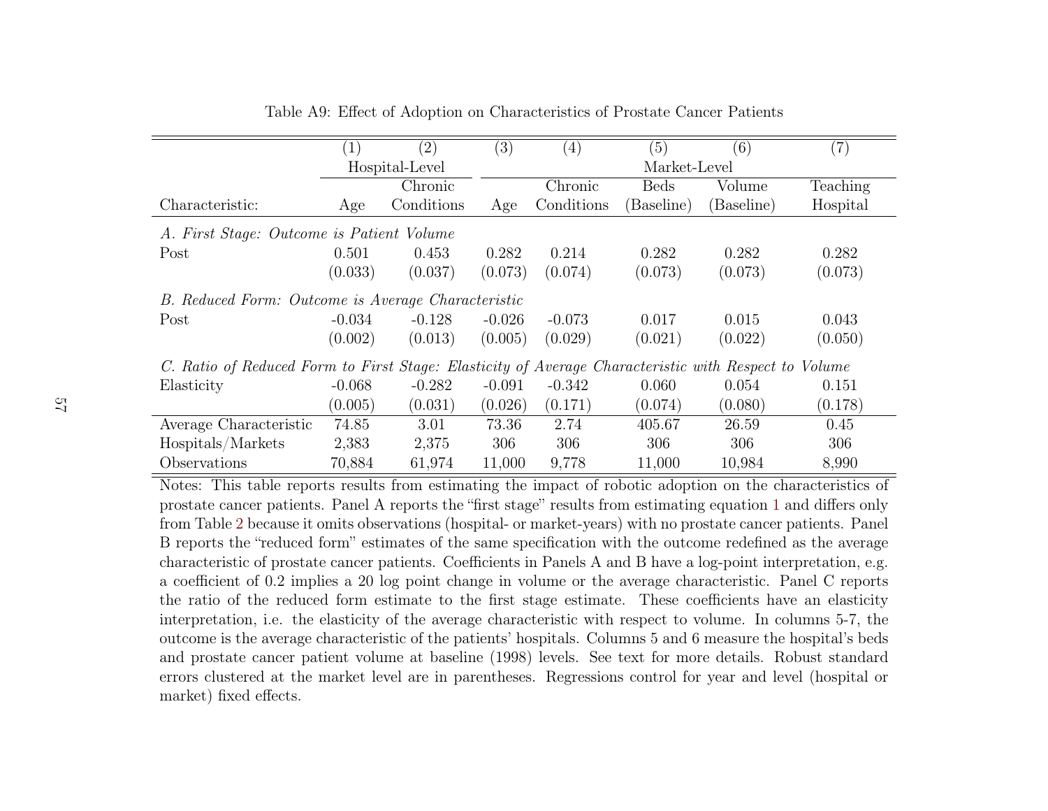Table A9: Effect of Adoption on Characteristics of Prostate Cancer Patients

| | (1) | (2) | (3) | (4) | (5) | (6) | (7) |
|---|---|---|---|---|---|---|---|
| | Hospital-Level | | Market-Level | | | | |
| Characteristic: | Age | Chronic Conditions | Age | Chronic Conditions | Beds (Baseline) | Volume (Baseline) | Teaching Hospital |
| *A. First Stage: Outcome is Patient Volume* | | | | | | | |
| Post | 0.501 | 0.453 | 0.282 | 0.214 | 0.282 | 0.282 | 0.282 |
| | (0.033) | (0.037) | (0.073) | (0.074) | (0.073) | (0.073) | (0.073) |
| *B. Reduced Form: Outcome is Average Characteristic* | | | | | | | |
| Post | -0.034 | -0.128 | -0.026 | -0.073 | 0.017 | 0.015 | 0.043 |
| | (0.002) | (0.013) | (0.005) | (0.029) | (0.021) | (0.022) | (0.050) |
| *C. Ratio of Reduced Form to First Stage: Elasticity of Average Characteristic with Respect to Volume* | | | | | | | |
| Elasticity | -0.068 | -0.282 | -0.091 | -0.342 | 0.060 | 0.054 | 0.151 |
| | (0.005) | (0.031) | (0.026) | (0.171) | (0.074) | (0.080) | (0.178) |
| Average Characteristic | 74.85 | 3.01 | 73.36 | 2.74 | 405.67 | 26.59 | 0.45 |
| Hospitals/Markets | 2,383 | 2,375 | 306 | 306 | 306 | 306 | 306 |
| Observations | 70,884 | 61,974 | 11,000 | 9,778 | 11,000 | 10,984 | 8,990 |

Notes: This table reports results from estimating the impact of robotic adoption on the characteristics of prostate cancer patients. Panel A reports the "first stage" results from estimating equation 1 and differs only from Table 2 because it omits observations (hospital- or market-years) with no prostate cancer patients. Panel B reports the "reduced form" estimates of the same specification with the outcome redefined as the average characteristic of prostate cancer patients. Coefficients in Panels A and B have a log-point interpretation, e.g. a coefficient of 0.2 implies a 20 log point change in volume or the average characteristic. Panel C reports the ratio of the reduced form estimate to the first stage estimate. These coefficients have an elasticity interpretation, i.e. the elasticity of the average characteristic with respect to volume. In columns 5-7, the outcome is the average characteristic of the patients' hospitals. Columns 5 and 6 measure the hospital's beds and prostate cancer patient volume at baseline (1998) levels. See text for more details. Robust standard errors clustered at the market level are in parentheses. Regressions control for year and level (hospital or market) fixed effects.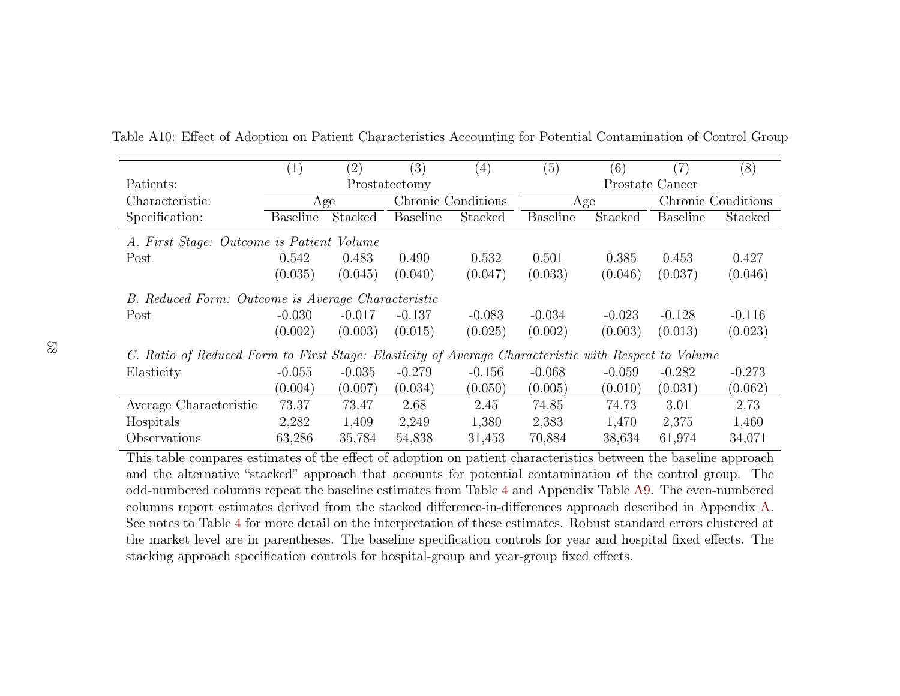Table A10: Effect of Adoption on Patient Characteristics Accounting for Potential Contamination of Control Group

| | (1) | (2) | (3) | (4) | (5) | (6) | (7) | (8) |
|---|---|---|---|---|---|---|---|---|
| Patients: | Prostatectomy | | | | Prostate Cancer | | | |
| Characteristic: | Age | | Chronic Conditions | | Age | | Chronic Conditions | |
| Specification: | Baseline | Stacked | Baseline | Stacked | Baseline | Stacked | Baseline | Stacked |
| *A. First Stage: Outcome is Patient Volume* | | | | | | | | |
| Post | 0.542 | 0.483 | 0.490 | 0.532 | 0.501 | 0.385 | 0.453 | 0.427 |
| | (0.035) | (0.045) | (0.040) | (0.047) | (0.033) | (0.046) | (0.037) | (0.046) |
| *B. Reduced Form: Outcome is Average Characteristic* | | | | | | | | |
| Post | -0.030 | -0.017 | -0.137 | -0.083 | -0.034 | -0.023 | -0.128 | -0.116 |
| | (0.002) | (0.003) | (0.015) | (0.025) | (0.002) | (0.003) | (0.013) | (0.023) |
| *C. Ratio of Reduced Form to First Stage: Elasticity of Average Characteristic with Respect to Volume* | | | | | | | | |
| Elasticity | -0.055 | -0.035 | -0.279 | -0.156 | -0.068 | -0.059 | -0.282 | -0.273 |
| | (0.004) | (0.007) | (0.034) | (0.050) | (0.005) | (0.010) | (0.031) | (0.062) |
| Average Characteristic | 73.37 | 73.47 | 2.68 | 2.45 | 74.85 | 74.73 | 3.01 | 2.73 |
| Hospitals | 2,282 | 1,409 | 2,249 | 1,380 | 2,383 | 1,470 | 2,375 | 1,460 |
| Observations | 63,286 | 35,784 | 54,838 | 31,453 | 70,884 | 38,634 | 61,974 | 34,071 |

This table compares estimates of the effect of adoption on patient characteristics between the baseline approach and the alternative "stacked" approach that accounts for potential contamination of the control group. The odd-numbered columns repeat the baseline estimates from Table 4 and Appendix Table A9. The even-numbered columns report estimates derived from the stacked difference-in-differences approach described in Appendix A. See notes to Table 4 for more detail on the interpretation of these estimates. Robust standard errors clustered at the market level are in parentheses. The baseline specification controls for year and hospital fixed effects. The stacking approach specification controls for hospital-group and year-group fixed effects.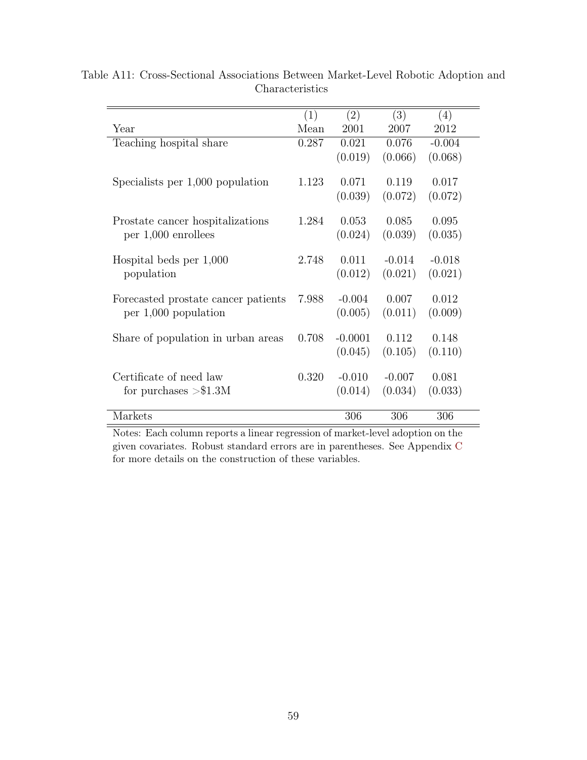Table A11: Cross-Sectional Associations Between Market-Level Robotic Adoption and Characteristics

| | (1) | (2) | (3) | (4) |
|---|---|---|---|---|
| Year | Mean | 2001 | 2007 | 2012 |
| Teaching hospital share | 0.287 | 0.021 | 0.076 | -0.004 |
| | | (0.019) | (0.066) | (0.068) |
| Specialists per 1,000 population | 1.123 | 0.071 | 0.119 | 0.017 |
| | | (0.039) | (0.072) | (0.072) |
| Prostate cancer hospitalizations per 1,000 enrollees | 1.284 | 0.053 | 0.085 | 0.095 |
| | | (0.024) | (0.039) | (0.035) |
| Hospital beds per 1,000 population | 2.748 | 0.011 | -0.014 | -0.018 |
| | | (0.012) | (0.021) | (0.021) |
| Forecasted prostate cancer patients per 1,000 population | 7.988 | -0.004 | 0.007 | 0.012 |
| | | (0.005) | (0.011) | (0.009) |
| Share of population in urban areas | 0.708 | -0.0001 | 0.112 | 0.148 |
| | | (0.045) | (0.105) | (0.110) |
| Certificate of need law for purchases >$1.3M | 0.320 | -0.010 | -0.007 | 0.081 |
| | | (0.014) | (0.034) | (0.033) |
| Markets | | 306 | 306 | 306 |

Notes: Each column reports a linear regression of market-level adoption on the given covariates. Robust standard errors are in parentheses. See Appendix C for more details on the construction of these variables.